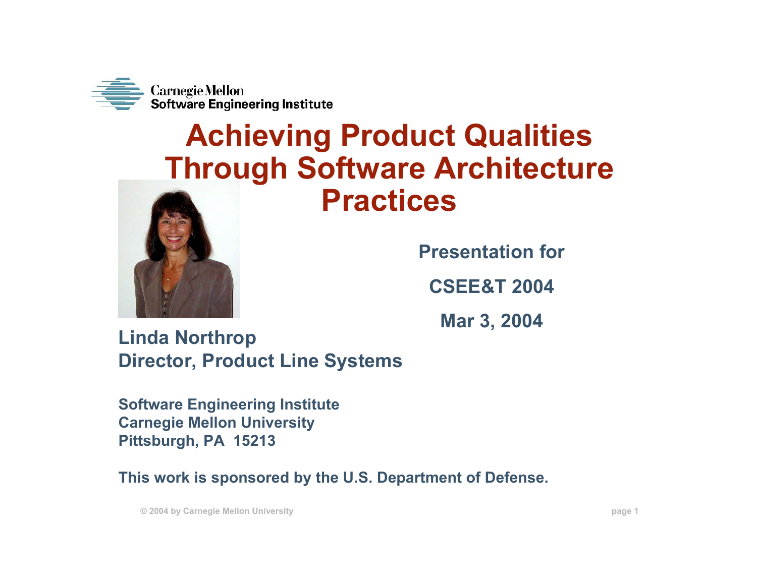Carnegie Mellon
Software Engineering Institute

# Achieving Product Qualities Through Software Architecture Practices

**Presentation for**

**CSEE&T 2004**

**Mar 3, 2004**

**Linda Northrop**
**Director, Product Line Systems**

**Software Engineering Institute**
**Carnegie Mellon University**
**Pittsburgh, PA 15213**

**This work is sponsored by the U.S. Department of Defense.**

© 2004 by Carnegie Mellon University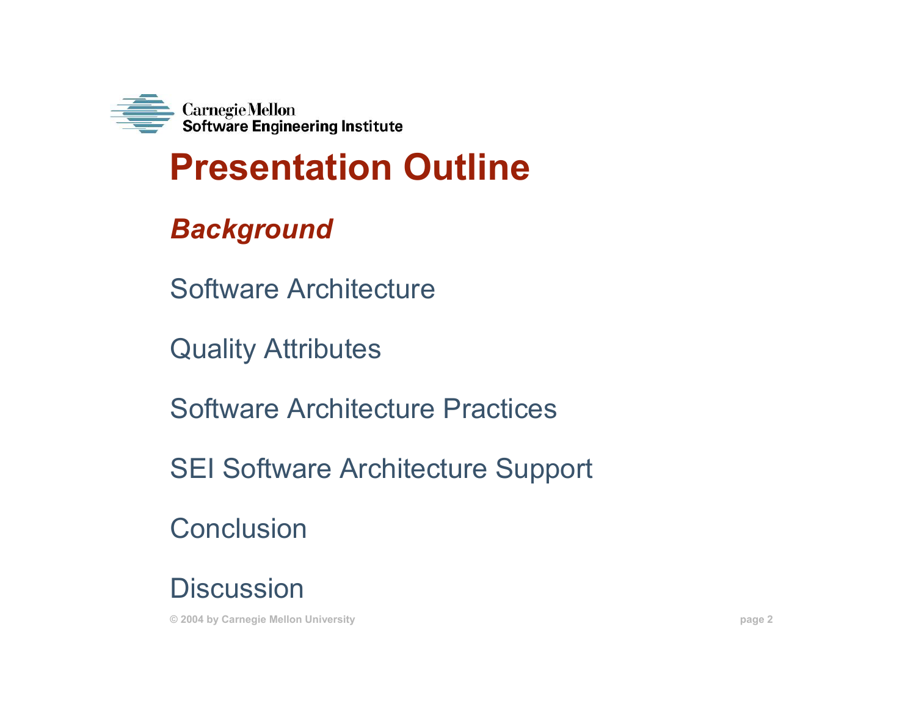# Presentation Outline

***Background***

Software Architecture

Quality Attributes

Software Architecture Practices

SEI Software Architecture Support

Conclusion

Discussion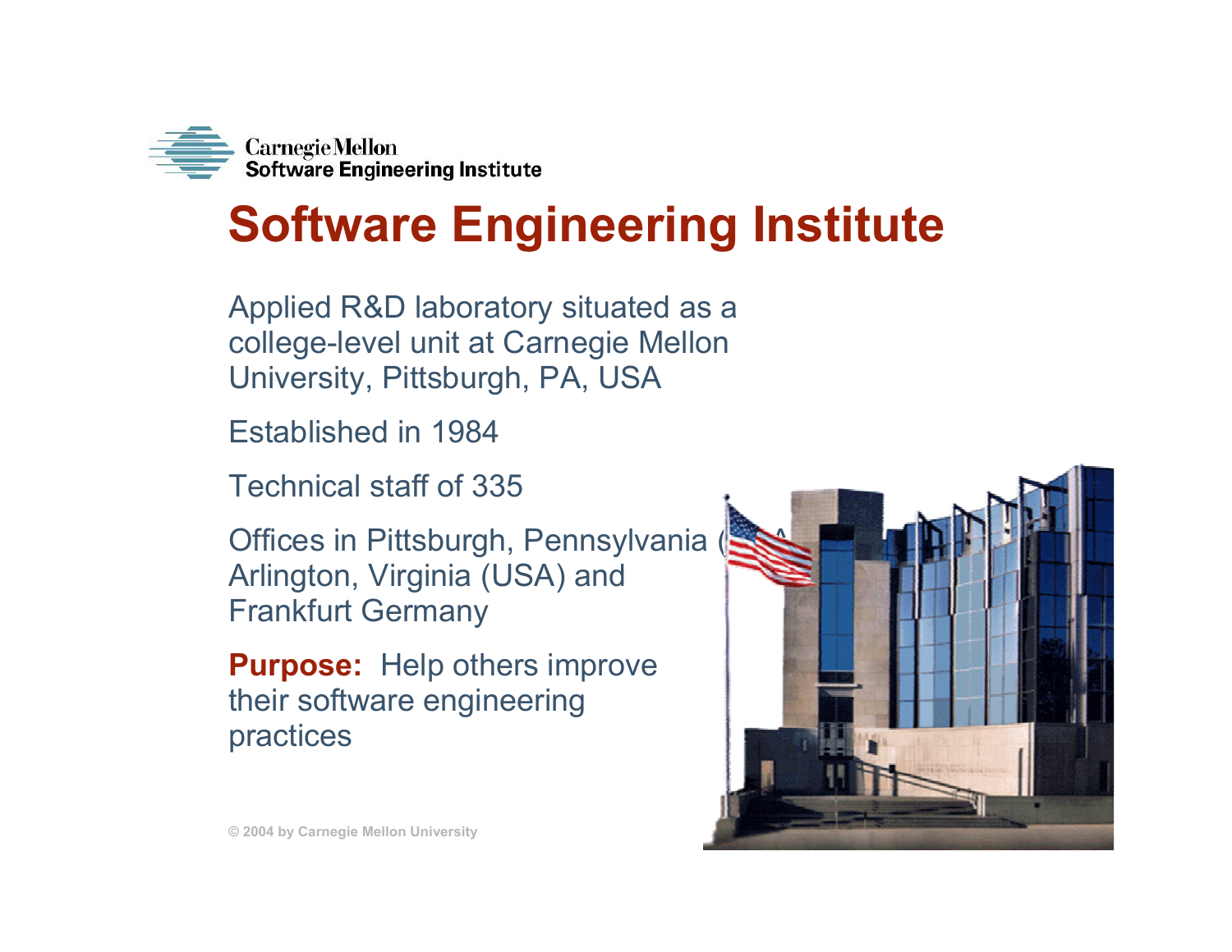# Software Engineering Institute

Applied R&D laboratory situated as a college-level unit at Carnegie Mellon University, Pittsburgh, PA, USA

Established in 1984

Technical staff of 335

Offices in Pittsburgh, Pennsylvania (USA), Arlington, Virginia (USA) and Frankfurt Germany

**Purpose:** Help others improve their software engineering practices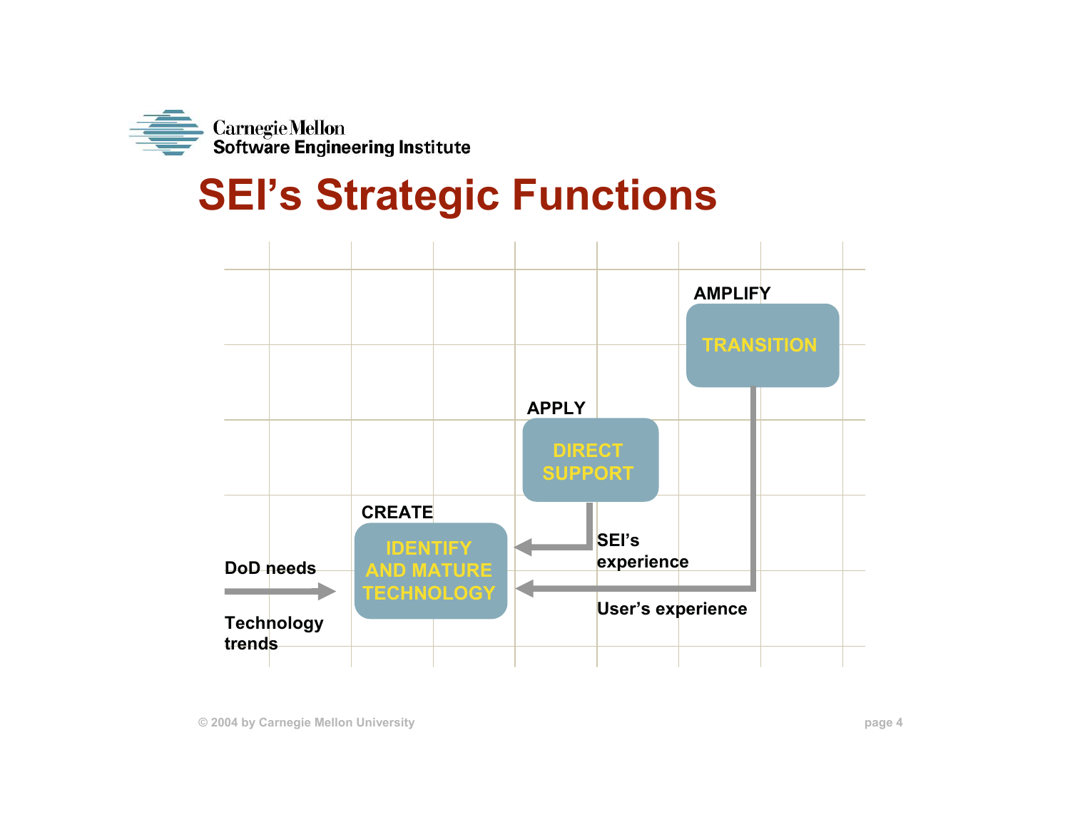# SEI's Strategic Functions

AMPLIFY

TRANSITION

APPLY

DIRECT SUPPORT

CREATE

IDENTIFY AND MATURE TECHNOLOGY

DoD needs

Technology trends

SEI's experience

User's experience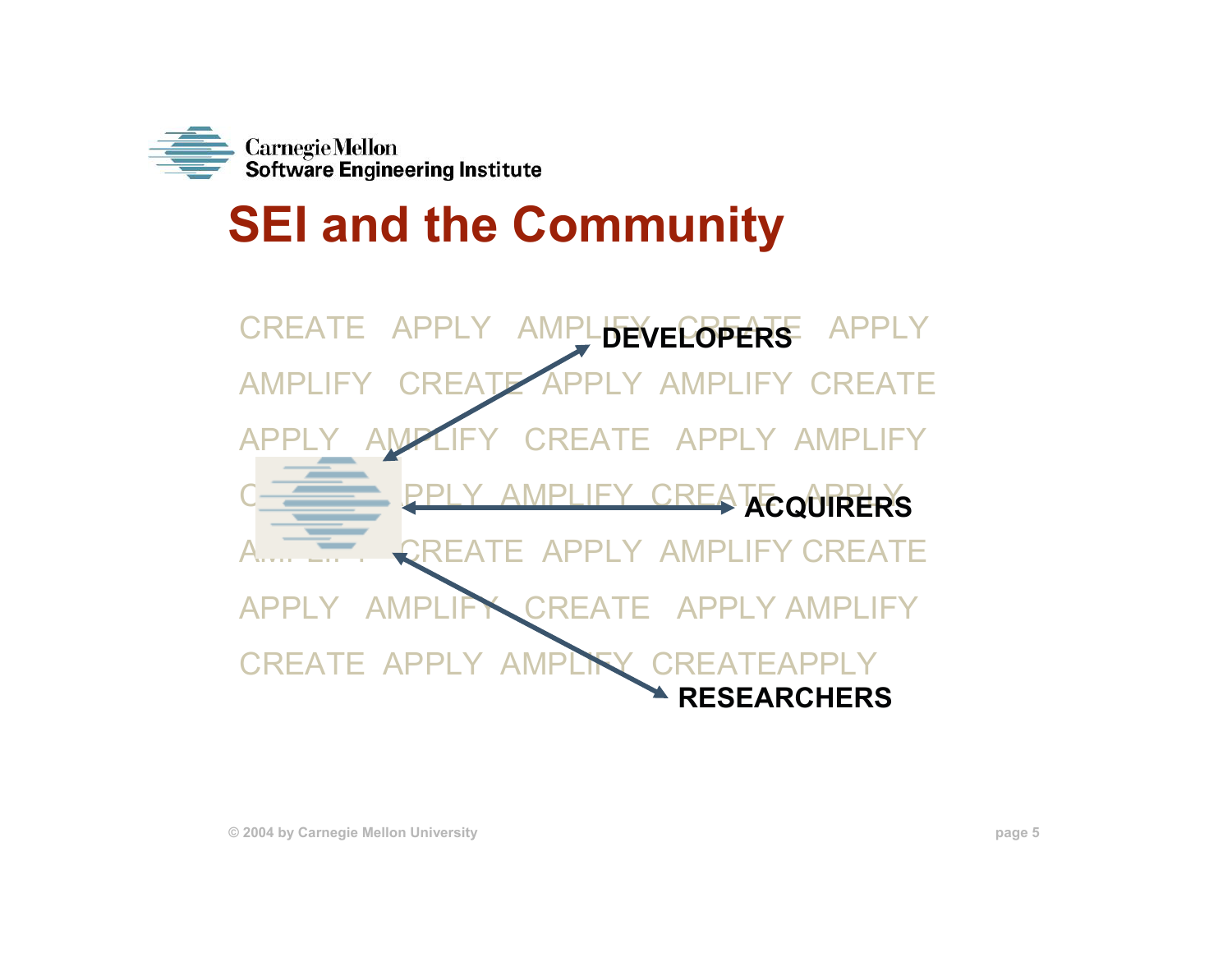# SEI and the Community

DEVELOPERS

ACQUIRERS

RESEARCHERS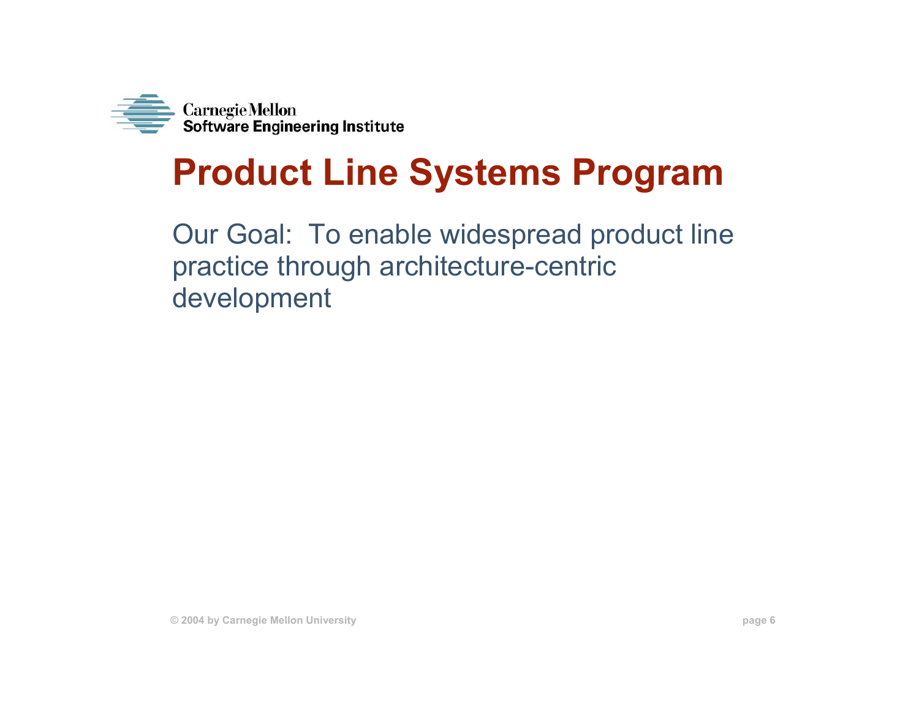# Product Line Systems Program

Our Goal: To enable widespread product line practice through architecture-centric development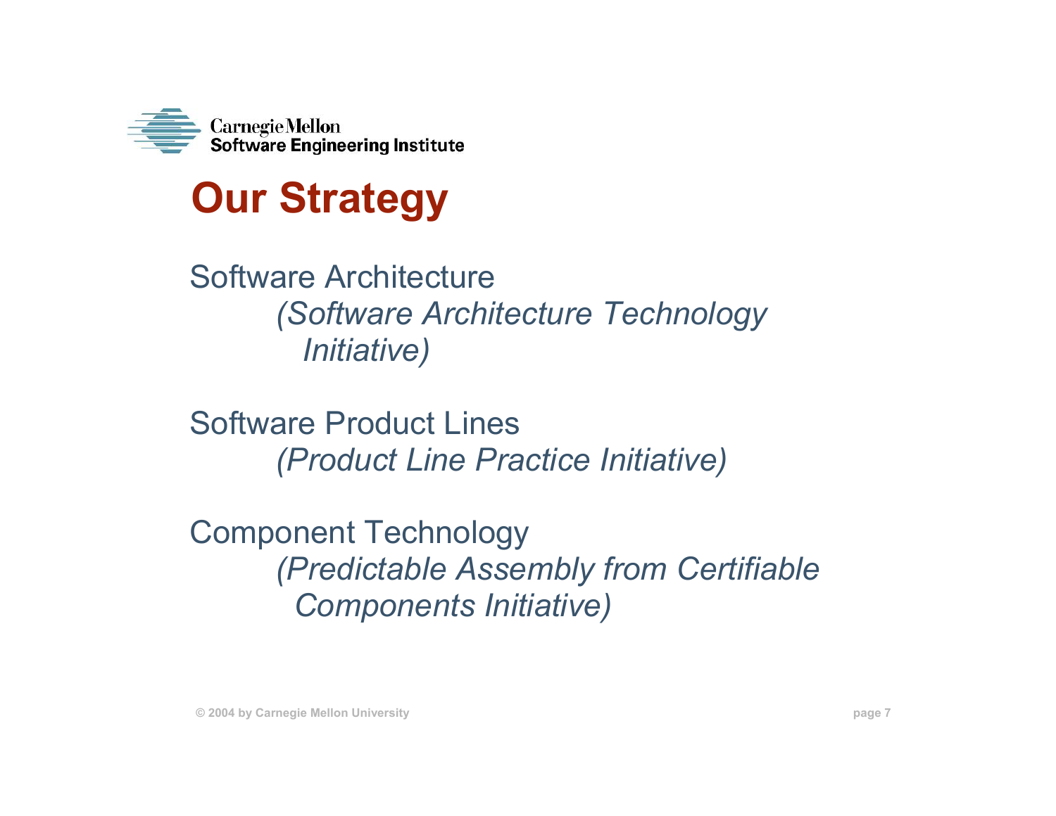# Our Strategy

Software Architecture
*(Software Architecture Technology Initiative)*

Software Product Lines
*(Product Line Practice Initiative)*

Component Technology
*(Predictable Assembly from Certifiable Components Initiative)*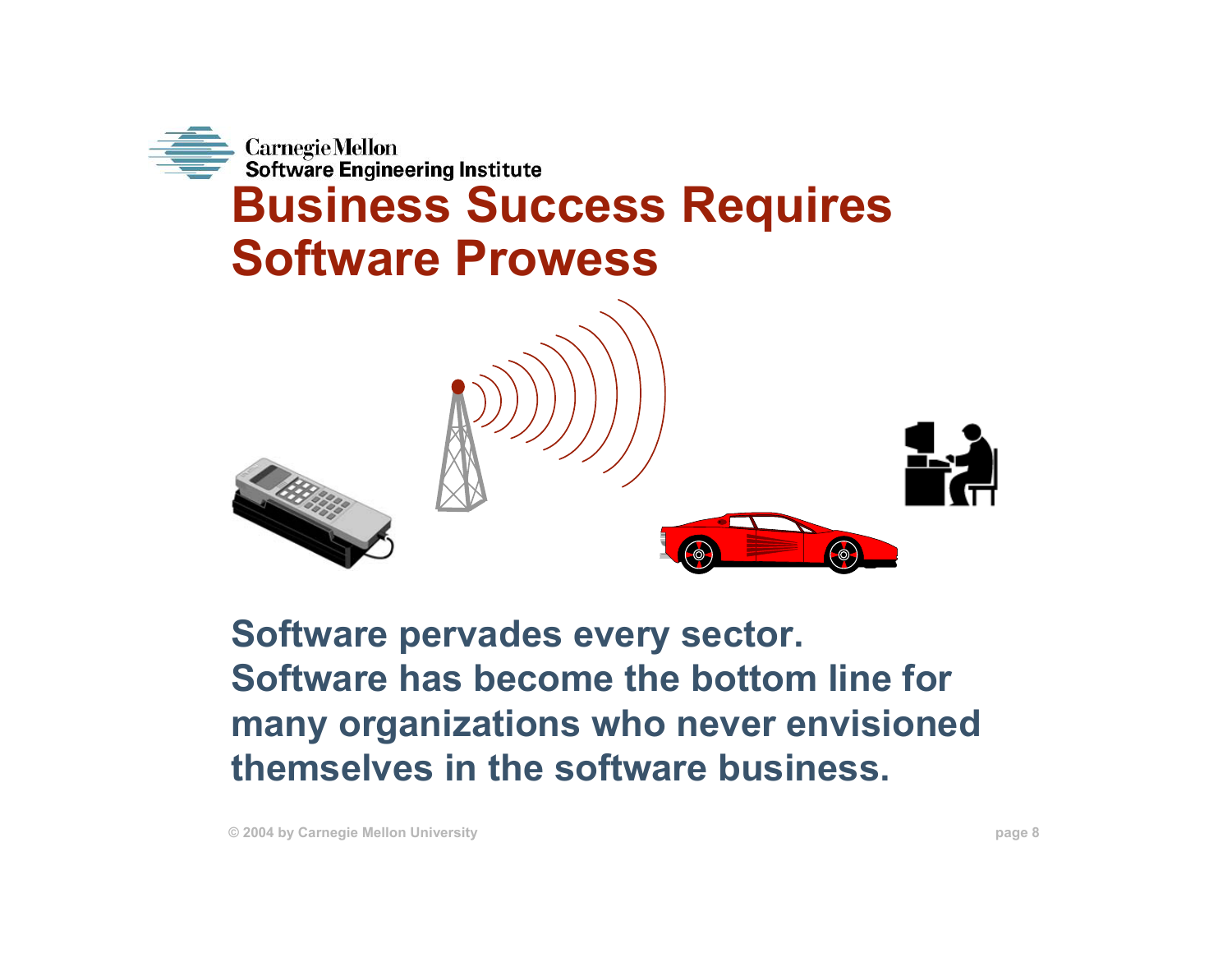# Business Success Requires Software Prowess

**Software pervades every sector.**
**Software has become the bottom line for many organizations who never envisioned themselves in the software business.**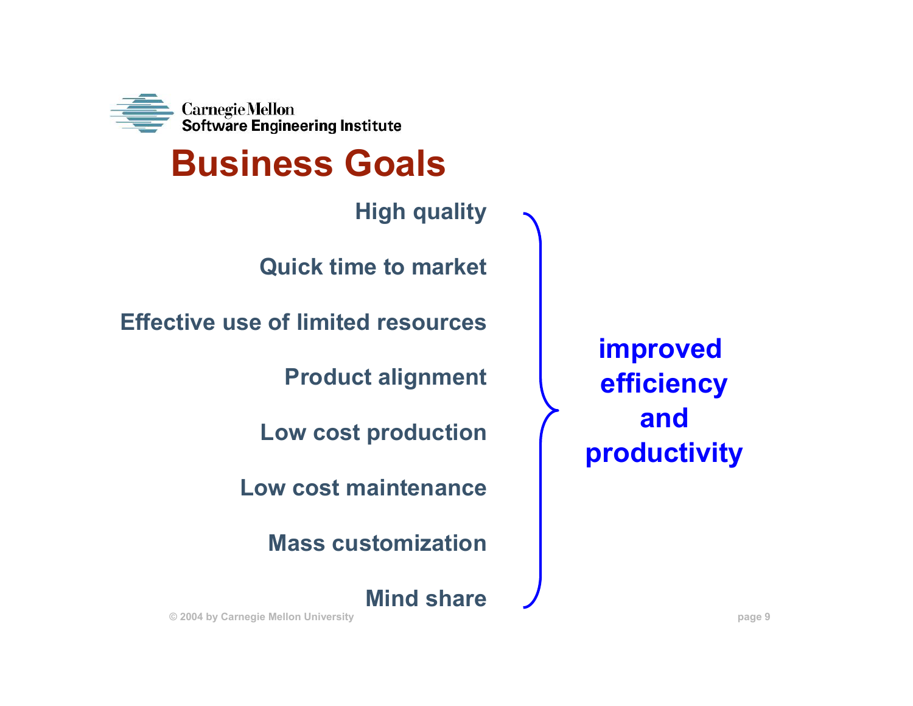# Business Goals

- High quality
- Quick time to market
- Effective use of limited resources
- Product alignment
- Low cost production
- Low cost maintenance
- Mass customization
- Mind share

improved efficiency and productivity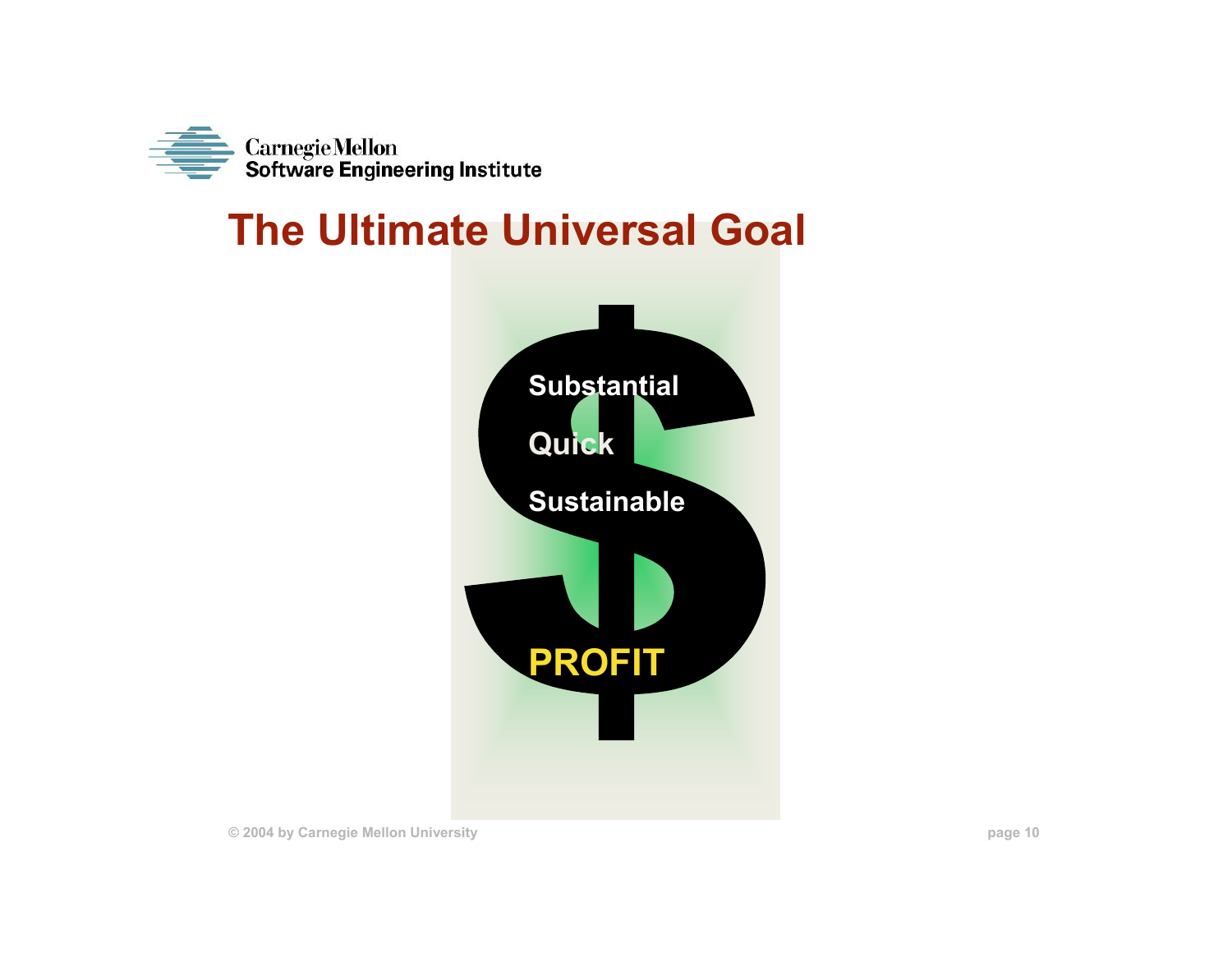# The Ultimate Universal Goal

Substantial

Quick

Sustainable

**PROFIT**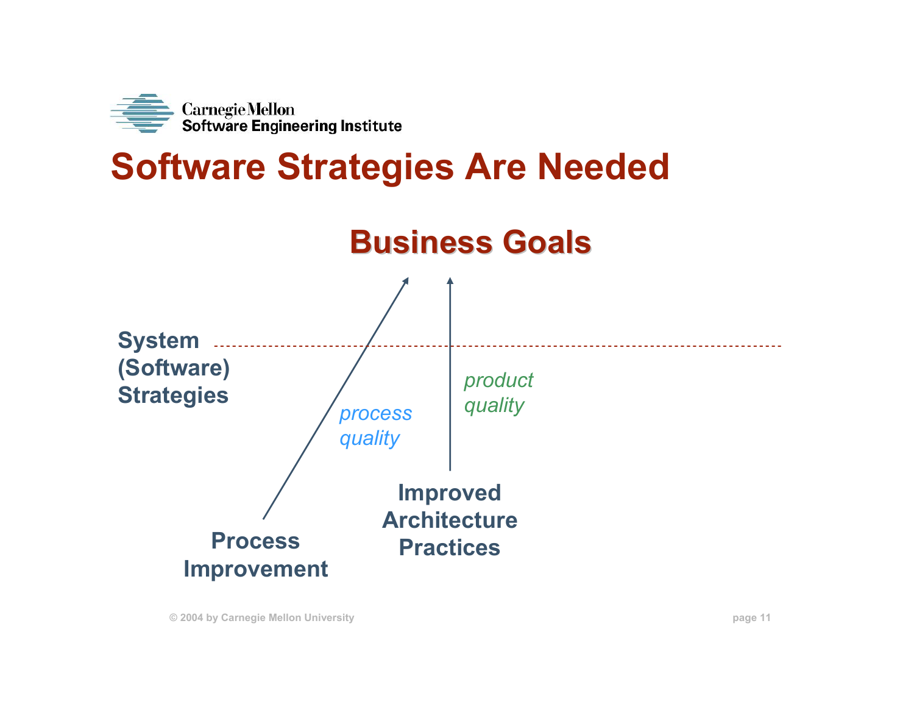# Software Strategies Are Needed

**Business Goals**

**System (Software) Strategies**

*process quality*

*product quality*

**Process Improvement**

**Improved Architecture Practices**

© 2004 by Carnegie Mellon University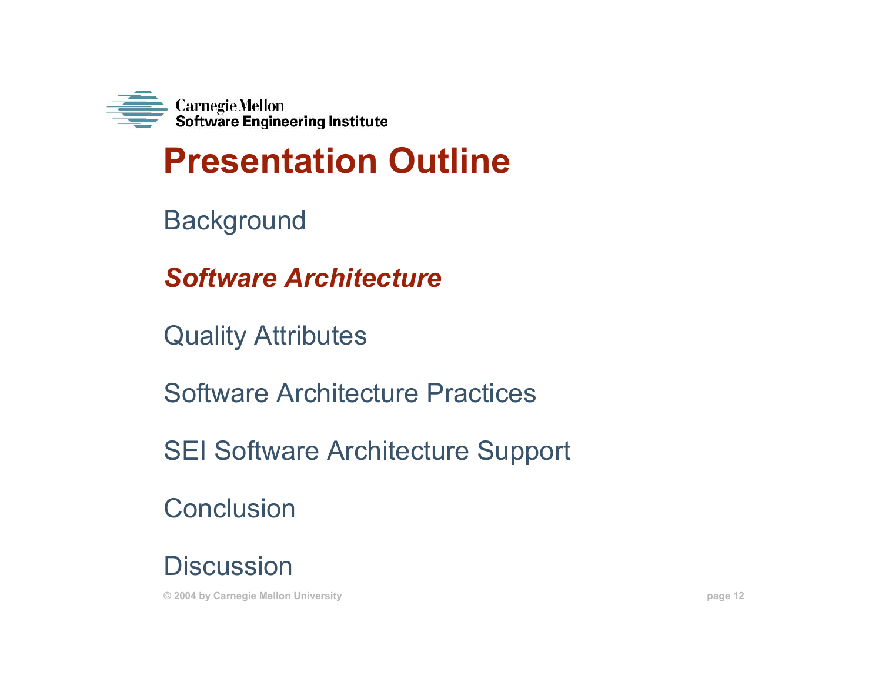# Presentation Outline

Background

***Software Architecture***

Quality Attributes

Software Architecture Practices

SEI Software Architecture Support

Conclusion

Discussion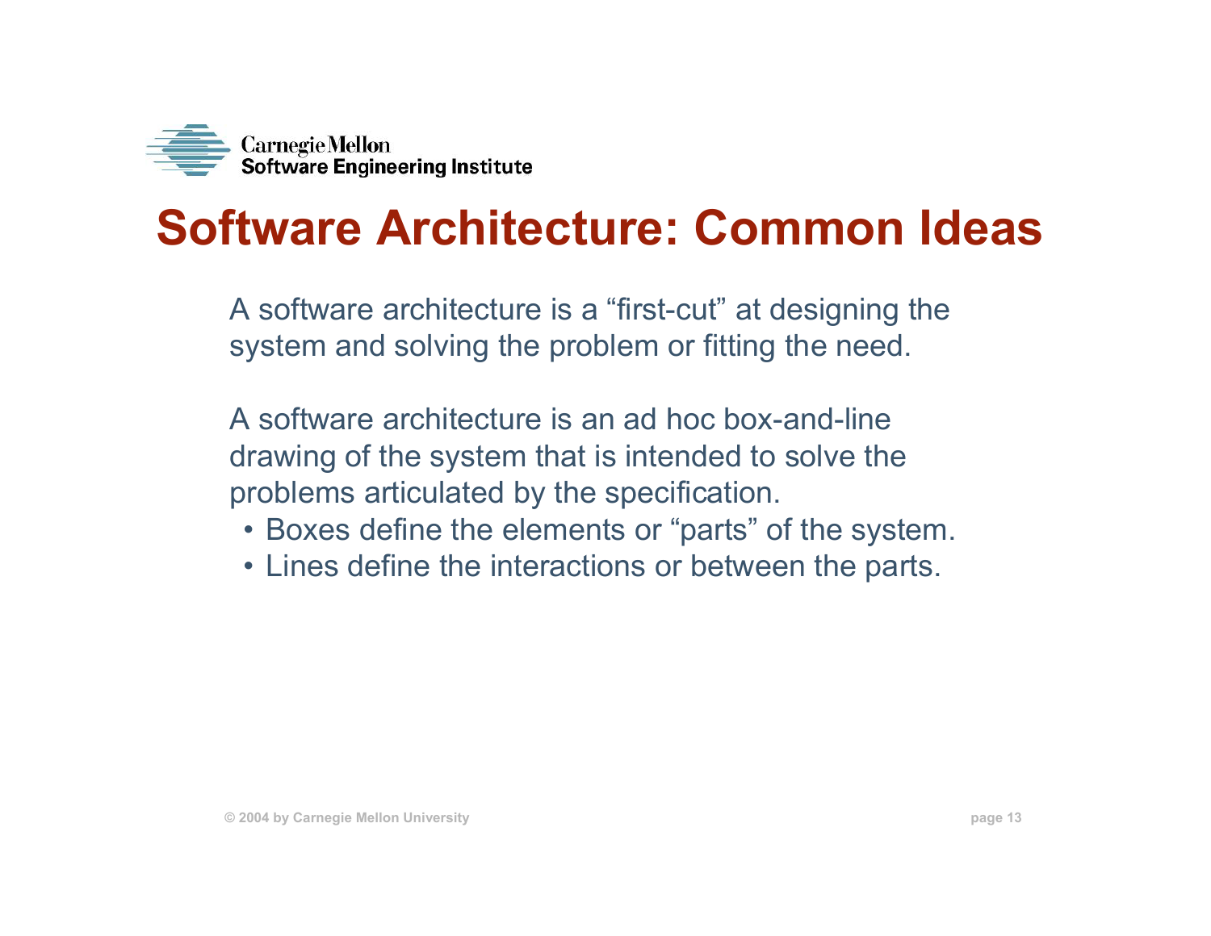# Software Architecture: Common Ideas

A software architecture is a "first-cut" at designing the system and solving the problem or fitting the need.

A software architecture is an ad hoc box-and-line drawing of the system that is intended to solve the problems articulated by the specification.

- Boxes define the elements or "parts" of the system.
- Lines define the interactions or between the parts.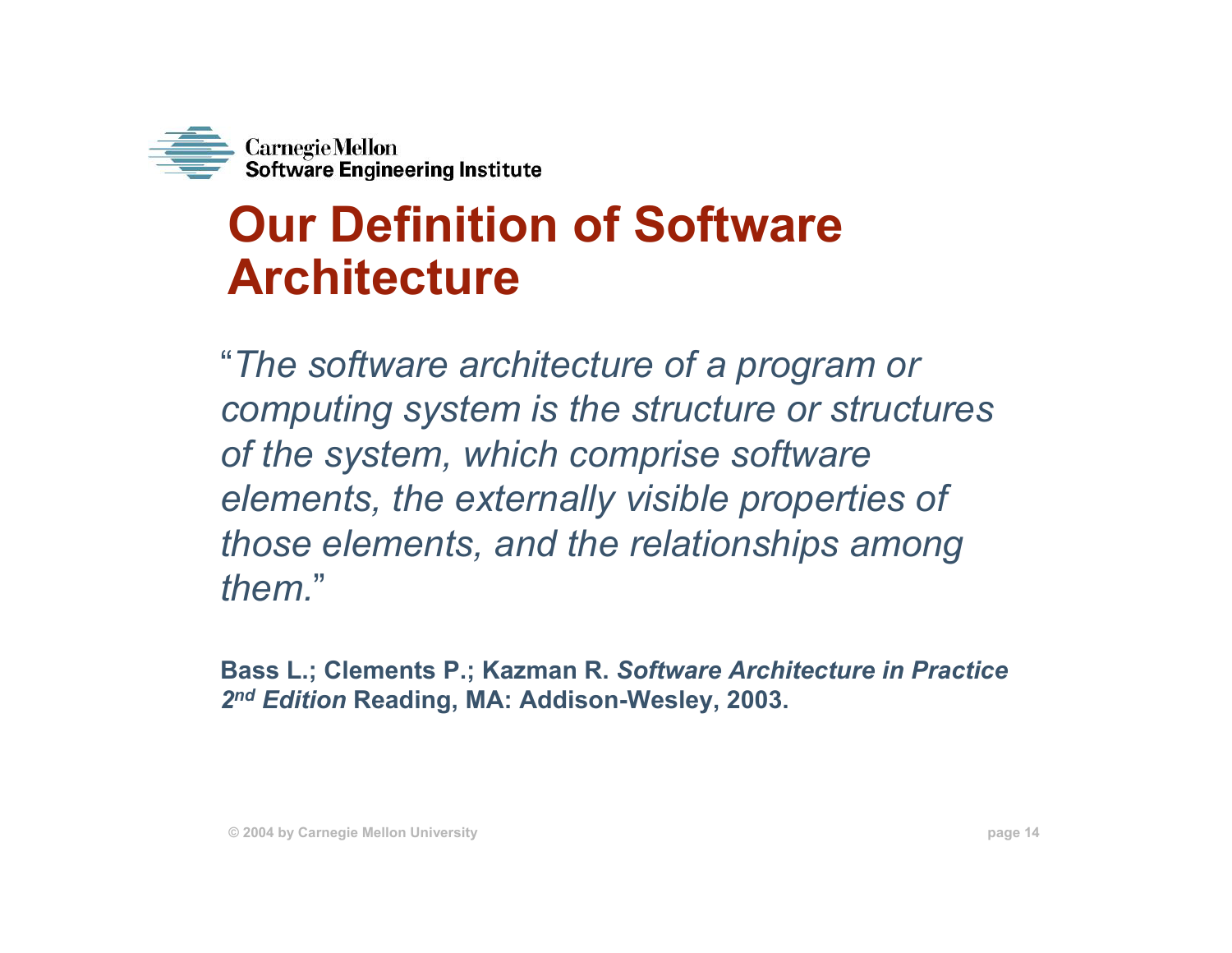# Our Definition of Software Architecture

"*The software architecture of a program or computing system is the structure or structures of the system, which comprise software elements, the externally visible properties of those elements, and the relationships among them.*"

**Bass L.; Clements P.; Kazman R. *Software Architecture in Practice 2nd Edition* Reading, MA: Addison-Wesley, 2003.**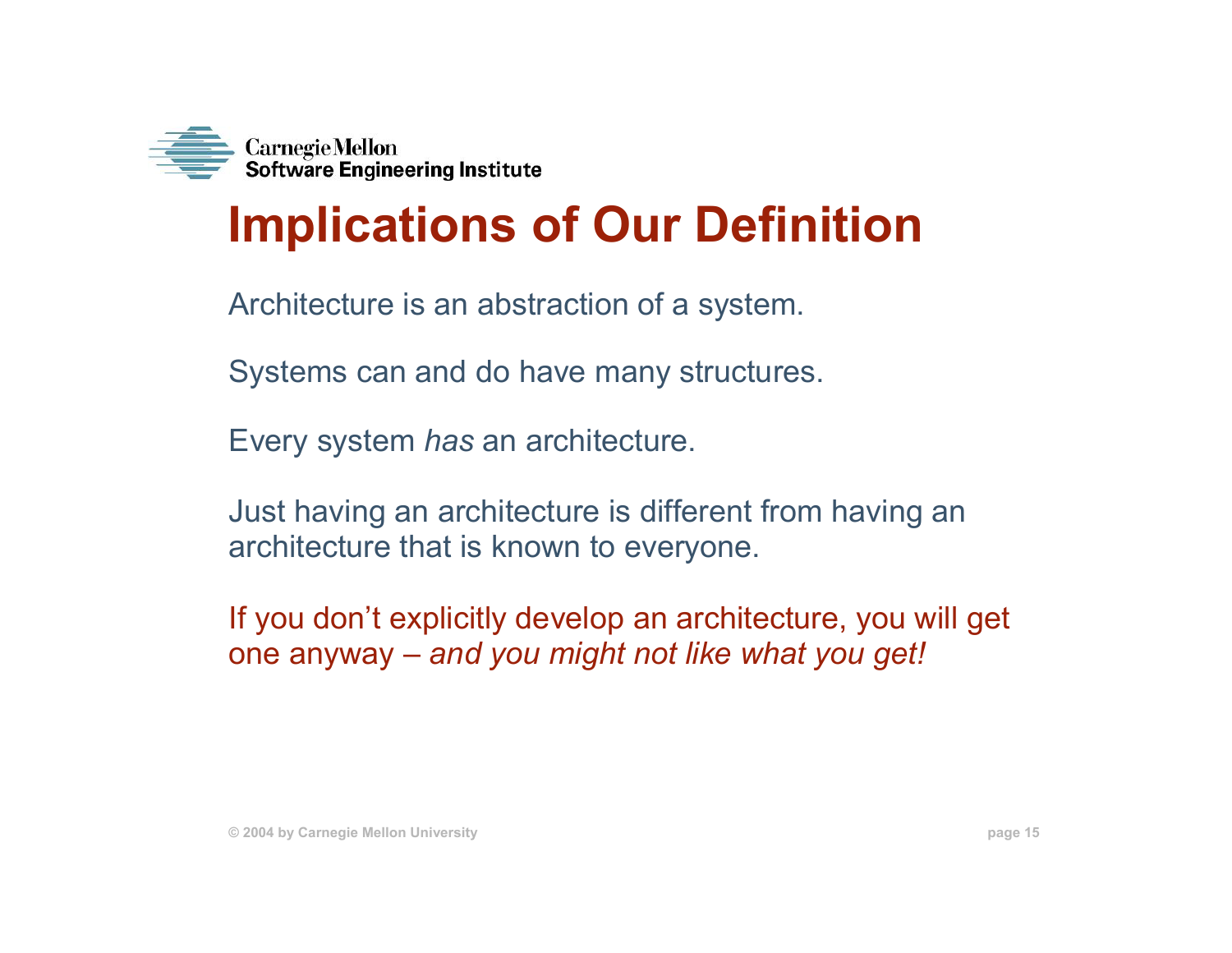# Implications of Our Definition

Architecture is an abstraction of a system.

Systems can and do have many structures.

Every system *has* an architecture.

Just having an architecture is different from having an architecture that is known to everyone.

If you don't explicitly develop an architecture, you will get one anyway – *and you might not like what you get!*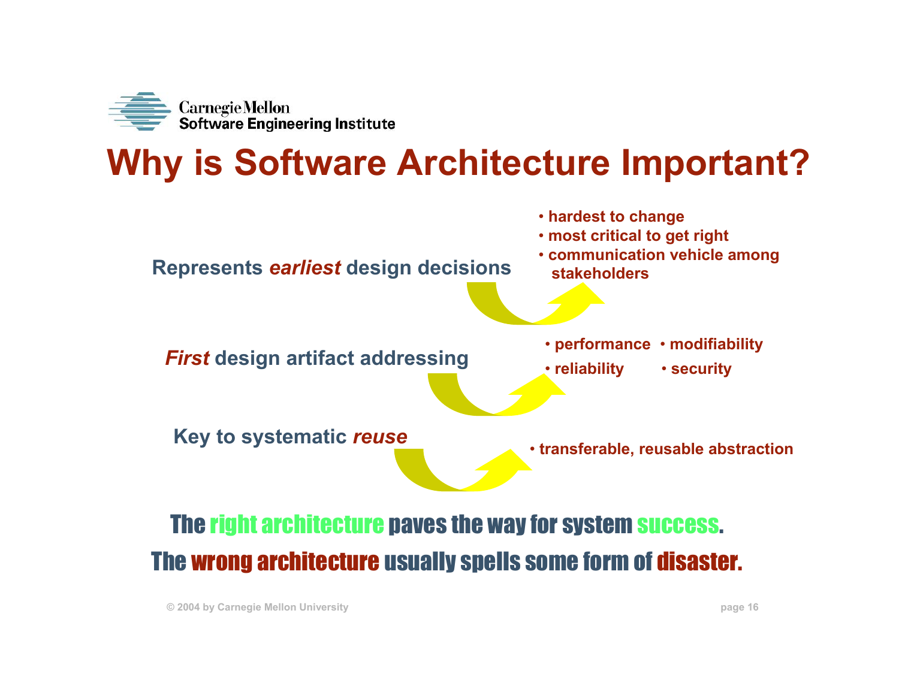# Why is Software Architecture Important?

Represents *earliest* design decisions

- hardest to change
- most critical to get right
- communication vehicle among stakeholders

*First* design artifact addressing

- performance
- modifiability
- reliability
- security

Key to systematic *reuse*

- transferable, reusable abstraction

**The right architecture paves the way for system success.**

**The wrong architecture usually spells some form of disaster.**

© 2004 by Carnegie Mellon University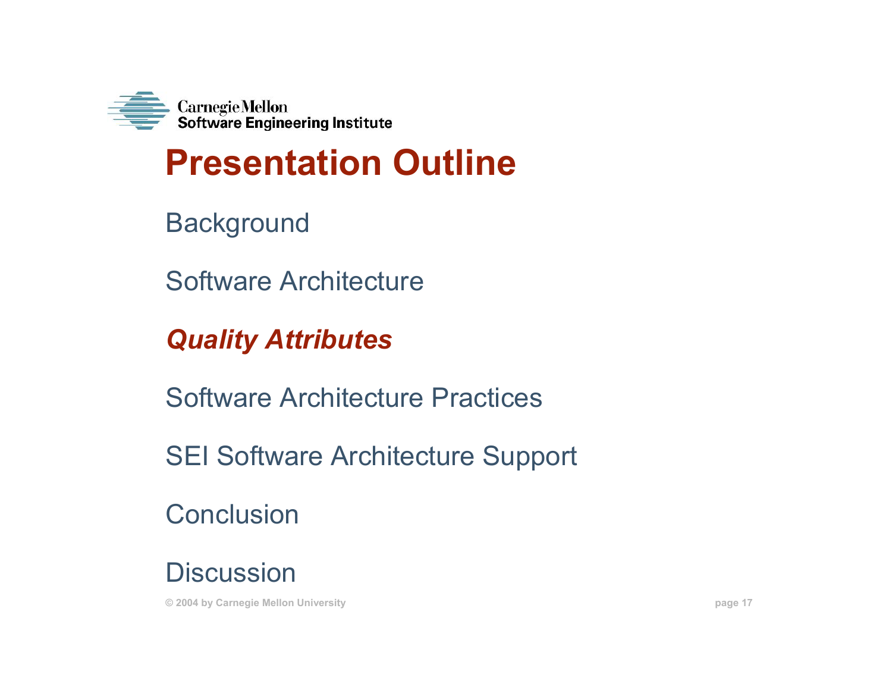# Presentation Outline

Background

Software Architecture

***Quality Attributes***

Software Architecture Practices

SEI Software Architecture Support

Conclusion

Discussion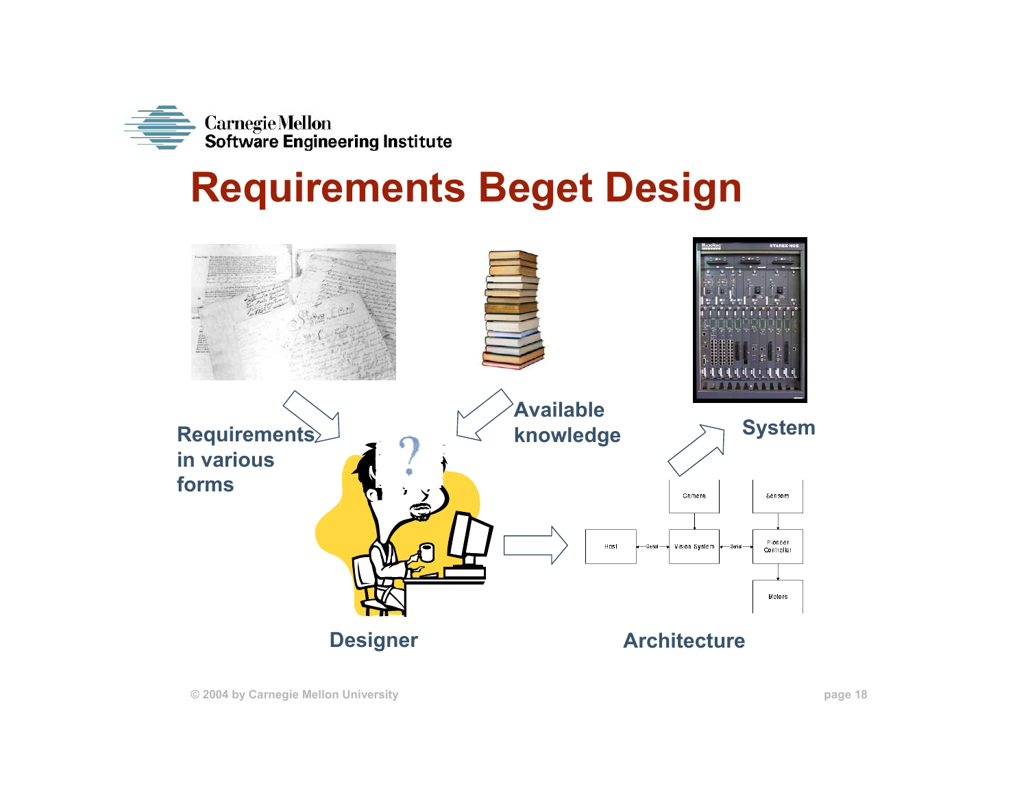# Requirements Beget Design

Requirements in various forms

Available knowledge

System

Designer

Architecture

Camera

Sensors

Host

Serial

Vision System

Serial

Pioneer Controller

Motors

© 2004 by Carnegie Mellon University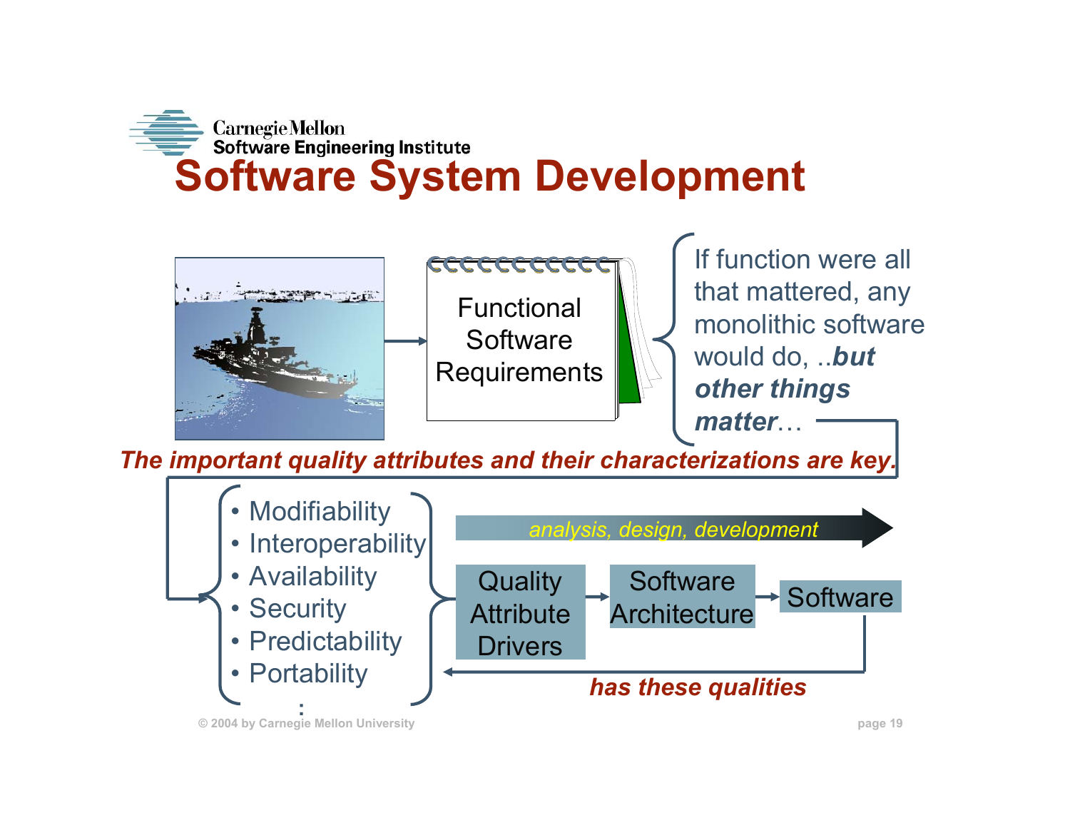# Software System Development

Functional Software Requirements

If function were all that mattered, any monolithic software would do, ..***but other things matter***…

***The important quality attributes and their characterizations are key.***

- Modifiability
- Interoperability
- Availability
- Security
- Predictability
- Portability

:

*analysis, design, development*

Quality Attribute Drivers → Software Architecture → Software

***has these qualities***

© 2004 by Carnegie Mellon University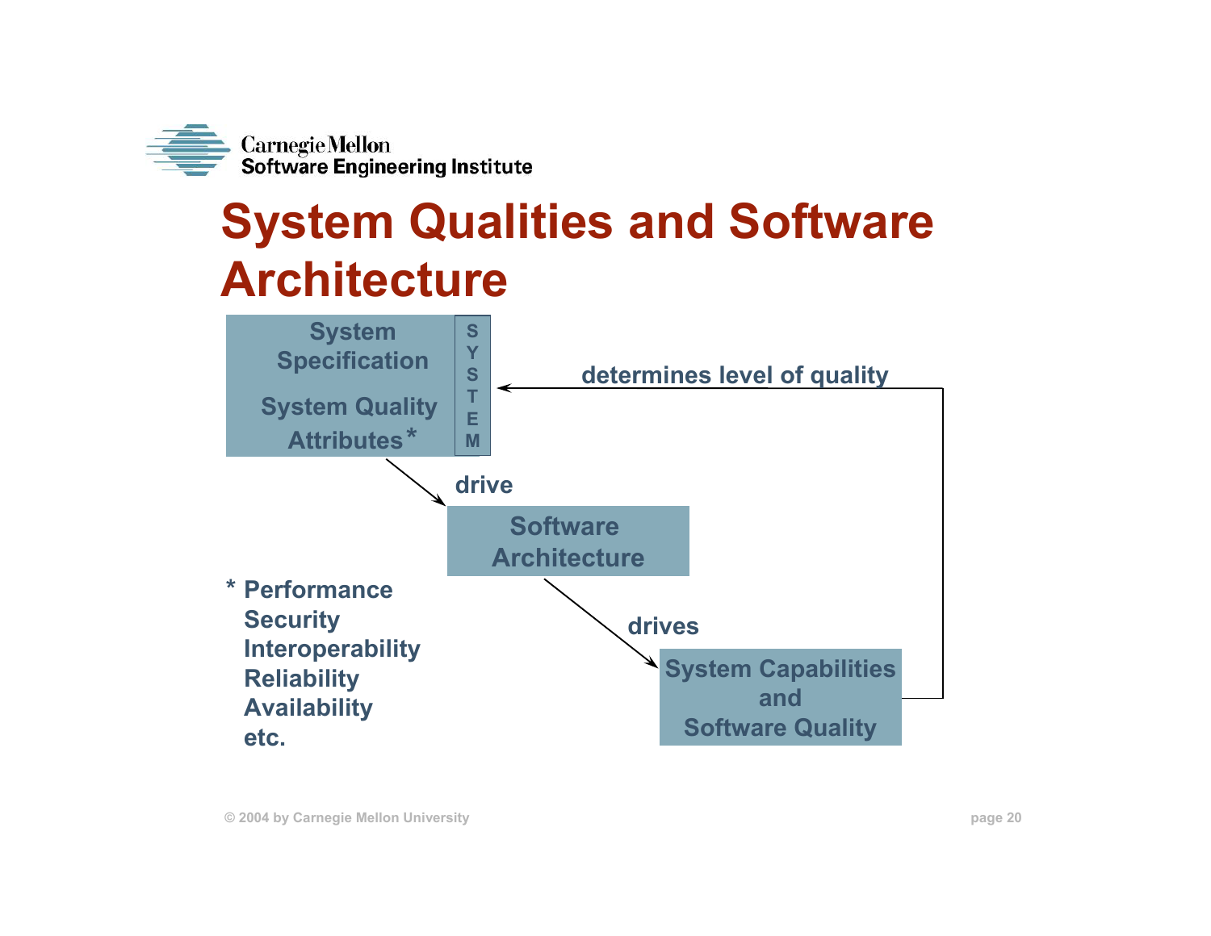# System Qualities and Software Architecture

System Specification

System Quality Attributes*

SYSTEM

drive

Software Architecture

drives

System Capabilities and Software Quality

determines level of quality

\* Performance
Security
Interoperability
Reliability
Availability
etc.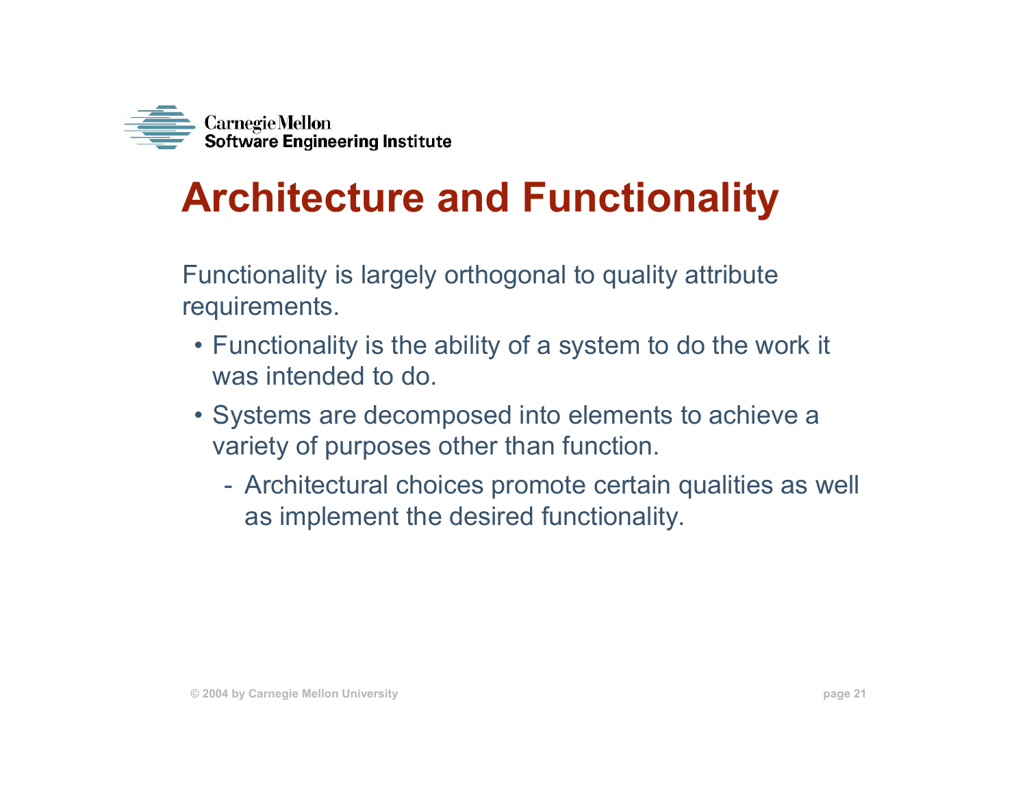# Architecture and Functionality

Functionality is largely orthogonal to quality attribute requirements.

- Functionality is the ability of a system to do the work it was intended to do.
- Systems are decomposed into elements to achieve a variety of purposes other than function.
  - Architectural choices promote certain qualities as well as implement the desired functionality.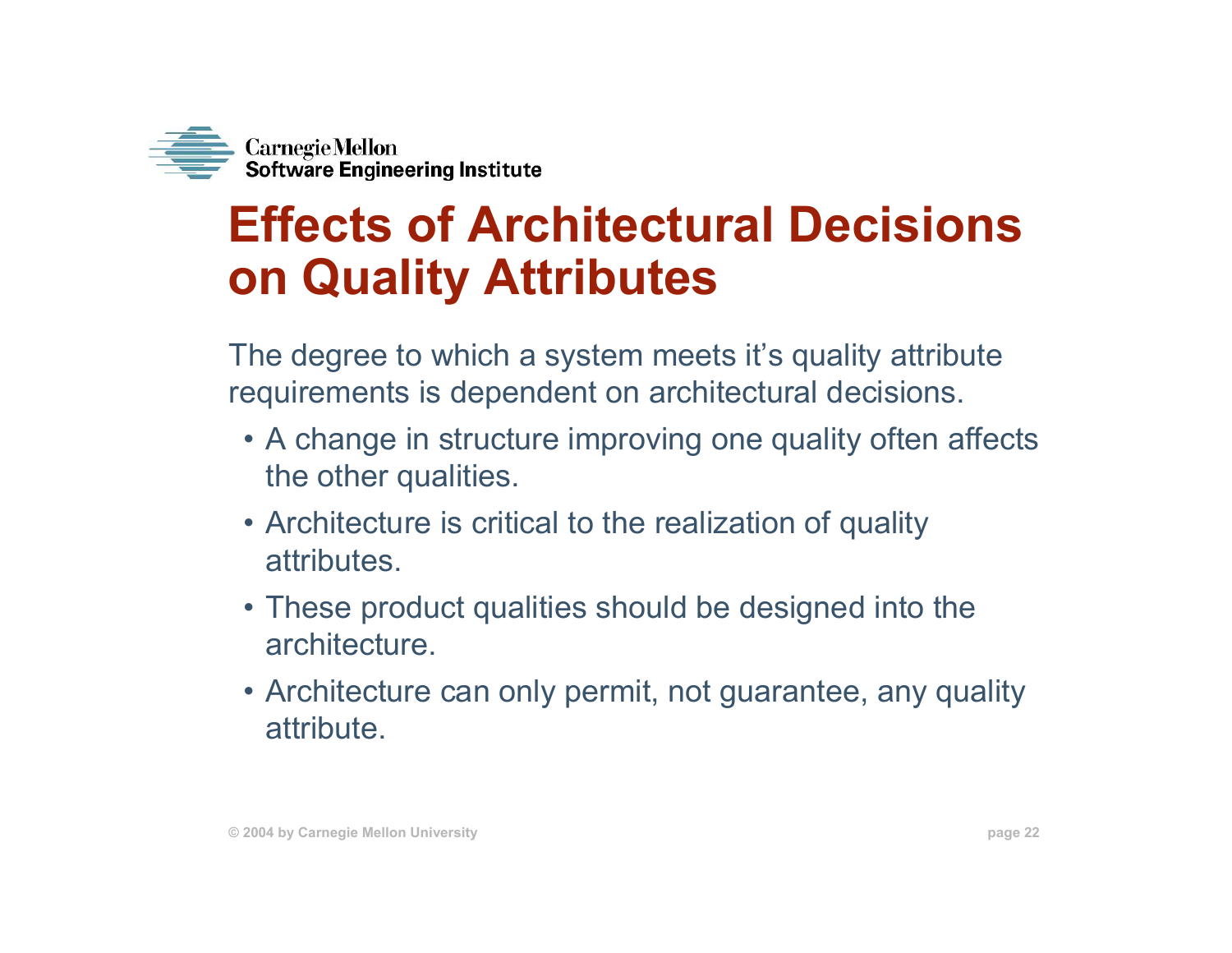# Effects of Architectural Decisions on Quality Attributes

The degree to which a system meets it's quality attribute requirements is dependent on architectural decisions.

- A change in structure improving one quality often affects the other qualities.
- Architecture is critical to the realization of quality attributes.
- These product qualities should be designed into the architecture.
- Architecture can only permit, not guarantee, any quality attribute.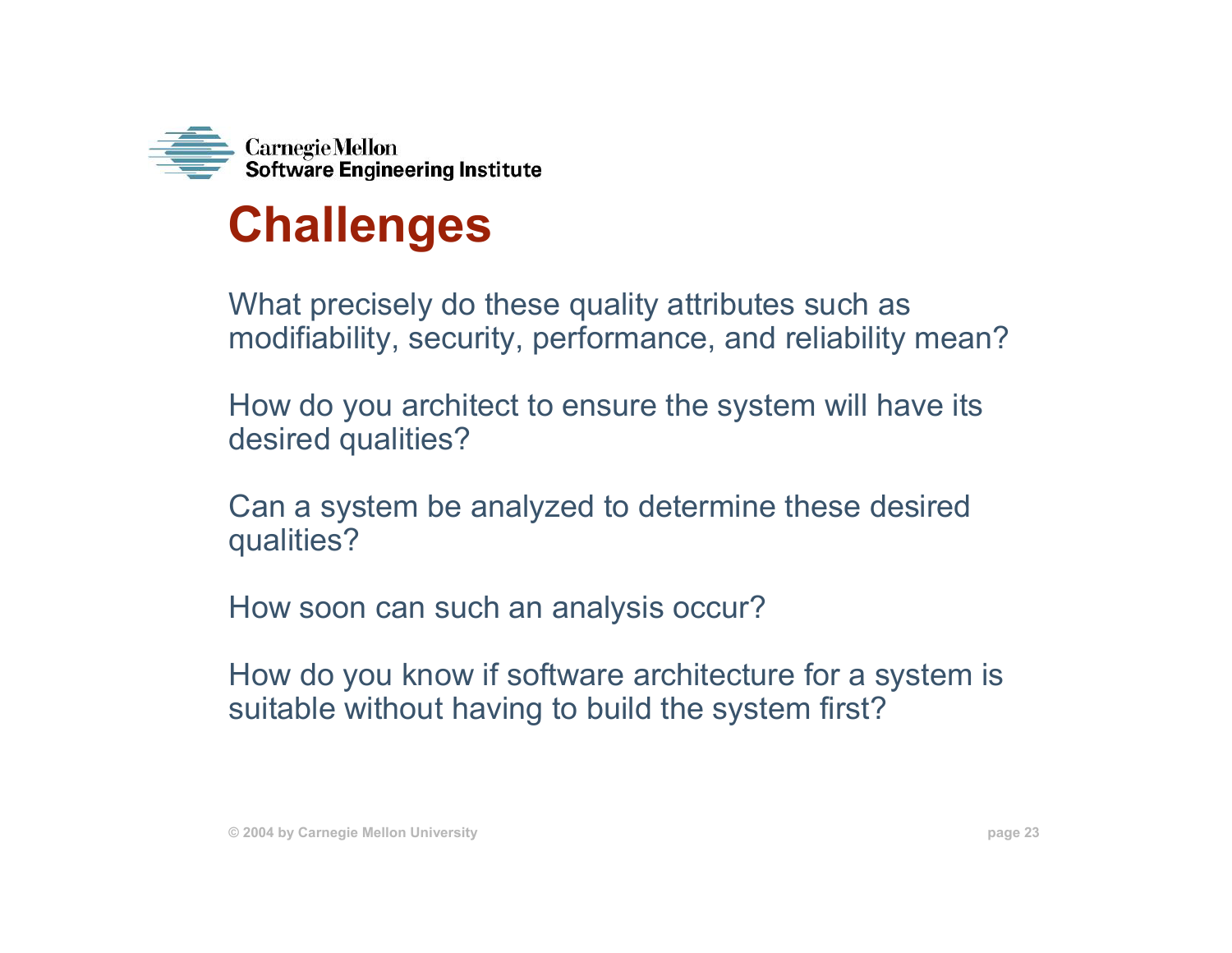# Challenges

What precisely do these quality attributes such as modifiability, security, performance, and reliability mean?

How do you architect to ensure the system will have its desired qualities?

Can a system be analyzed to determine these desired qualities?

How soon can such an analysis occur?

How do you know if software architecture for a system is suitable without having to build the system first?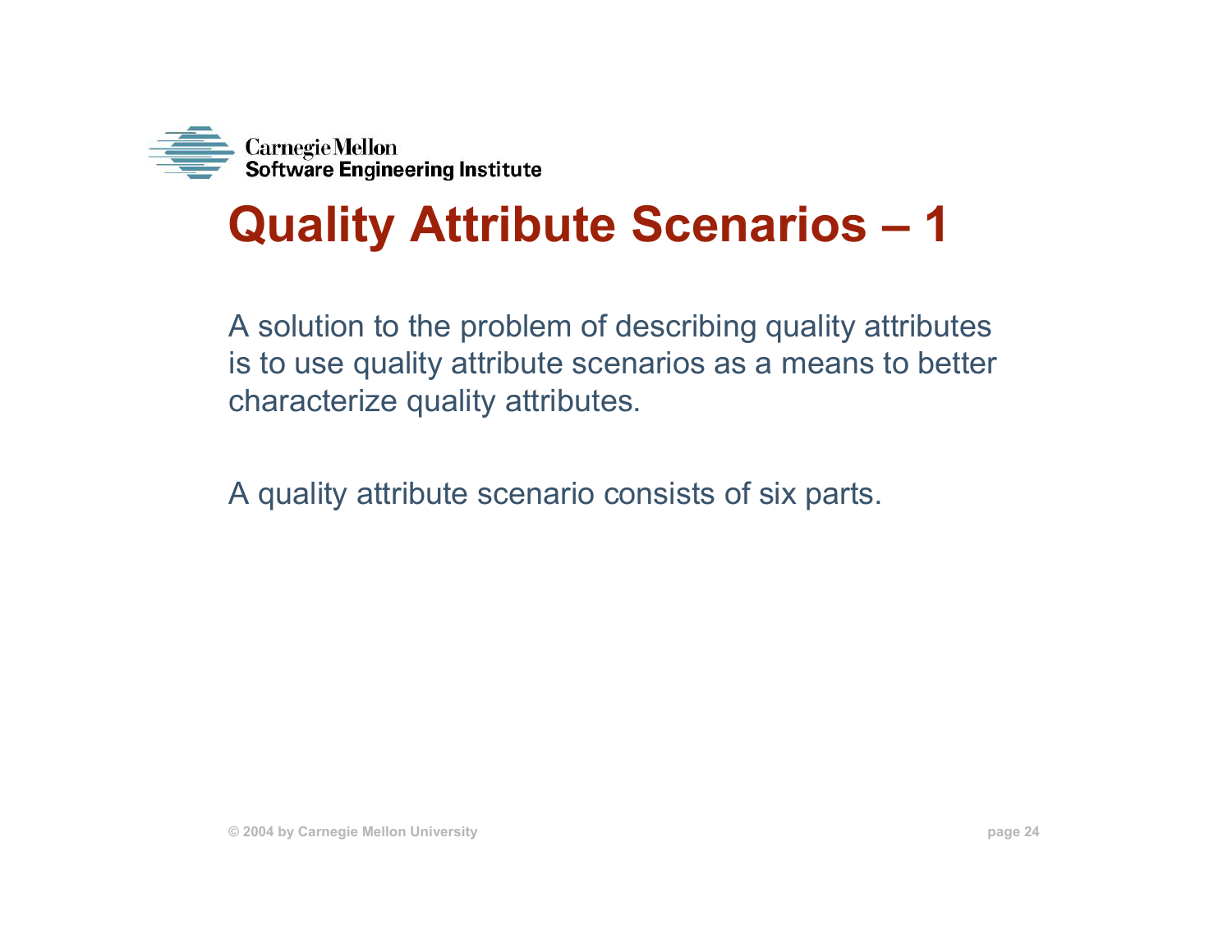# Quality Attribute Scenarios – 1

A solution to the problem of describing quality attributes is to use quality attribute scenarios as a means to better characterize quality attributes.

A quality attribute scenario consists of six parts.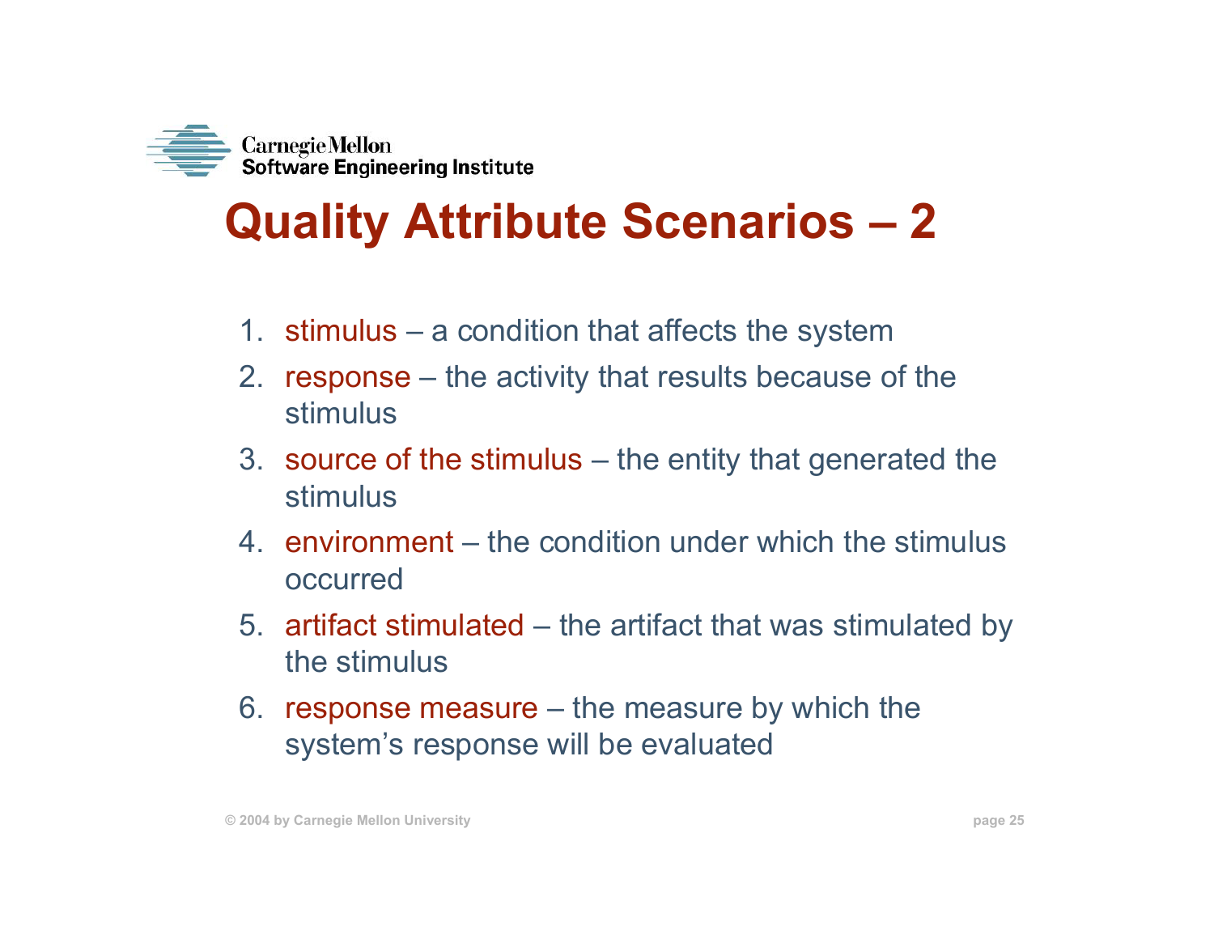# Quality Attribute Scenarios – 2

1. stimulus – a condition that affects the system
2. response – the activity that results because of the stimulus
3. source of the stimulus – the entity that generated the stimulus
4. environment – the condition under which the stimulus occurred
5. artifact stimulated – the artifact that was stimulated by the stimulus
6. response measure – the measure by which the system's response will be evaluated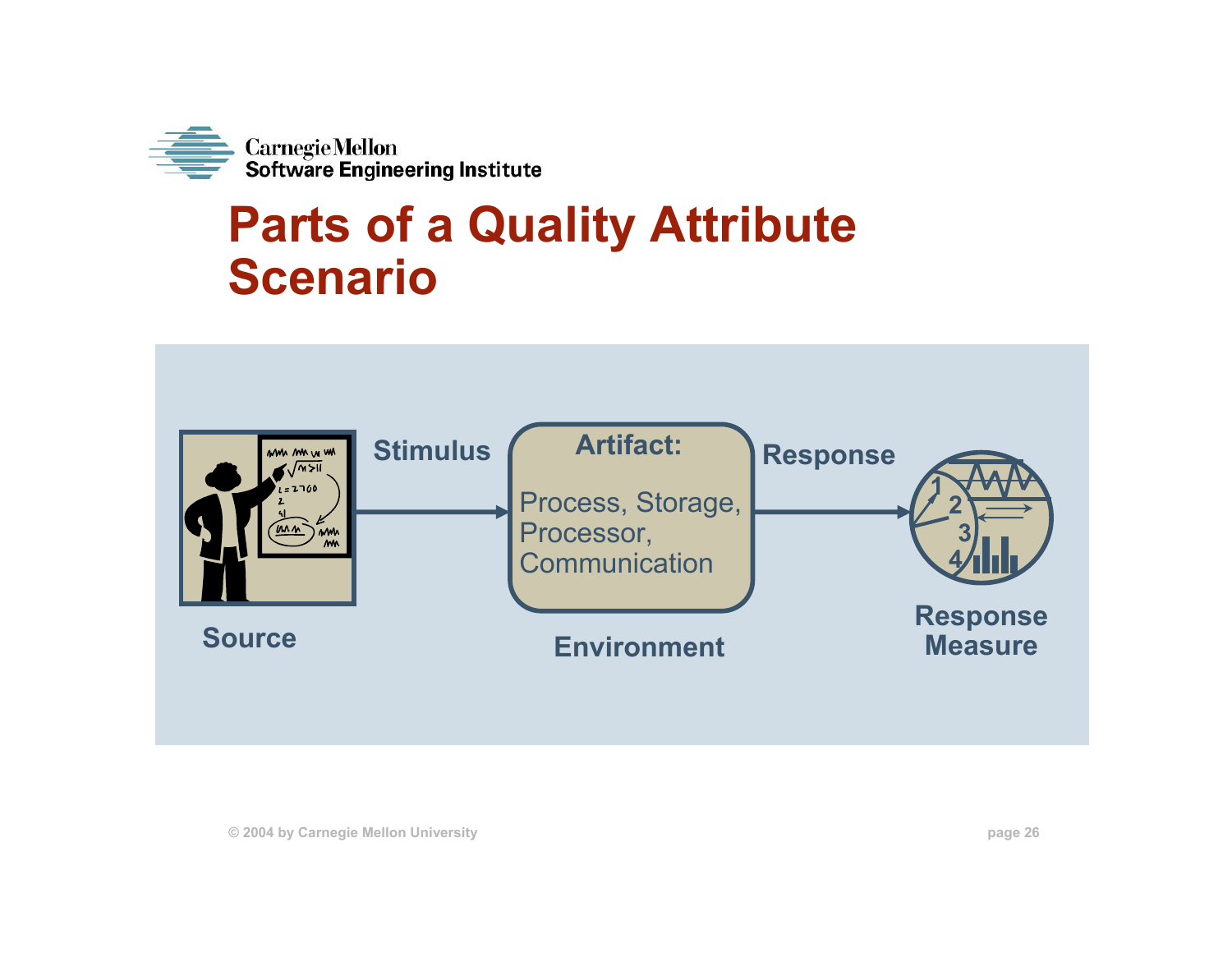# Parts of a Quality Attribute Scenario

Source

Stimulus

Artifact:

Process, Storage, Processor, Communication

Environment

Response

Response Measure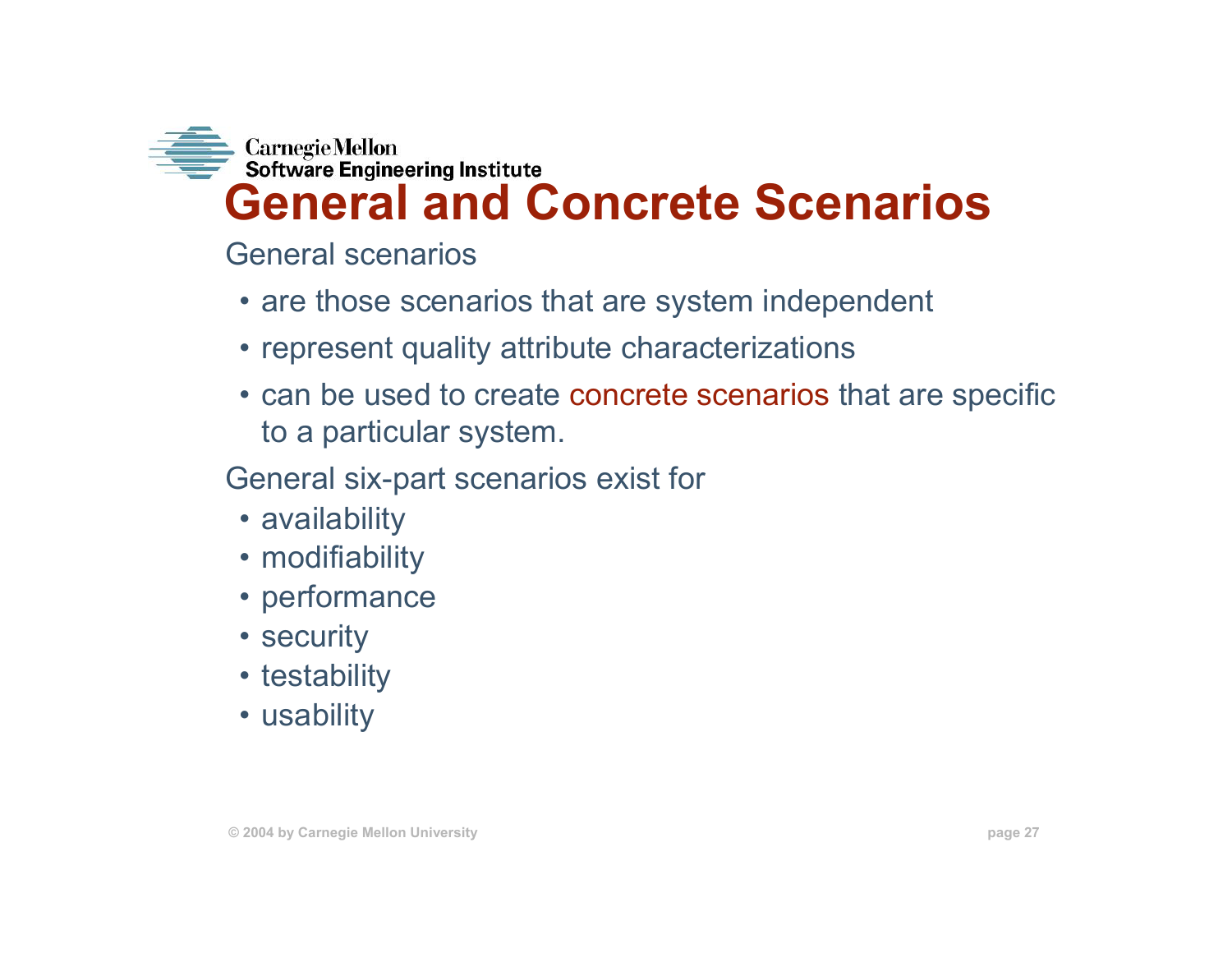# General and Concrete Scenarios

General scenarios

- are those scenarios that are system independent
- represent quality attribute characterizations
- can be used to create concrete scenarios that are specific to a particular system.

General six-part scenarios exist for

- availability
- modifiability
- performance
- security
- testability
- usability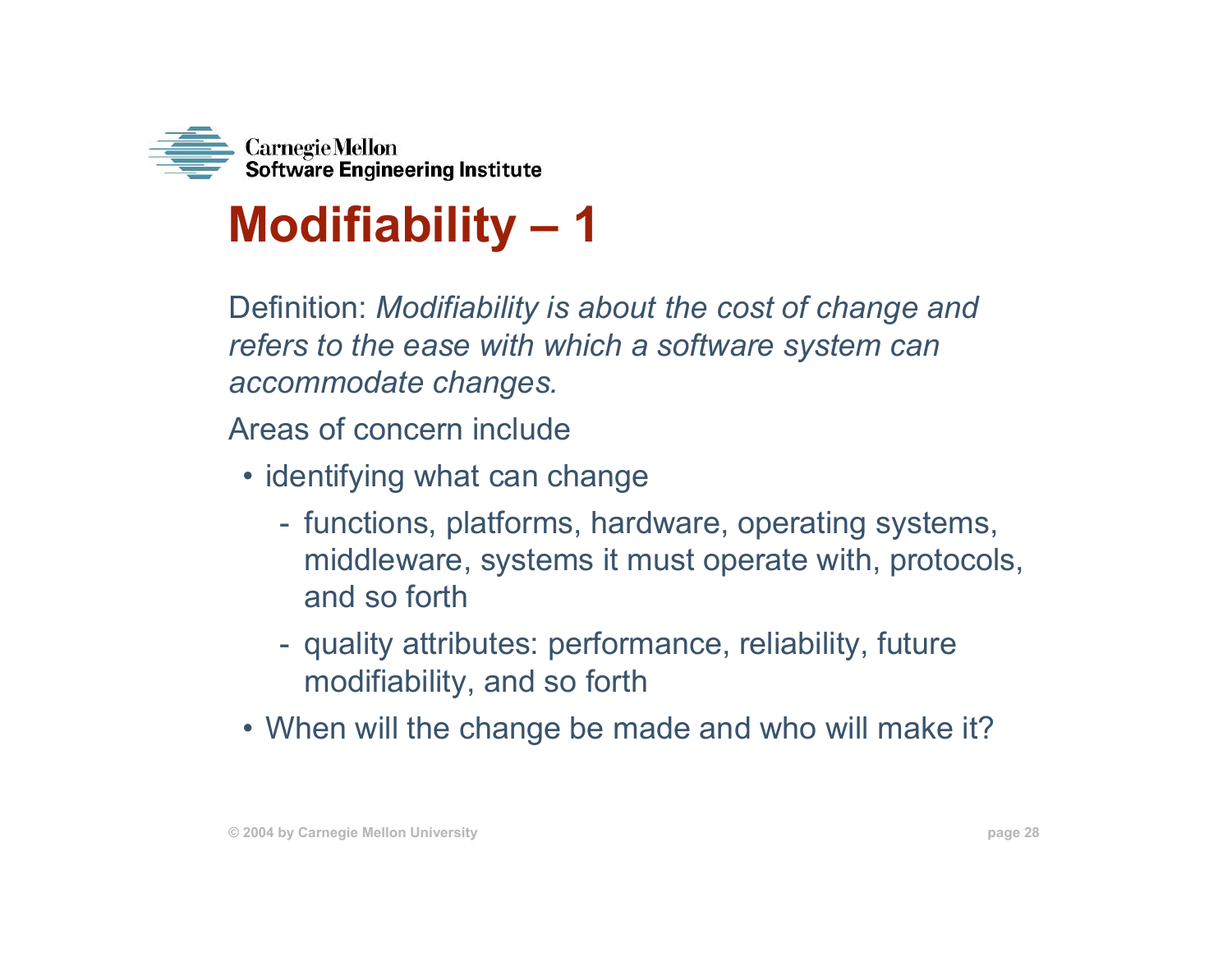# Modifiability – 1

Definition: *Modifiability is about the cost of change and refers to the ease with which a software system can accommodate changes.*

Areas of concern include

- identifying what can change
  - functions, platforms, hardware, operating systems, middleware, systems it must operate with, protocols, and so forth
  - quality attributes: performance, reliability, future modifiability, and so forth
- When will the change be made and who will make it?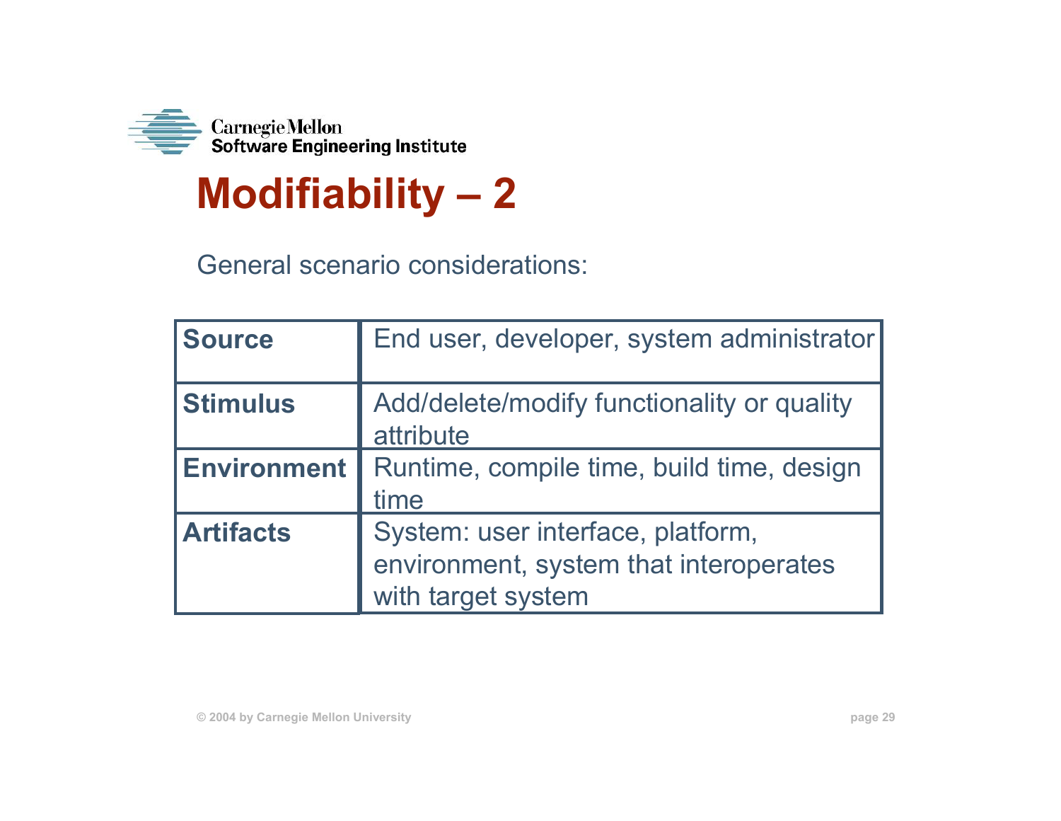# Modifiability – 2

General scenario considerations:

| | |
|---|---|
| **Source** | End user, developer, system administrator |
| **Stimulus** | Add/delete/modify functionality or quality attribute |
| **Environment** | Runtime, compile time, build time, design time |
| **Artifacts** | System: user interface, platform, environment, system that interoperates with target system |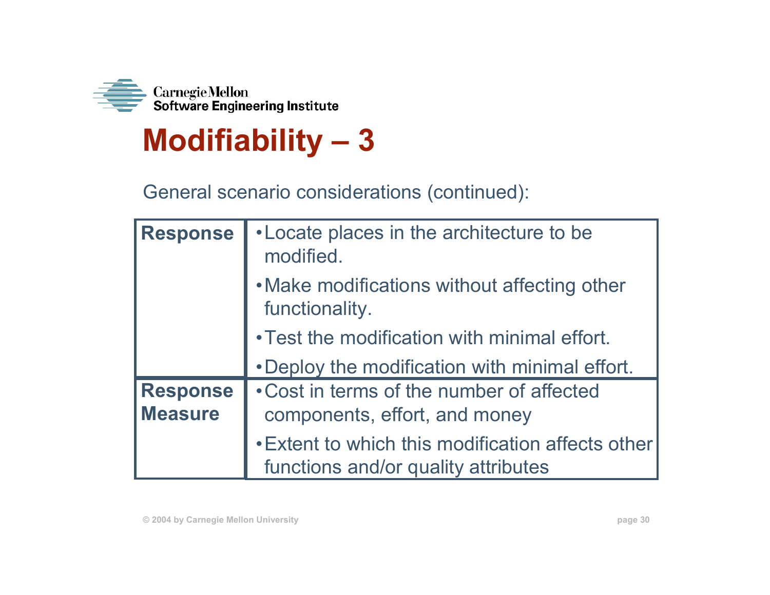# Modifiability – 3

General scenario considerations (continued):

| | |
|---|---|
| **Response** | • Locate places in the architecture to be modified.<br>• Make modifications without affecting other functionality.<br>• Test the modification with minimal effort.<br>• Deploy the modification with minimal effort. |
| **Response Measure** | • Cost in terms of the number of affected components, effort, and money<br>• Extent to which this modification affects other functions and/or quality attributes |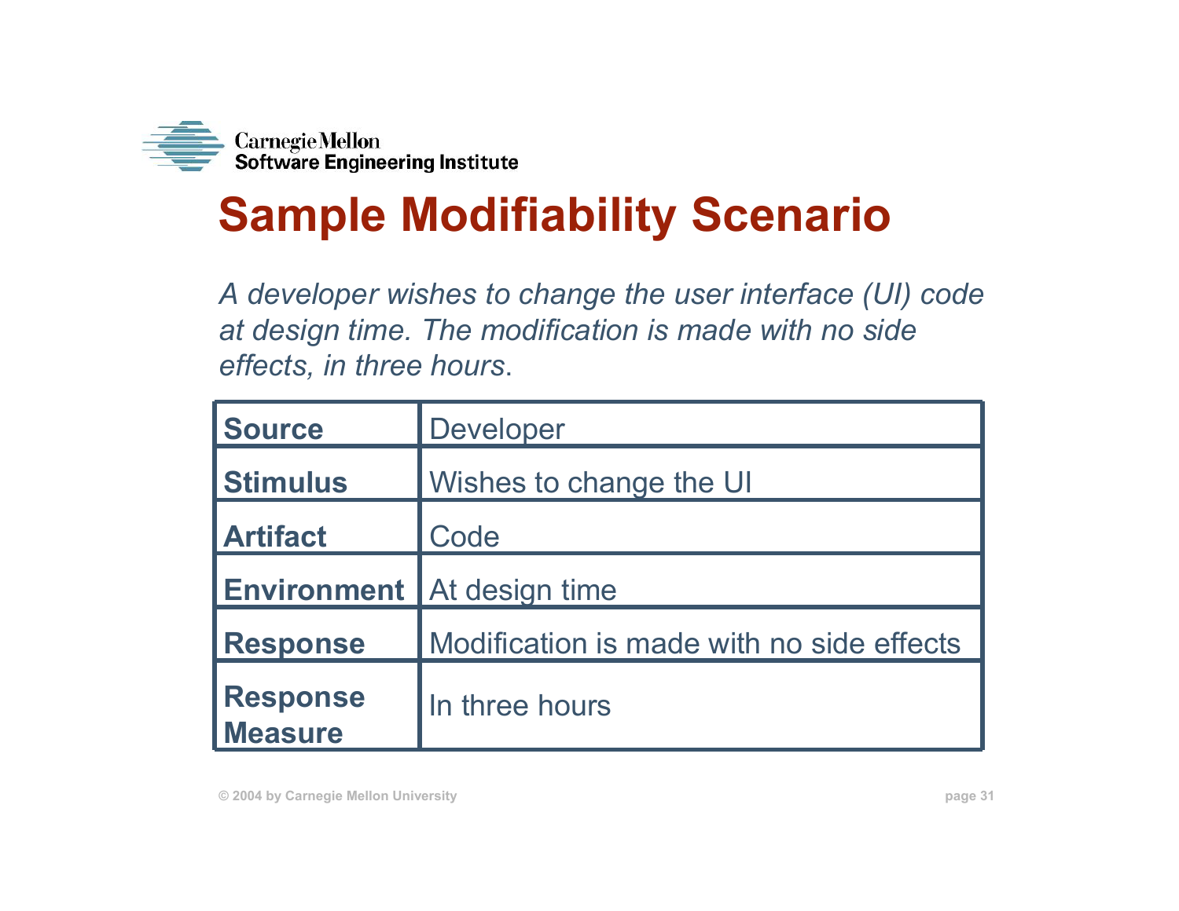# Sample Modifiability Scenario

*A developer wishes to change the user interface (UI) code at design time. The modification is made with no side effects, in three hours.*

| | |
|---|---|
| **Source** | Developer |
| **Stimulus** | Wishes to change the UI |
| **Artifact** | Code |
| **Environment** | At design time |
| **Response** | Modification is made with no side effects |
| **Response Measure** | In three hours |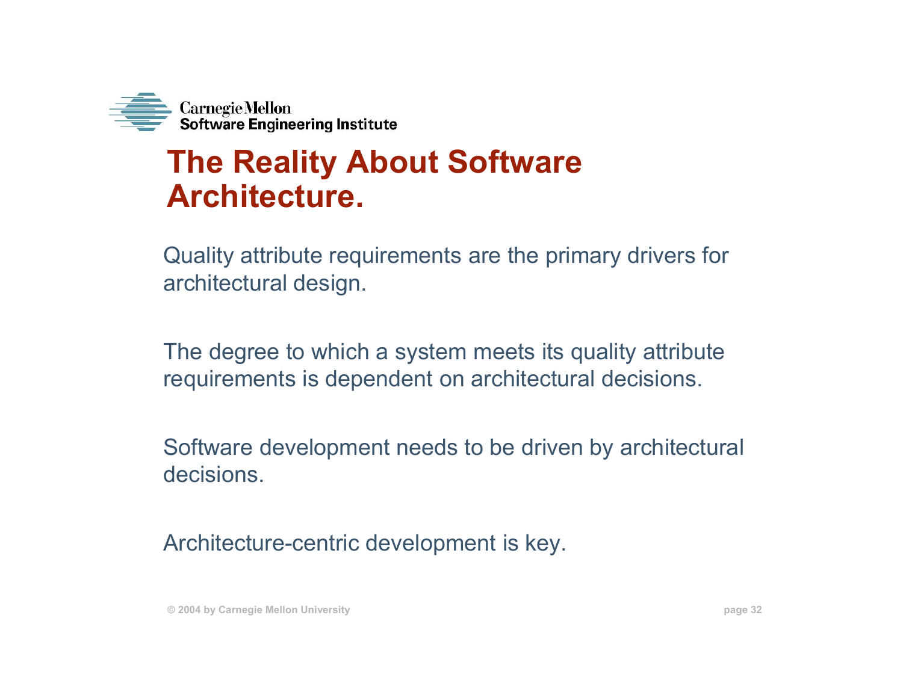# The Reality About Software Architecture.

Quality attribute requirements are the primary drivers for architectural design.

The degree to which a system meets its quality attribute requirements is dependent on architectural decisions.

Software development needs to be driven by architectural decisions.

Architecture-centric development is key.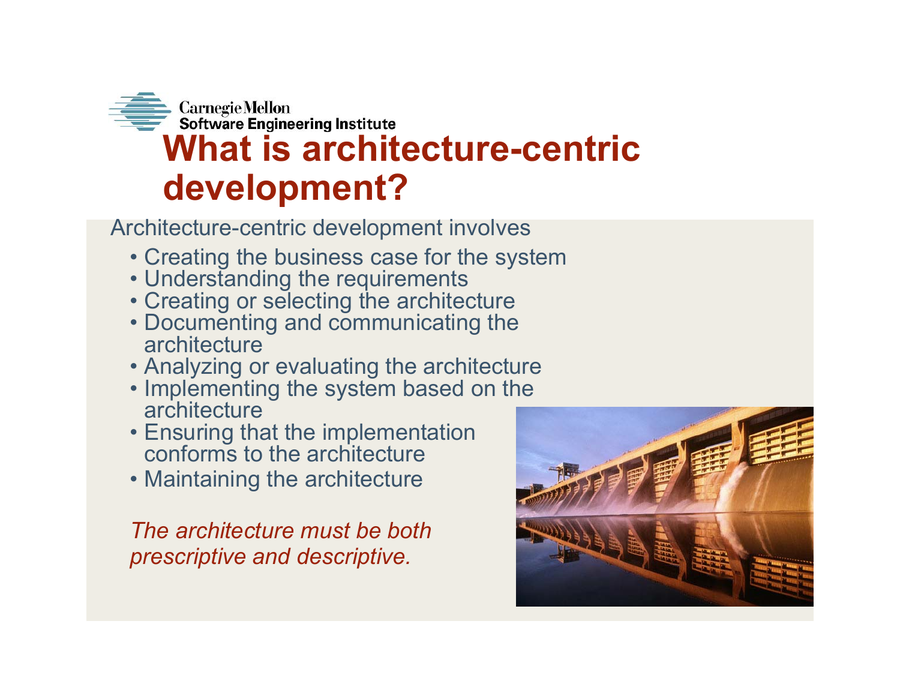# What is architecture-centric development?

Architecture-centric development involves

- Creating the business case for the system
- Understanding the requirements
- Creating or selecting the architecture
- Documenting and communicating the architecture
- Analyzing or evaluating the architecture
- Implementing the system based on the architecture
- Ensuring that the implementation conforms to the architecture
- Maintaining the architecture

*The architecture must be both prescriptive and descriptive.*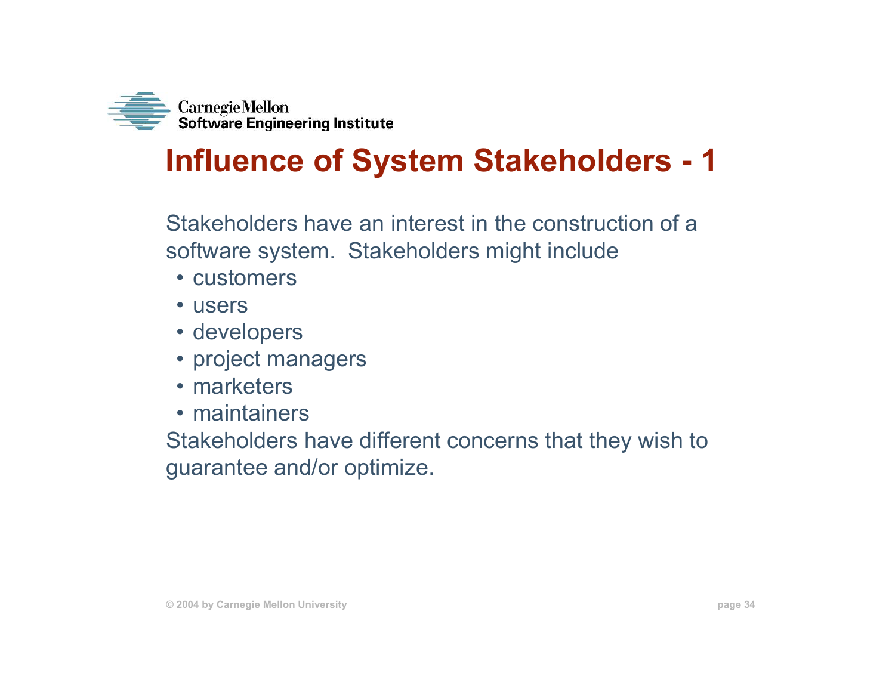# Influence of System Stakeholders - 1

Stakeholders have an interest in the construction of a software system. Stakeholders might include

- customers
- users
- developers
- project managers
- marketers
- maintainers

Stakeholders have different concerns that they wish to guarantee and/or optimize.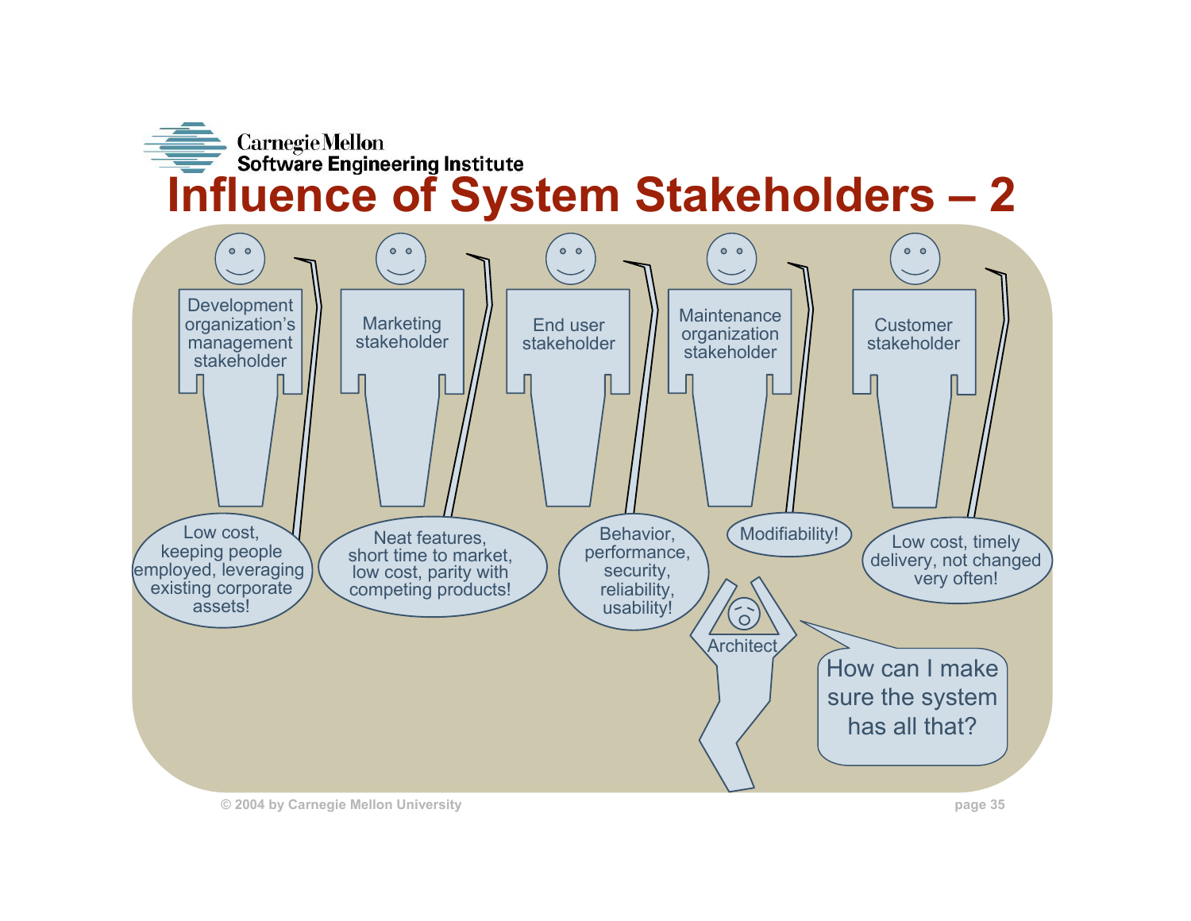# Influence of System Stakeholders – 2

Development organization's management stakeholder: Low cost, keeping people employed, leveraging existing corporate assets!

Marketing stakeholder: Neat features, short time to market, low cost, parity with competing products!

End user stakeholder: Behavior, performance, security, reliability, usability!

Maintenance organization stakeholder: Modifiability!

Customer stakeholder: Low cost, timely delivery, not changed very often!

Architect: How can I make sure the system has all that?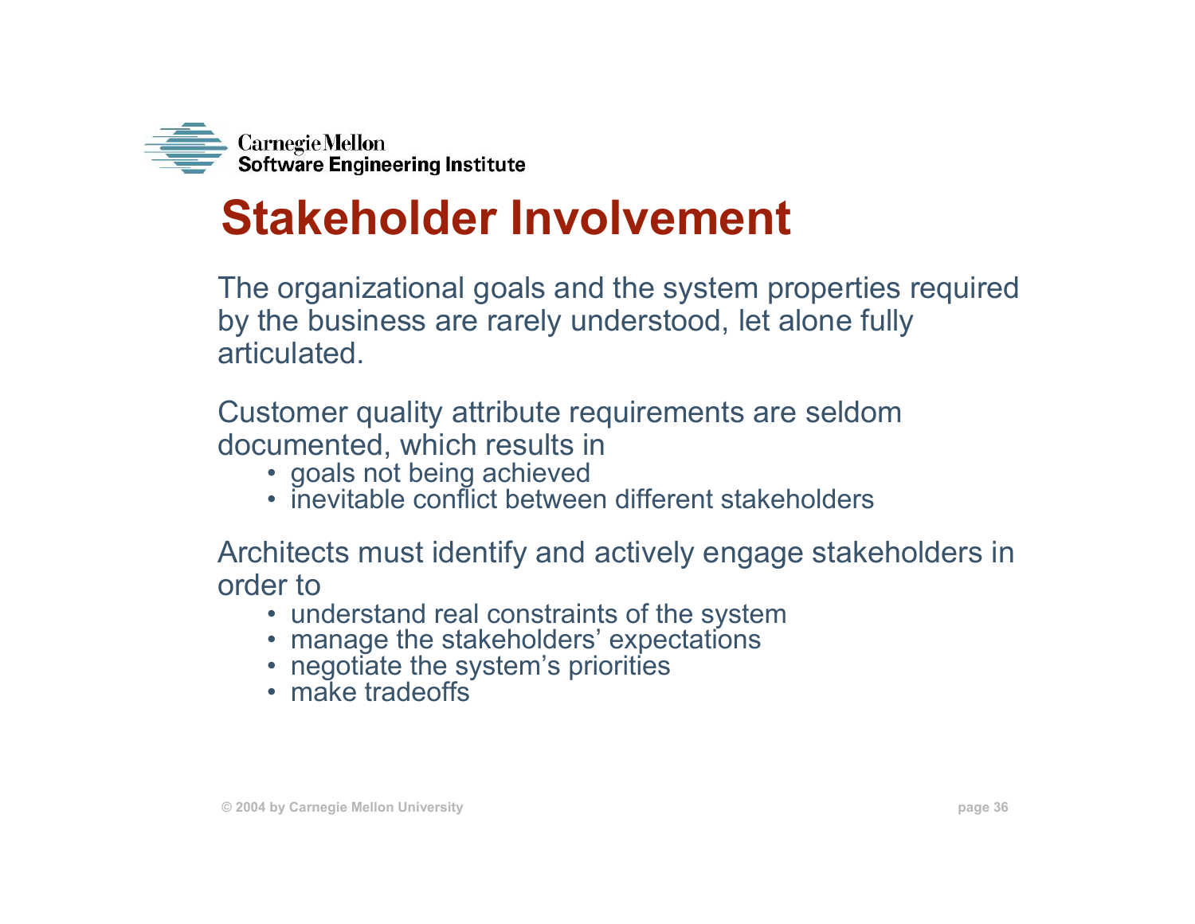# Stakeholder Involvement

The organizational goals and the system properties required by the business are rarely understood, let alone fully articulated.

Customer quality attribute requirements are seldom documented, which results in

- goals not being achieved
- inevitable conflict between different stakeholders

Architects must identify and actively engage stakeholders in order to

- understand real constraints of the system
- manage the stakeholders' expectations
- negotiate the system's priorities
- make tradeoffs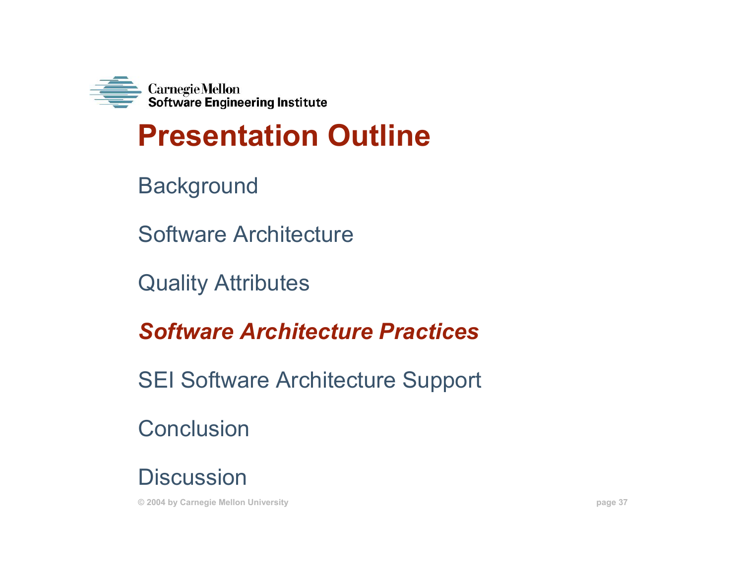# Presentation Outline

Background

Software Architecture

Quality Attributes

***Software Architecture Practices***

SEI Software Architecture Support

Conclusion

Discussion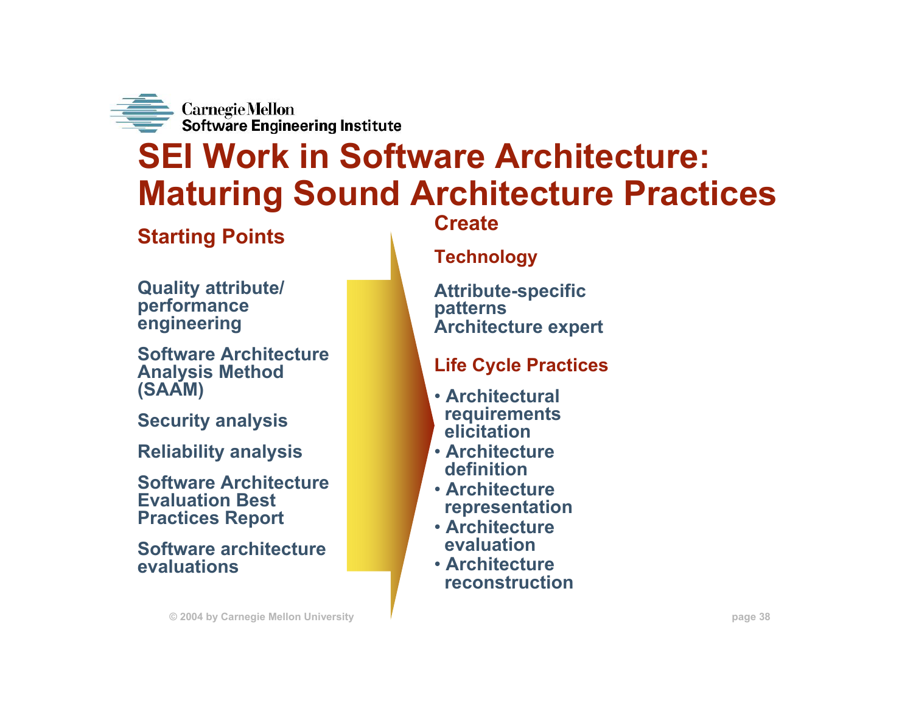# SEI Work in Software Architecture: Maturing Sound Architecture Practices

## Starting Points

Quality attribute/ performance engineering

Software Architecture Analysis Method (SAAM)

Security analysis

Reliability analysis

Software Architecture Evaluation Best Practices Report

Software architecture evaluations

## Create

### Technology

Attribute-specific patterns
Architecture expert

### Life Cycle Practices

- Architectural requirements elicitation
- Architecture definition
- Architecture representation
- Architecture evaluation
- Architecture reconstruction

© 2004 by Carnegie Mellon University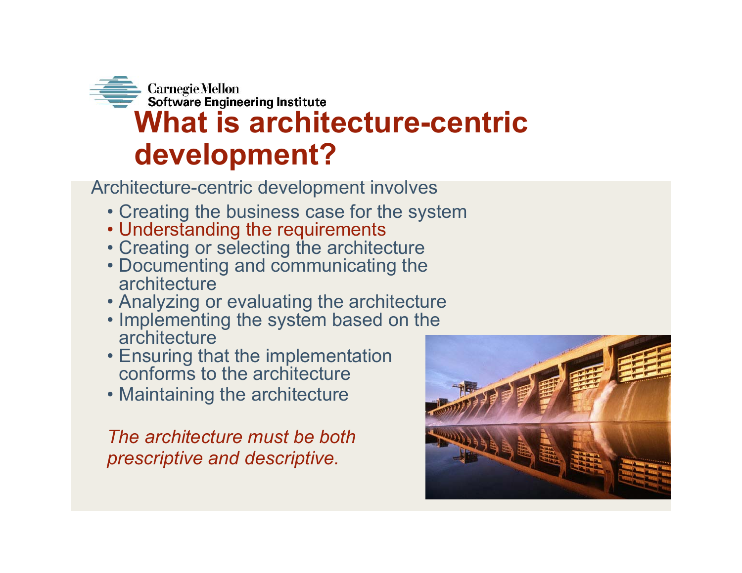# What is architecture-centric development?

Architecture-centric development involves

- Creating the business case for the system
- Understanding the requirements
- Creating or selecting the architecture
- Documenting and communicating the architecture
- Analyzing or evaluating the architecture
- Implementing the system based on the architecture
- Ensuring that the implementation conforms to the architecture
- Maintaining the architecture

*The architecture must be both prescriptive and descriptive.*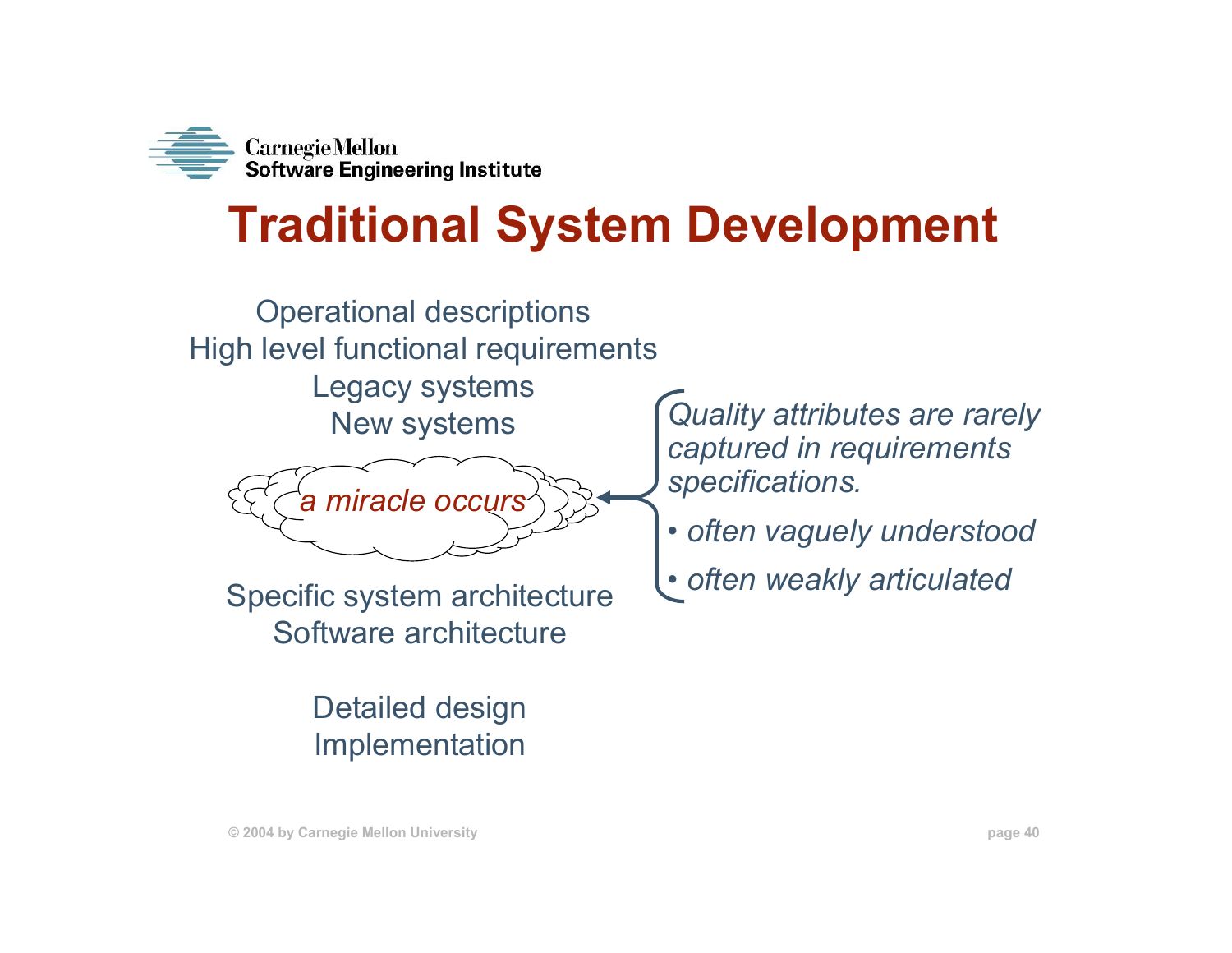# Traditional System Development

Operational descriptions
High level functional requirements
Legacy systems
New systems

*a miracle occurs*

Specific system architecture
Software architecture

Detailed design
Implementation

*Quality attributes are rarely captured in requirements specifications.*

- *often vaguely understood*
- *often weakly articulated*

© 2004 by Carnegie Mellon University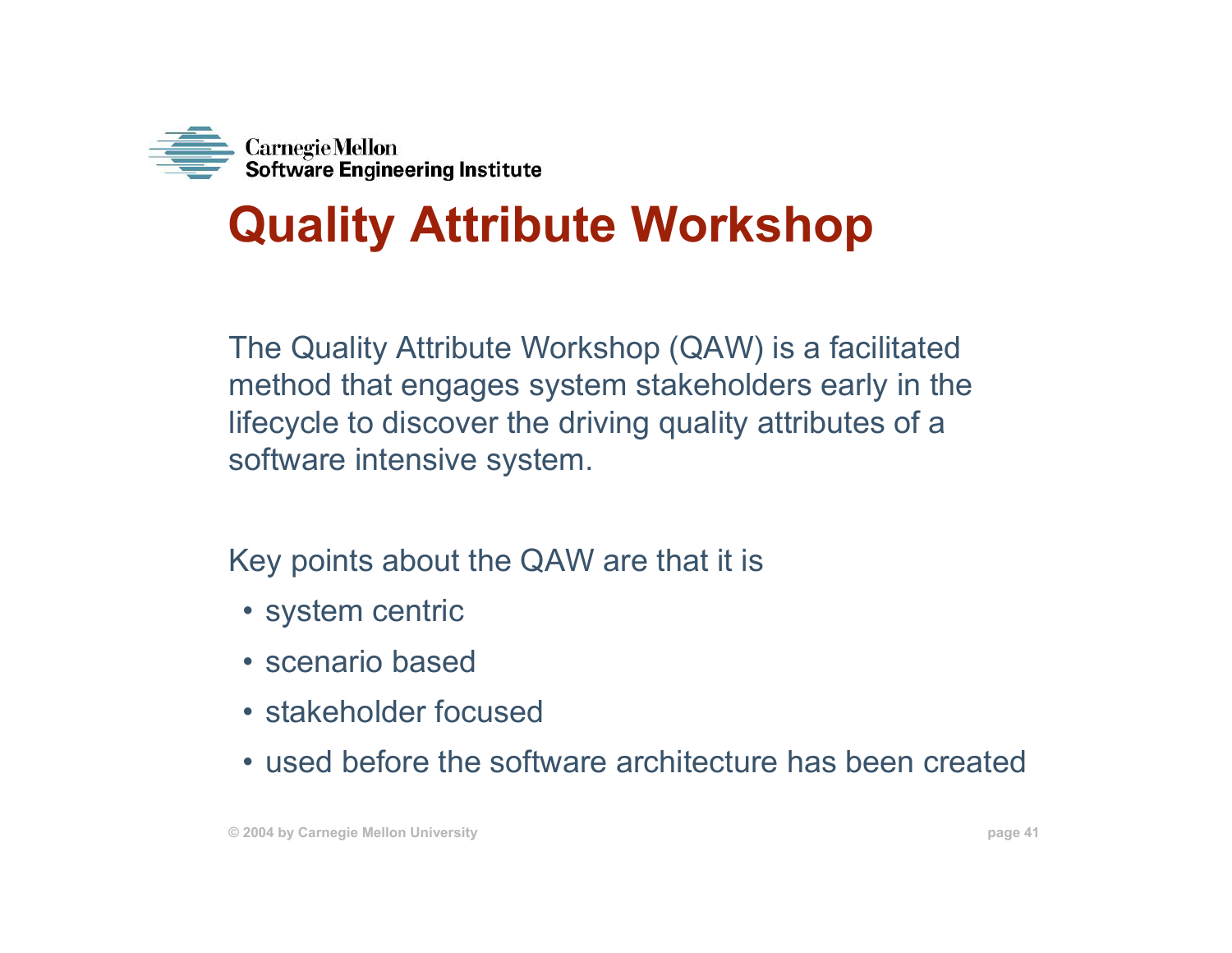# Quality Attribute Workshop

The Quality Attribute Workshop (QAW) is a facilitated method that engages system stakeholders early in the lifecycle to discover the driving quality attributes of a software intensive system.

Key points about the QAW are that it is

- system centric
- scenario based
- stakeholder focused
- used before the software architecture has been created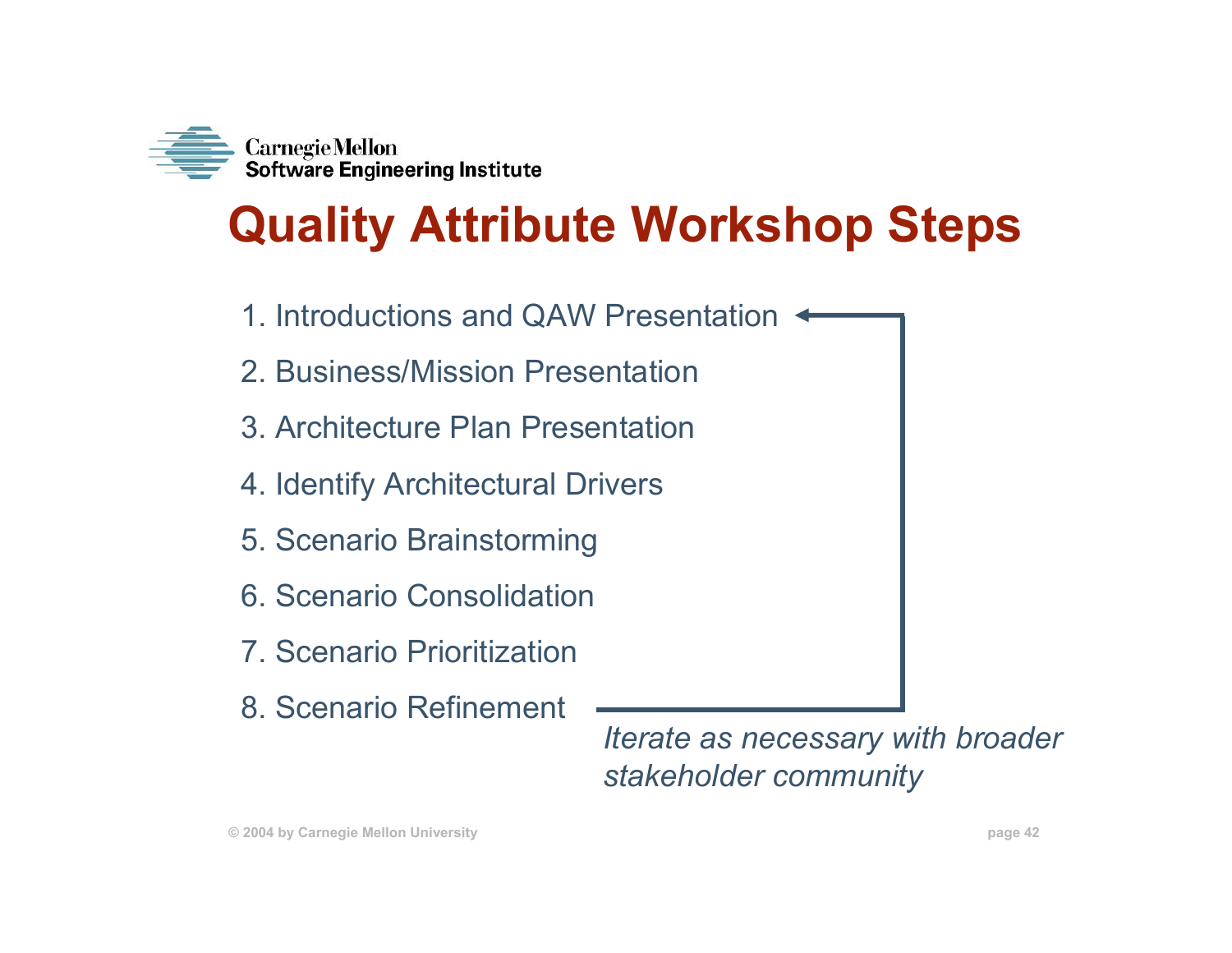# Quality Attribute Workshop Steps

1. Introductions and QAW Presentation
2. Business/Mission Presentation
3. Architecture Plan Presentation
4. Identify Architectural Drivers
5. Scenario Brainstorming
6. Scenario Consolidation
7. Scenario Prioritization
8. Scenario Refinement

*Iterate as necessary with broader stakeholder community*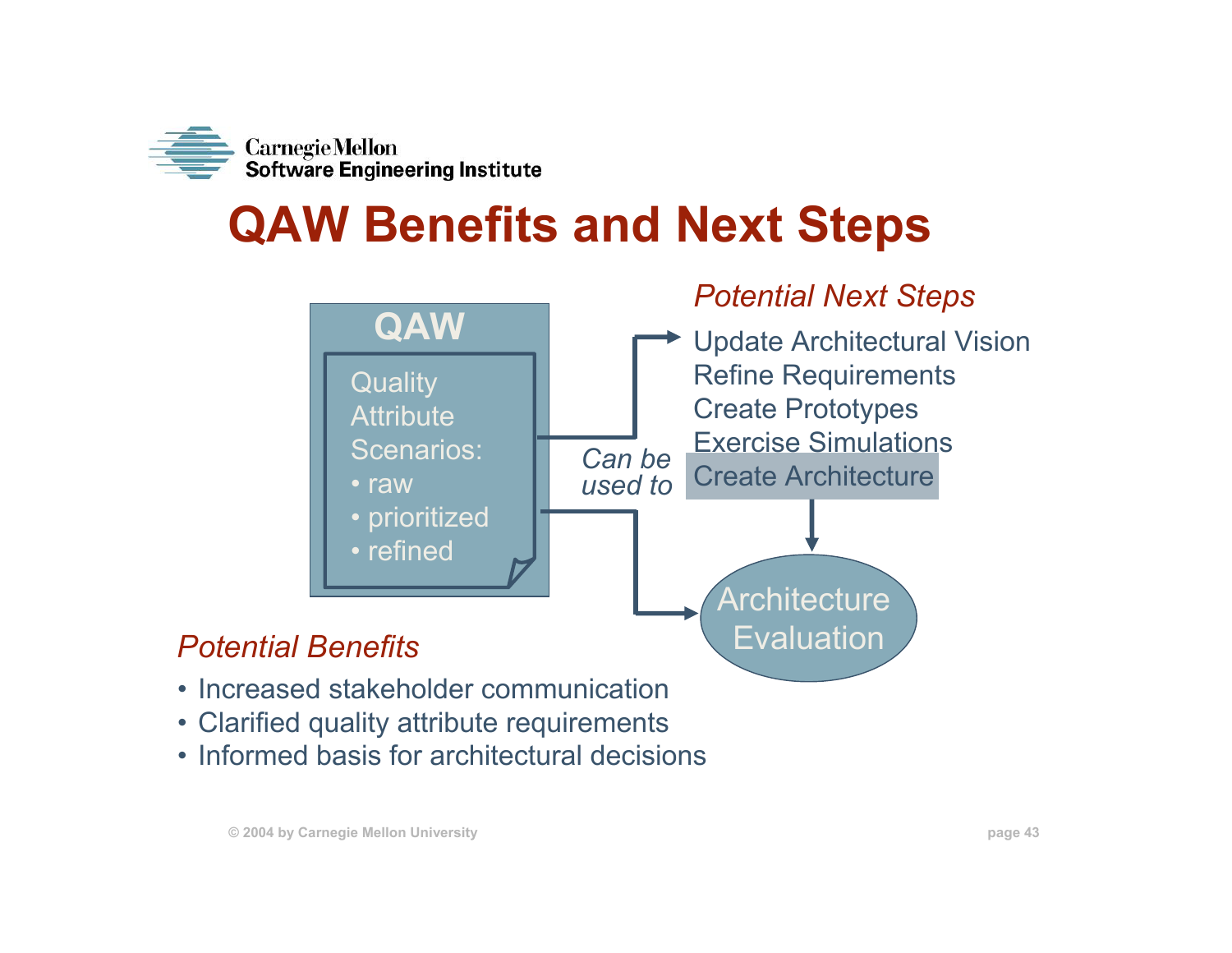# QAW Benefits and Next Steps

**QAW**

Quality Attribute Scenarios:

- raw
- prioritized
- refined

*Can be used to*

*Potential Next Steps*

- Update Architectural Vision
- Refine Requirements
- Create Prototypes
- Exercise Simulations
- Create Architecture

Architecture Evaluation

*Potential Benefits*

- Increased stakeholder communication
- Clarified quality attribute requirements
- Informed basis for architectural decisions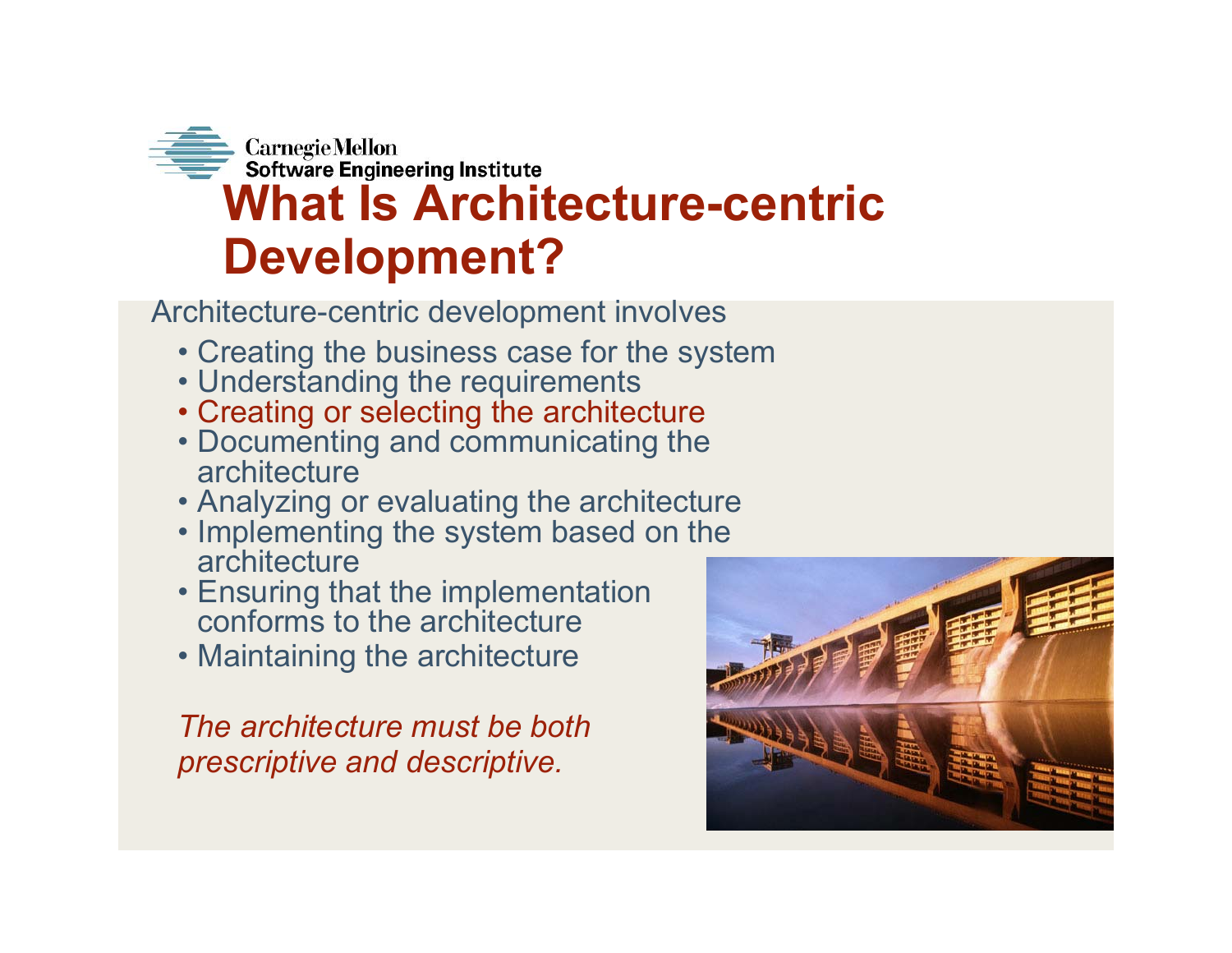# What Is Architecture-centric Development?

Architecture-centric development involves

- Creating the business case for the system
- Understanding the requirements
- Creating or selecting the architecture
- Documenting and communicating the architecture
- Analyzing or evaluating the architecture
- Implementing the system based on the architecture
- Ensuring that the implementation conforms to the architecture
- Maintaining the architecture

*The architecture must be both prescriptive and descriptive.*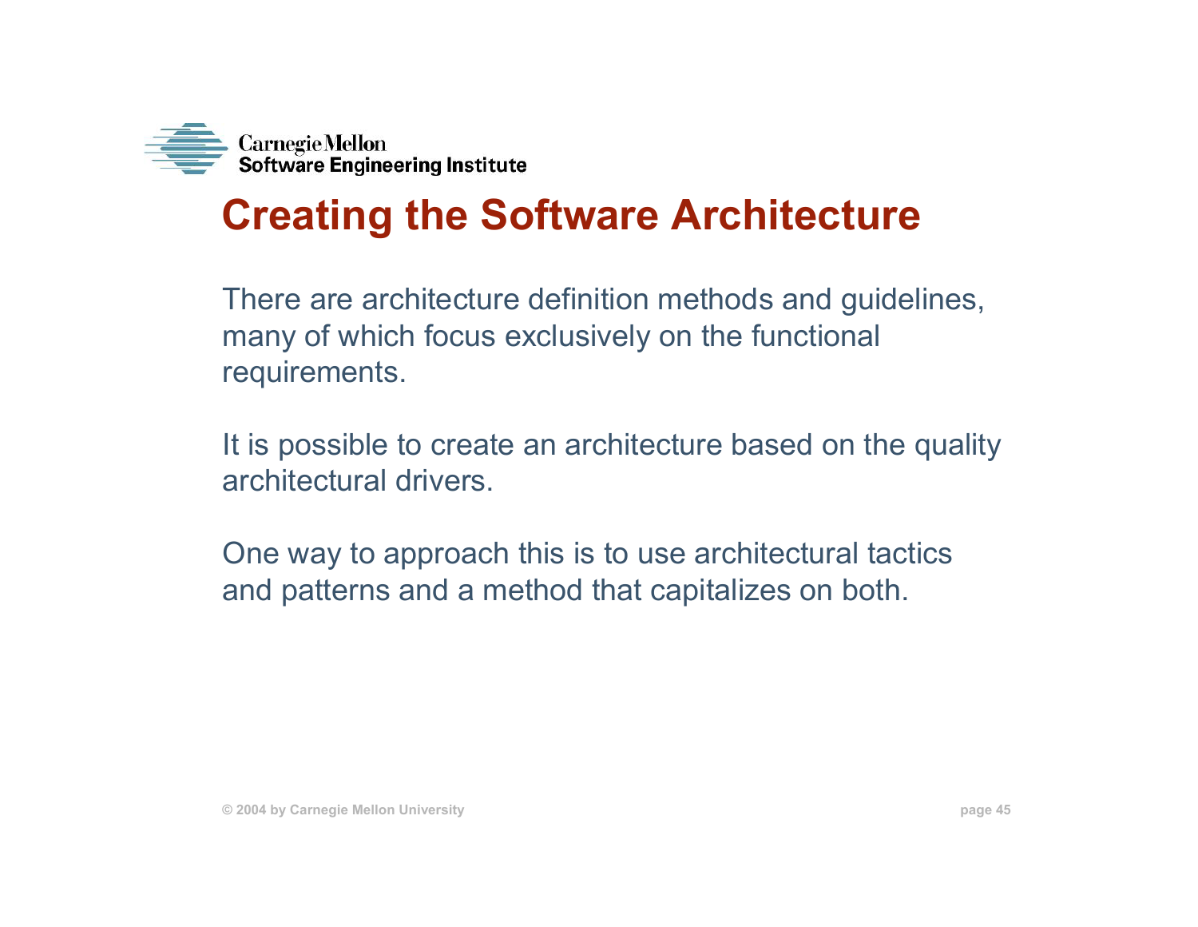# Creating the Software Architecture

There are architecture definition methods and guidelines, many of which focus exclusively on the functional requirements.

It is possible to create an architecture based on the quality architectural drivers.

One way to approach this is to use architectural tactics and patterns and a method that capitalizes on both.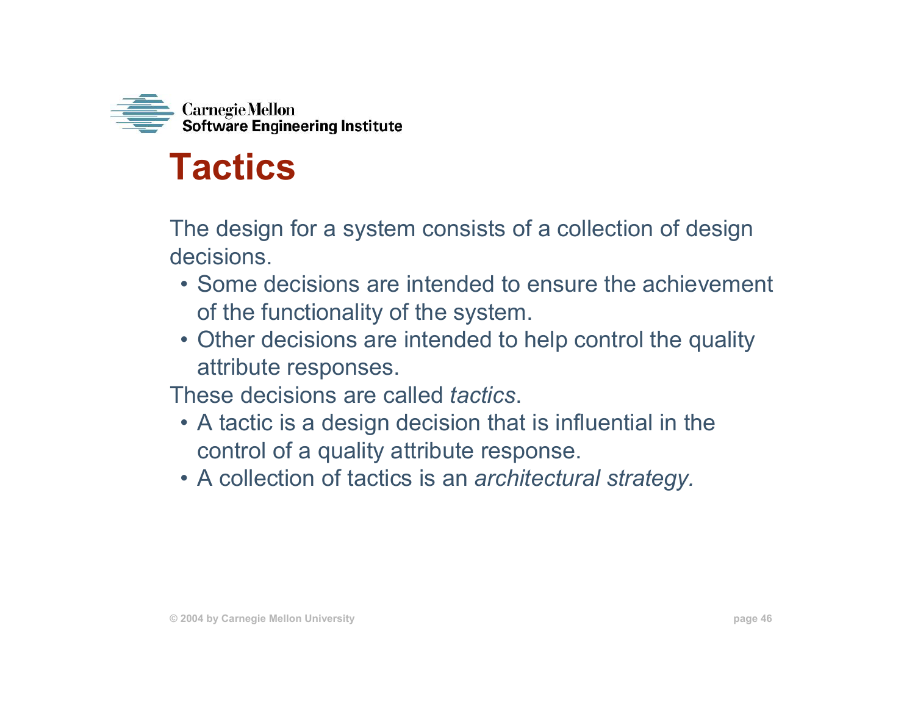# Tactics

The design for a system consists of a collection of design decisions.

- Some decisions are intended to ensure the achievement of the functionality of the system.
- Other decisions are intended to help control the quality attribute responses.

These decisions are called *tactics*.

- A tactic is a design decision that is influential in the control of a quality attribute response.
- A collection of tactics is an *architectural strategy.*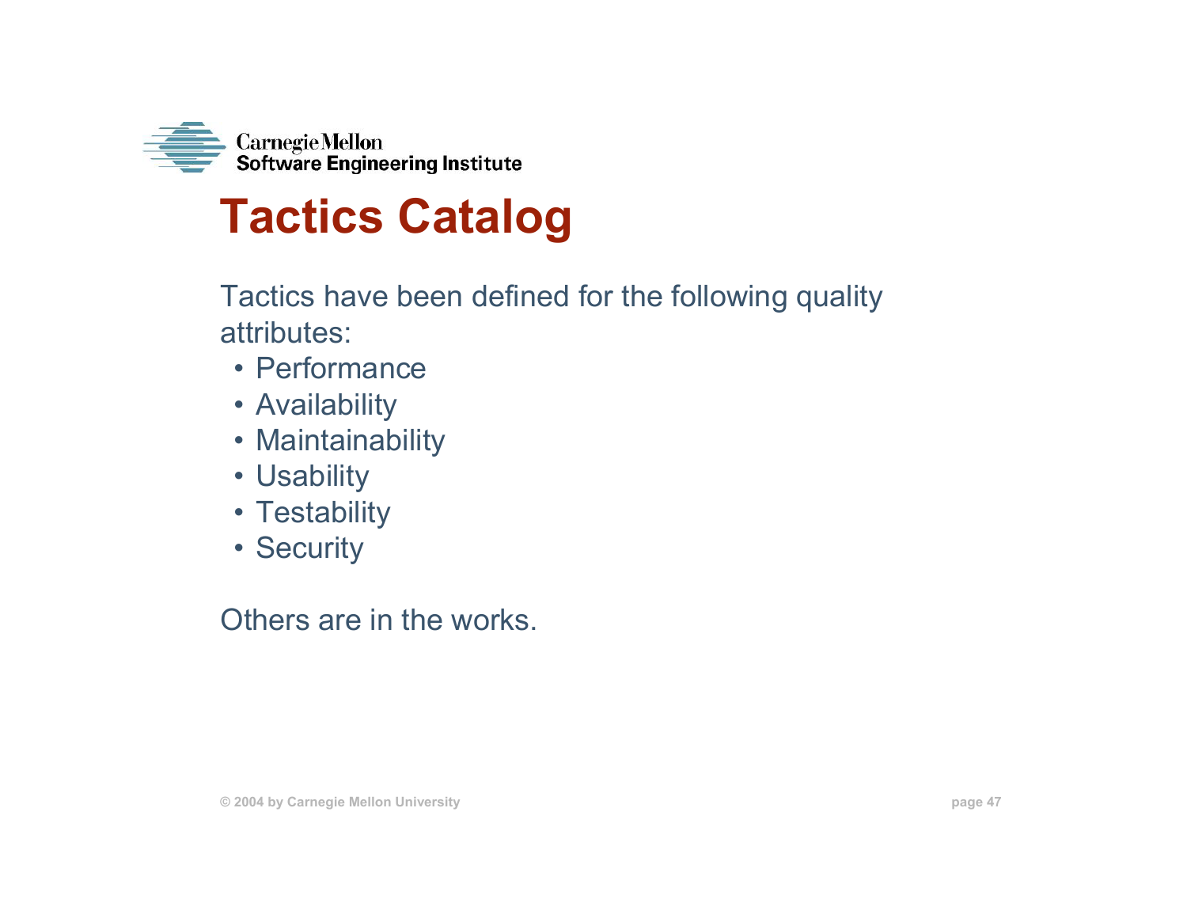# Tactics Catalog

Tactics have been defined for the following quality attributes:

- Performance
- Availability
- Maintainability
- Usability
- Testability
- Security

Others are in the works.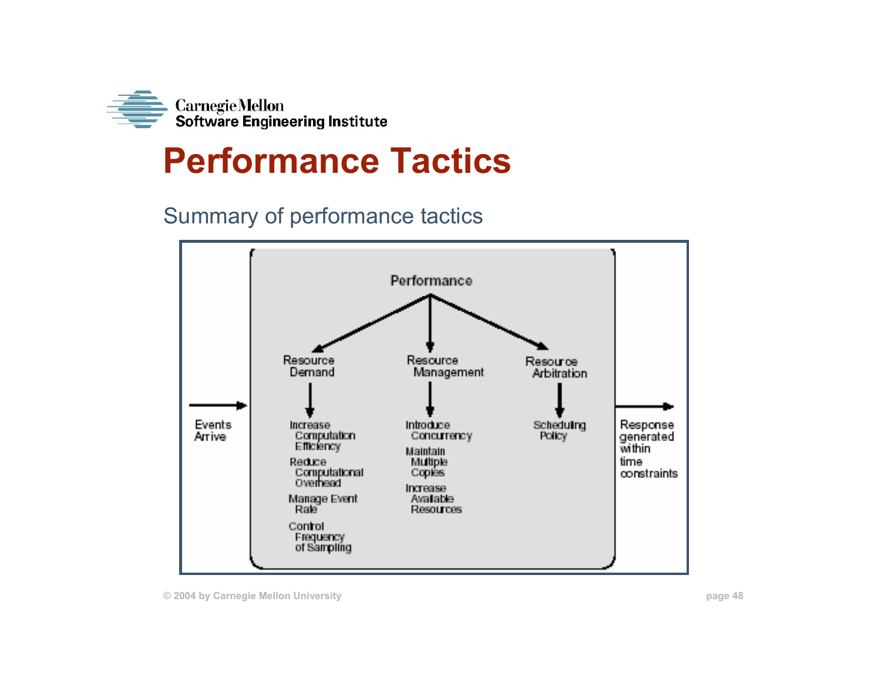# Performance Tactics

Summary of performance tactics

Events Arrive → **Performance**

- **Resource Demand**
  - Increase Computation Efficiency
  - Reduce Computational Overhead
  - Manage Event Rate
  - Control Frequency of Sampling
- **Resource Management**
  - Introduce Concurrency
  - Maintain Multiple Copies
  - Increase Available Resources
- **Resource Arbitration**
  - Scheduling Policy

→ Response generated within time constraints

© 2004 by Carnegie Mellon University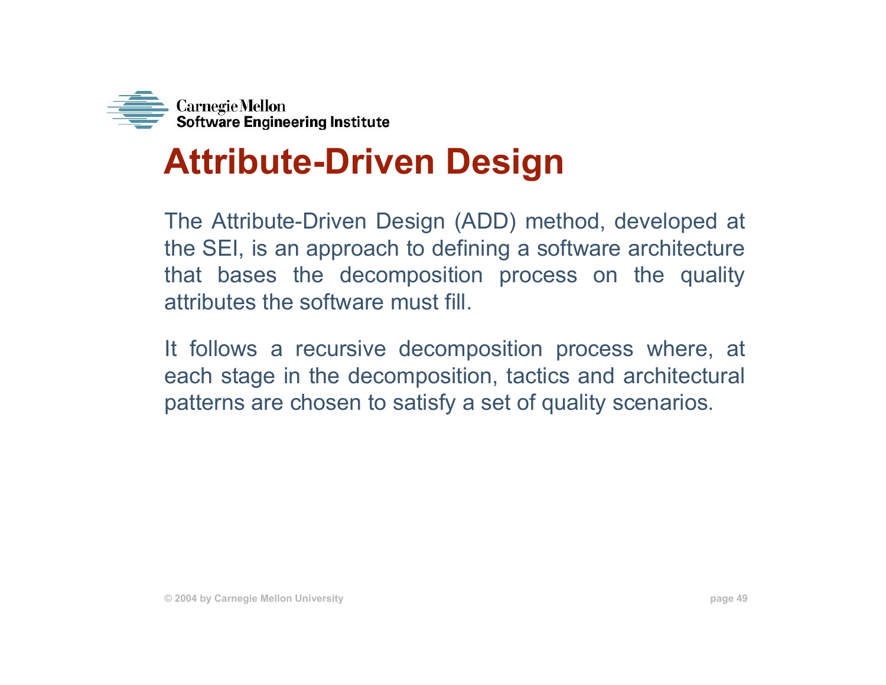# Attribute-Driven Design

The Attribute-Driven Design (ADD) method, developed at the SEI, is an approach to defining a software architecture that bases the decomposition process on the quality attributes the software must fill.

It follows a recursive decomposition process where, at each stage in the decomposition, tactics and architectural patterns are chosen to satisfy a set of quality scenarios.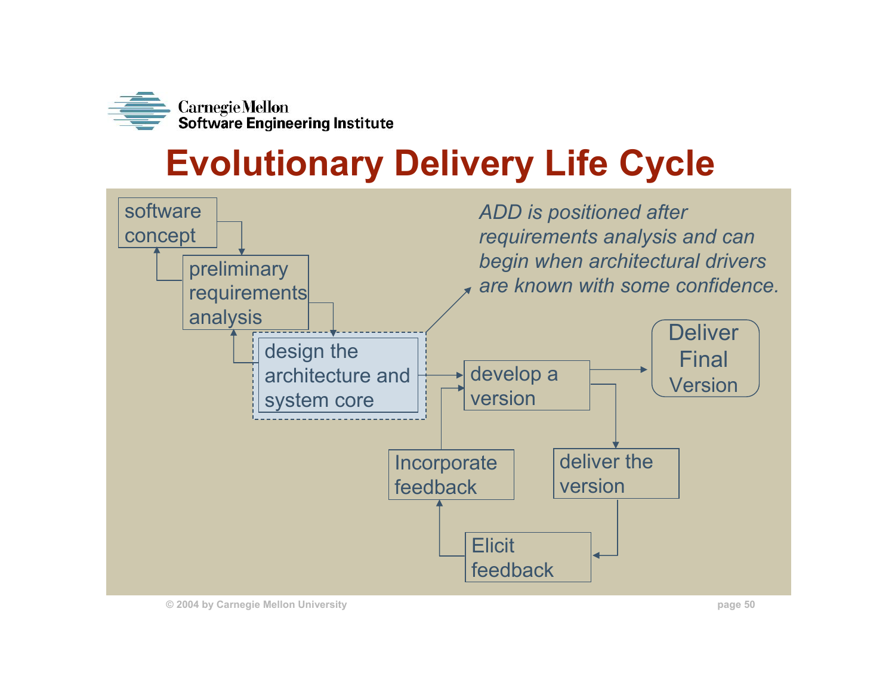# Evolutionary Delivery Life Cycle

software concept

preliminary requirements analysis

design the architecture and system core

develop a version

Deliver Final Version

Incorporate feedback

deliver the version

Elicit feedback

*ADD is positioned after requirements analysis and can begin when architectural drivers are known with some confidence.*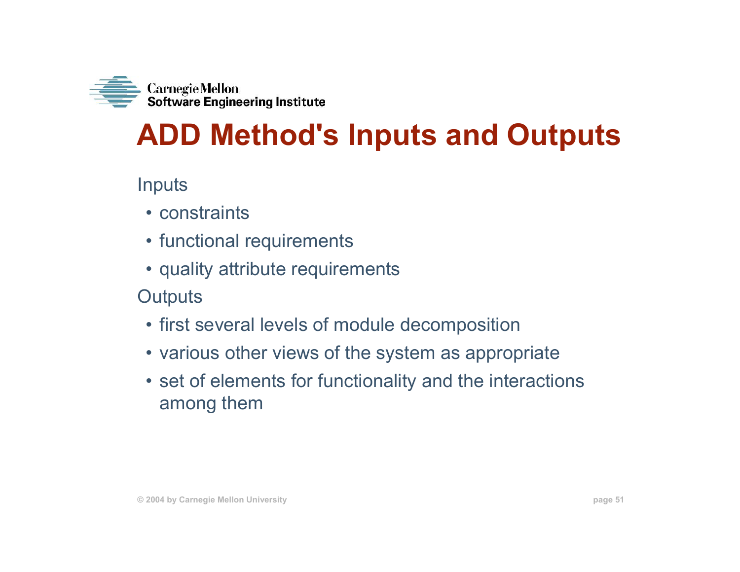# ADD Method's Inputs and Outputs

Inputs

- constraints
- functional requirements
- quality attribute requirements

Outputs

- first several levels of module decomposition
- various other views of the system as appropriate
- set of elements for functionality and the interactions among them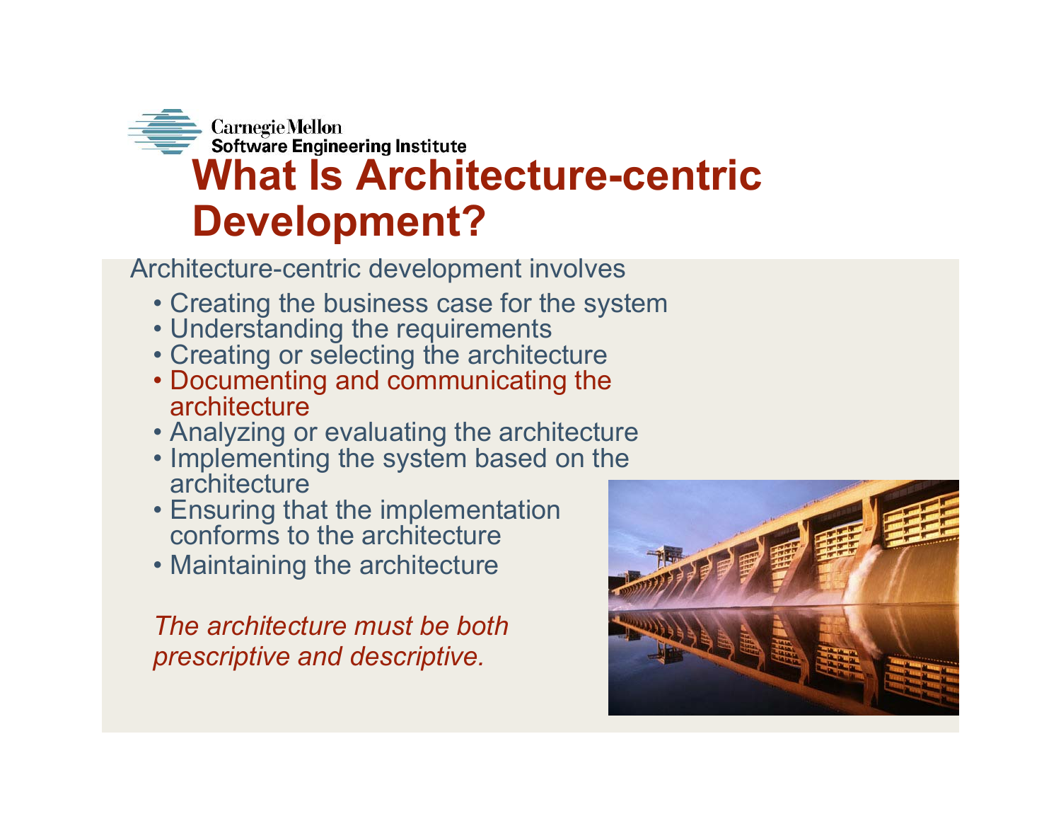# What Is Architecture-centric Development?

Architecture-centric development involves

- Creating the business case for the system
- Understanding the requirements
- Creating or selecting the architecture
- Documenting and communicating the architecture
- Analyzing or evaluating the architecture
- Implementing the system based on the architecture
- Ensuring that the implementation conforms to the architecture
- Maintaining the architecture

*The architecture must be both prescriptive and descriptive.*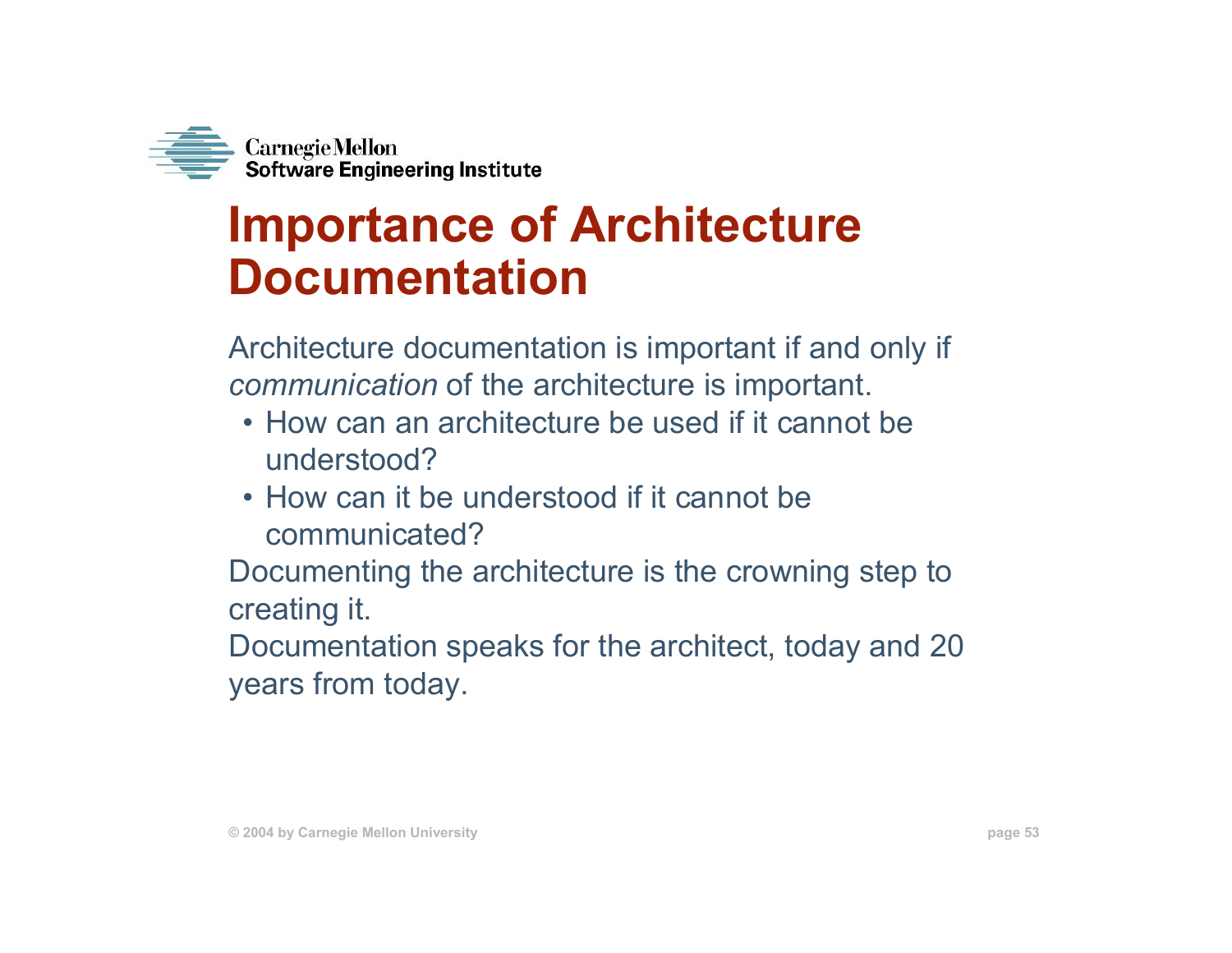# Importance of Architecture Documentation

Architecture documentation is important if and only if *communication* of the architecture is important.

- How can an architecture be used if it cannot be understood?
- How can it be understood if it cannot be communicated?

Documenting the architecture is the crowning step to creating it.

Documentation speaks for the architect, today and 20 years from today.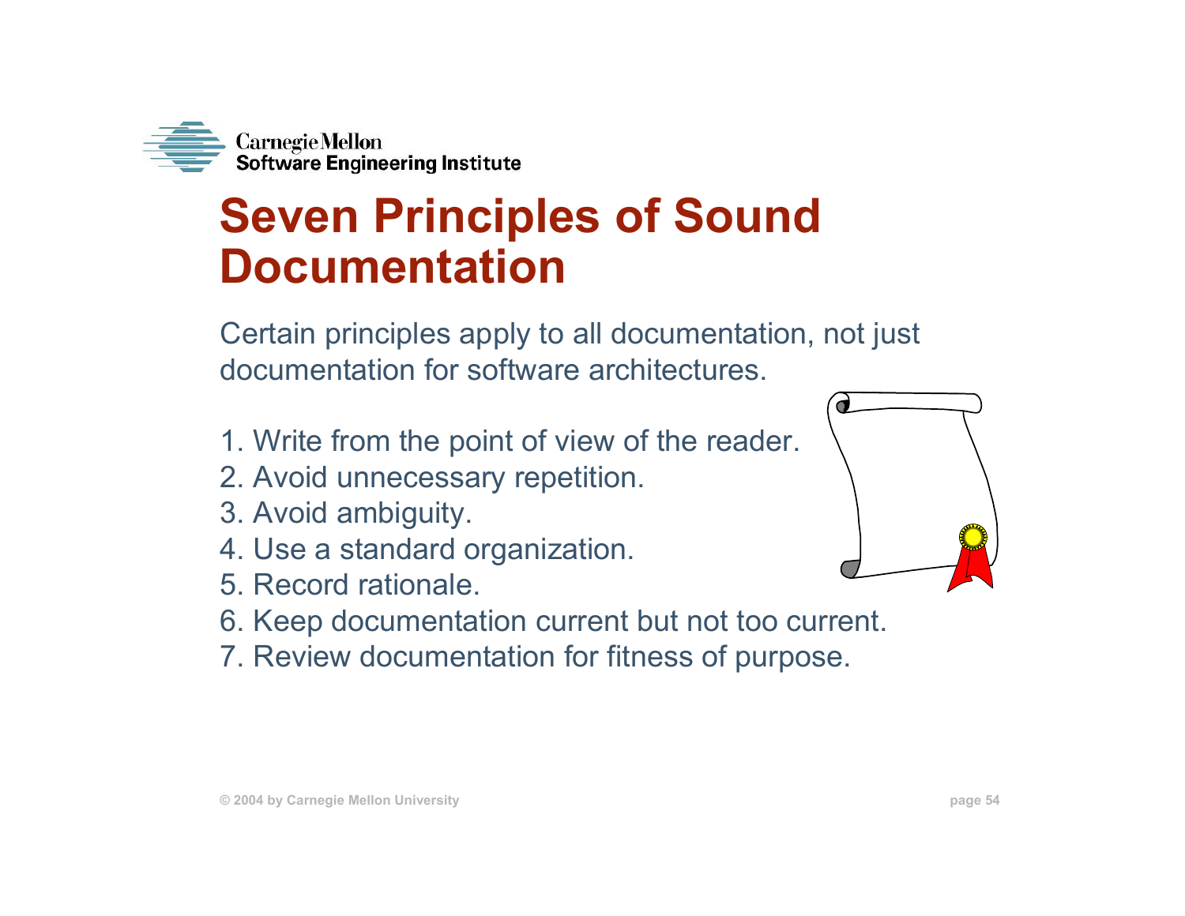# Seven Principles of Sound Documentation

Certain principles apply to all documentation, not just documentation for software architectures.

1. Write from the point of view of the reader.
2. Avoid unnecessary repetition.
3. Avoid ambiguity.
4. Use a standard organization.
5. Record rationale.
6. Keep documentation current but not too current.
7. Review documentation for fitness of purpose.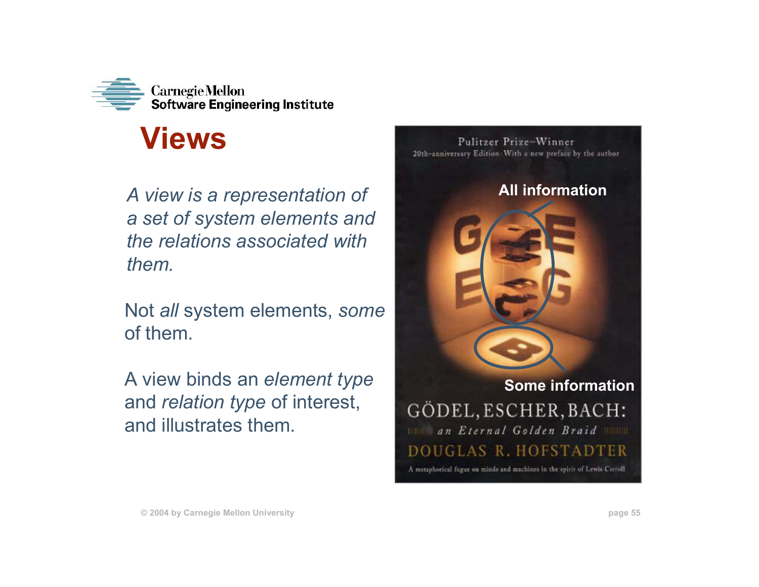# Views

*A view is a representation of a set of system elements and the relations associated with them.*

Not *all* system elements, *some* of them.

A view binds an *element type* and *relation type* of interest, and illustrates them.

**All information**

**Some information**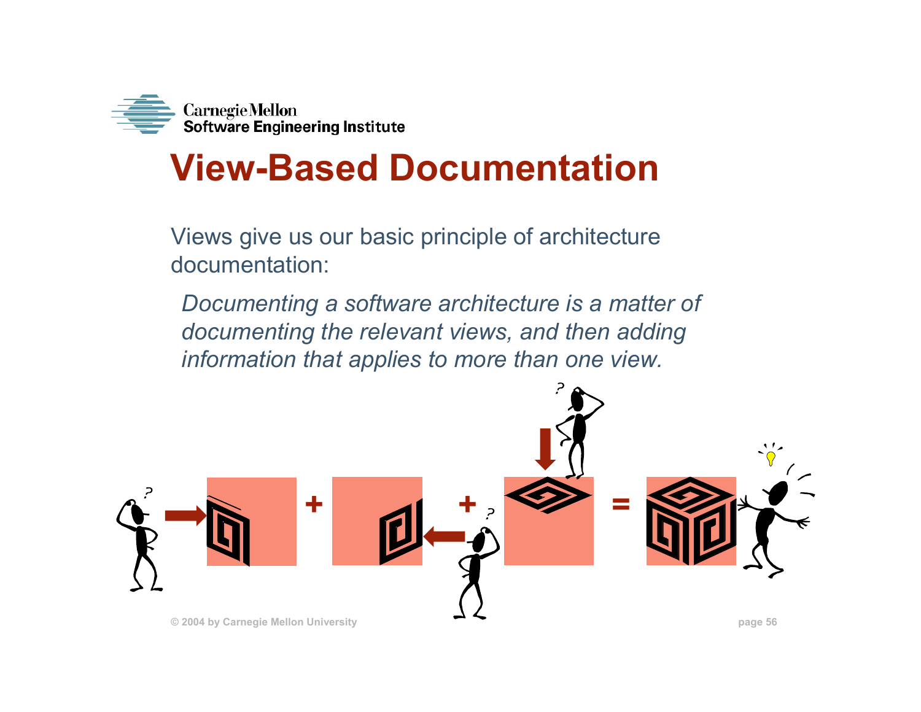# View-Based Documentation

Views give us our basic principle of architecture documentation:

*Documenting a software architecture is a matter of documenting the relevant views, and then adding information that applies to more than one view.*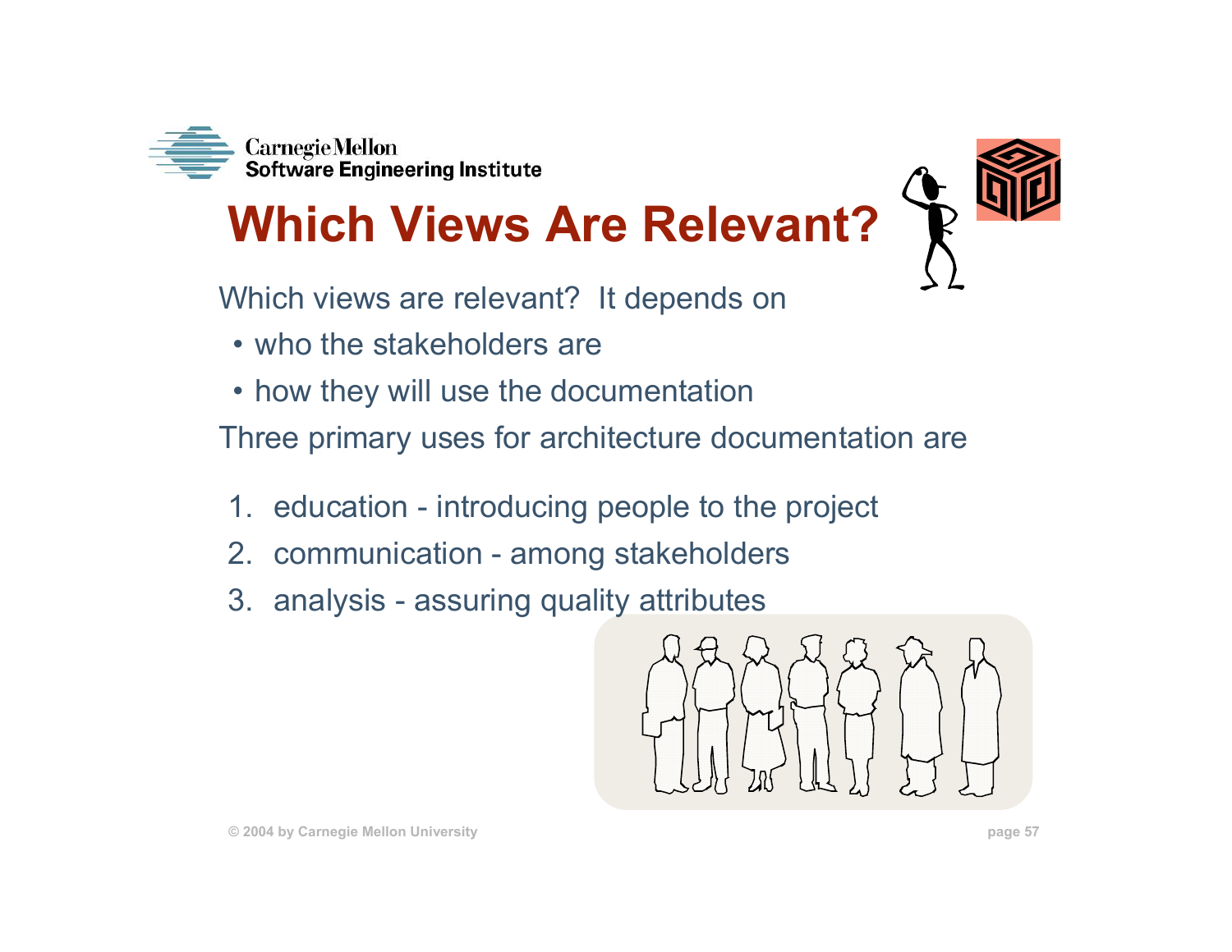# Which Views Are Relevant?

Which views are relevant? It depends on

- who the stakeholders are
- how they will use the documentation

Three primary uses for architecture documentation are

1. education - introducing people to the project
2. communication - among stakeholders
3. analysis - assuring quality attributes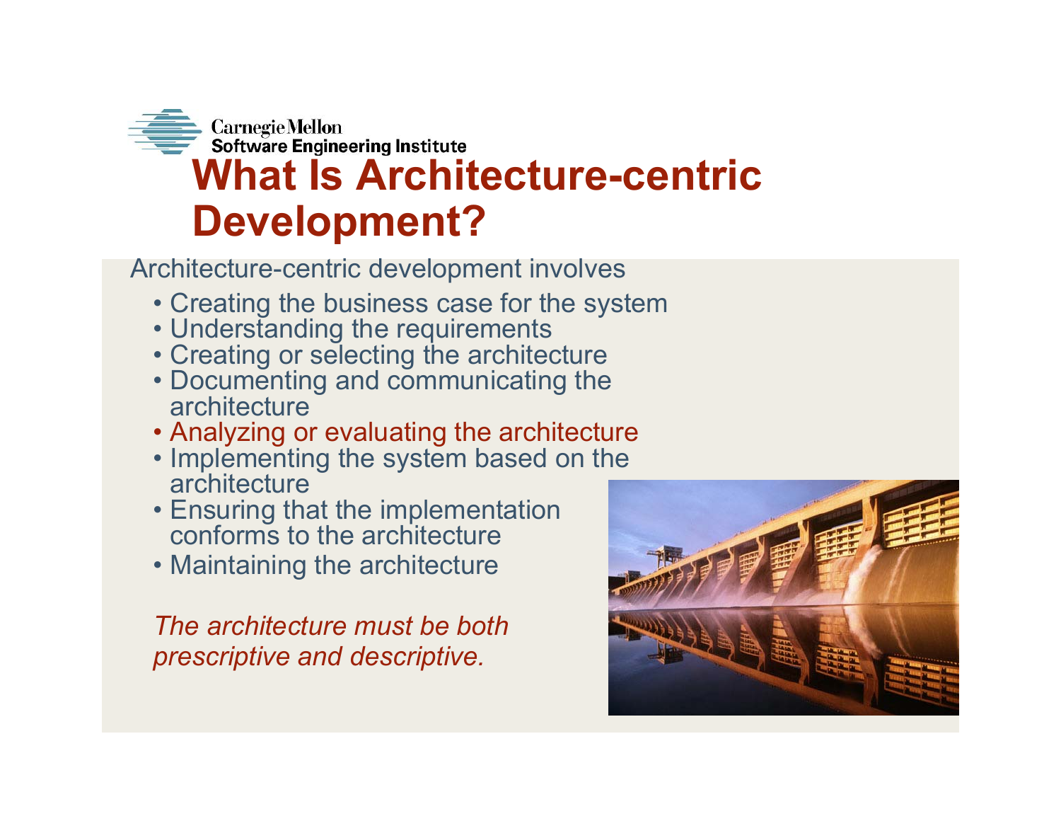# What Is Architecture-centric Development?

Architecture-centric development involves

- Creating the business case for the system
- Understanding the requirements
- Creating or selecting the architecture
- Documenting and communicating the architecture
- Analyzing or evaluating the architecture
- Implementing the system based on the architecture
- Ensuring that the implementation conforms to the architecture
- Maintaining the architecture

*The architecture must be both prescriptive and descriptive.*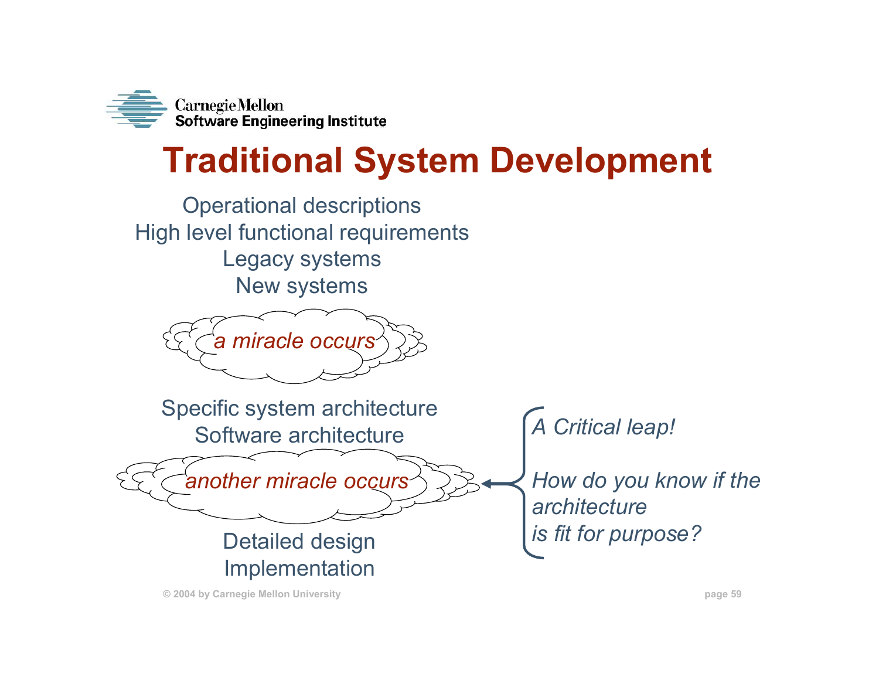# Traditional System Development

Operational descriptions
High level functional requirements
Legacy systems
New systems

*a miracle occurs*

Specific system architecture
Software architecture

*another miracle occurs*

Detailed design
Implementation

*A Critical leap!*

*How do you know if the architecture is fit for purpose?*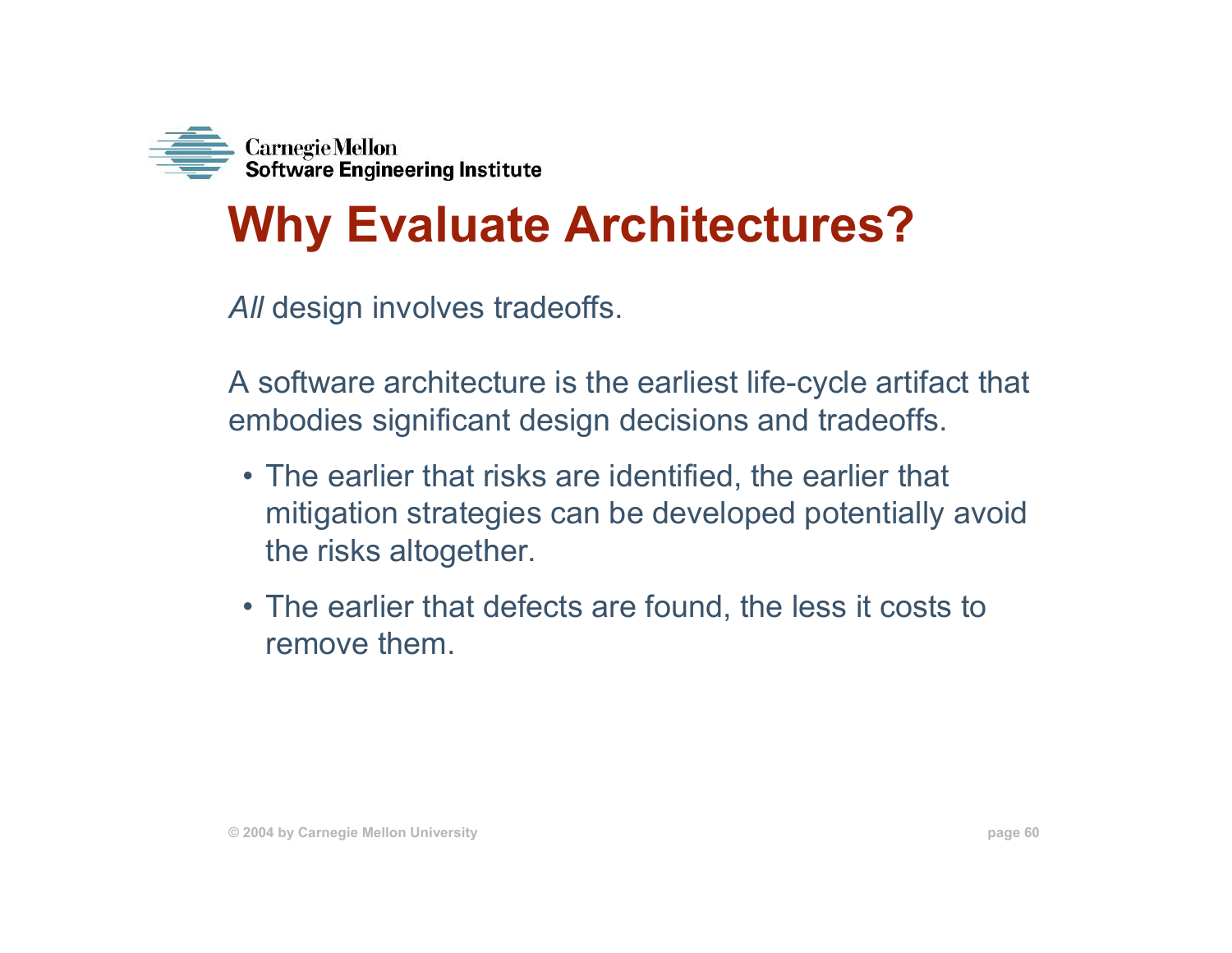# Why Evaluate Architectures?

*All* design involves tradeoffs.

A software architecture is the earliest life-cycle artifact that embodies significant design decisions and tradeoffs.

- The earlier that risks are identified, the earlier that mitigation strategies can be developed potentially avoid the risks altogether.
- The earlier that defects are found, the less it costs to remove them.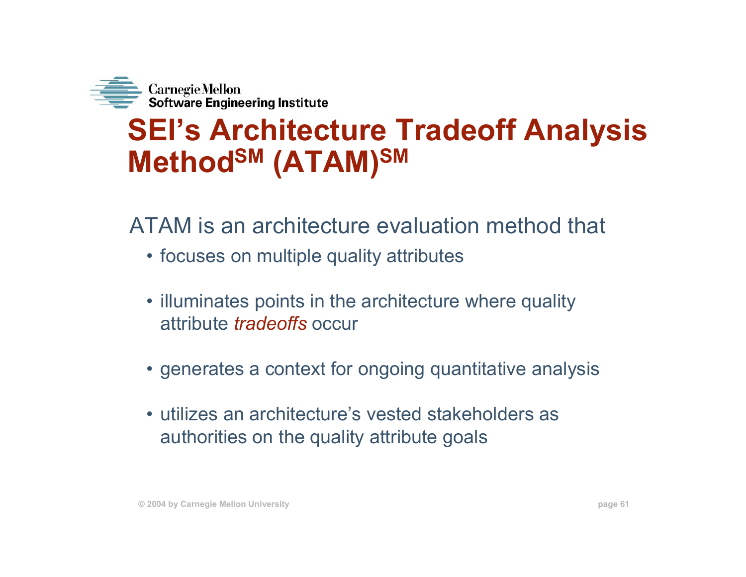# SEI's Architecture Tradeoff Analysis Method[SM] (ATAM)[SM]

ATAM is an architecture evaluation method that

- focuses on multiple quality attributes
- illuminates points in the architecture where quality attribute *tradeoffs* occur
- generates a context for ongoing quantitative analysis
- utilizes an architecture's vested stakeholders as authorities on the quality attribute goals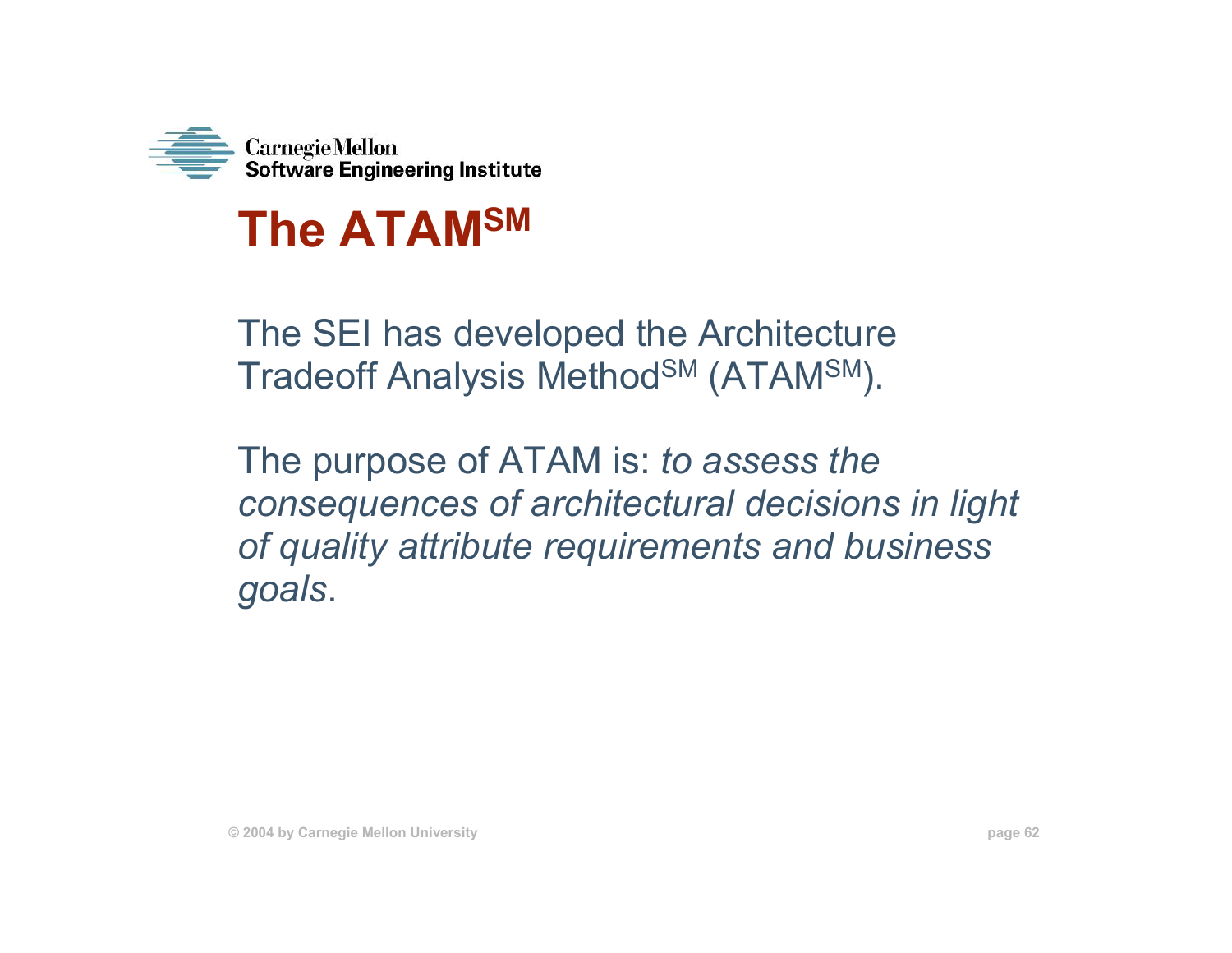# The ATAM[SM]

The SEI has developed the Architecture Tradeoff Analysis Method[SM] (ATAM[SM]).

The purpose of ATAM is: *to assess the consequences of architectural decisions in light of quality attribute requirements and business goals*.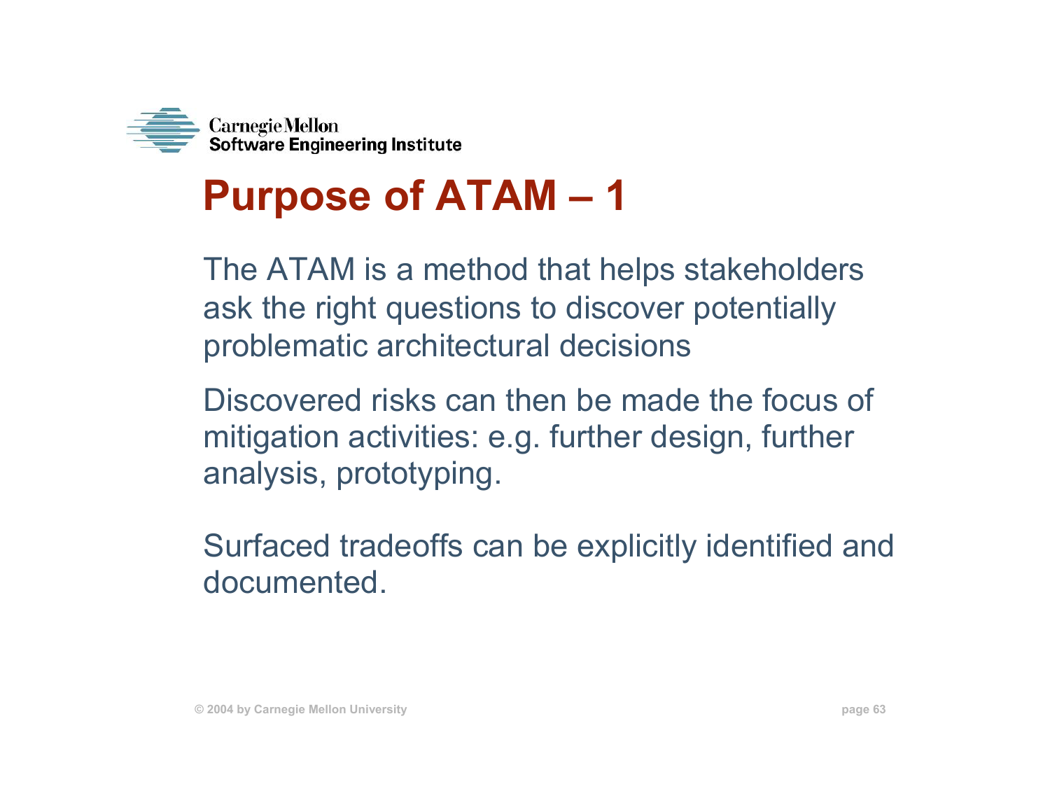# Purpose of ATAM – 1

The ATAM is a method that helps stakeholders ask the right questions to discover potentially problematic architectural decisions

Discovered risks can then be made the focus of mitigation activities: e.g. further design, further analysis, prototyping.

Surfaced tradeoffs can be explicitly identified and documented.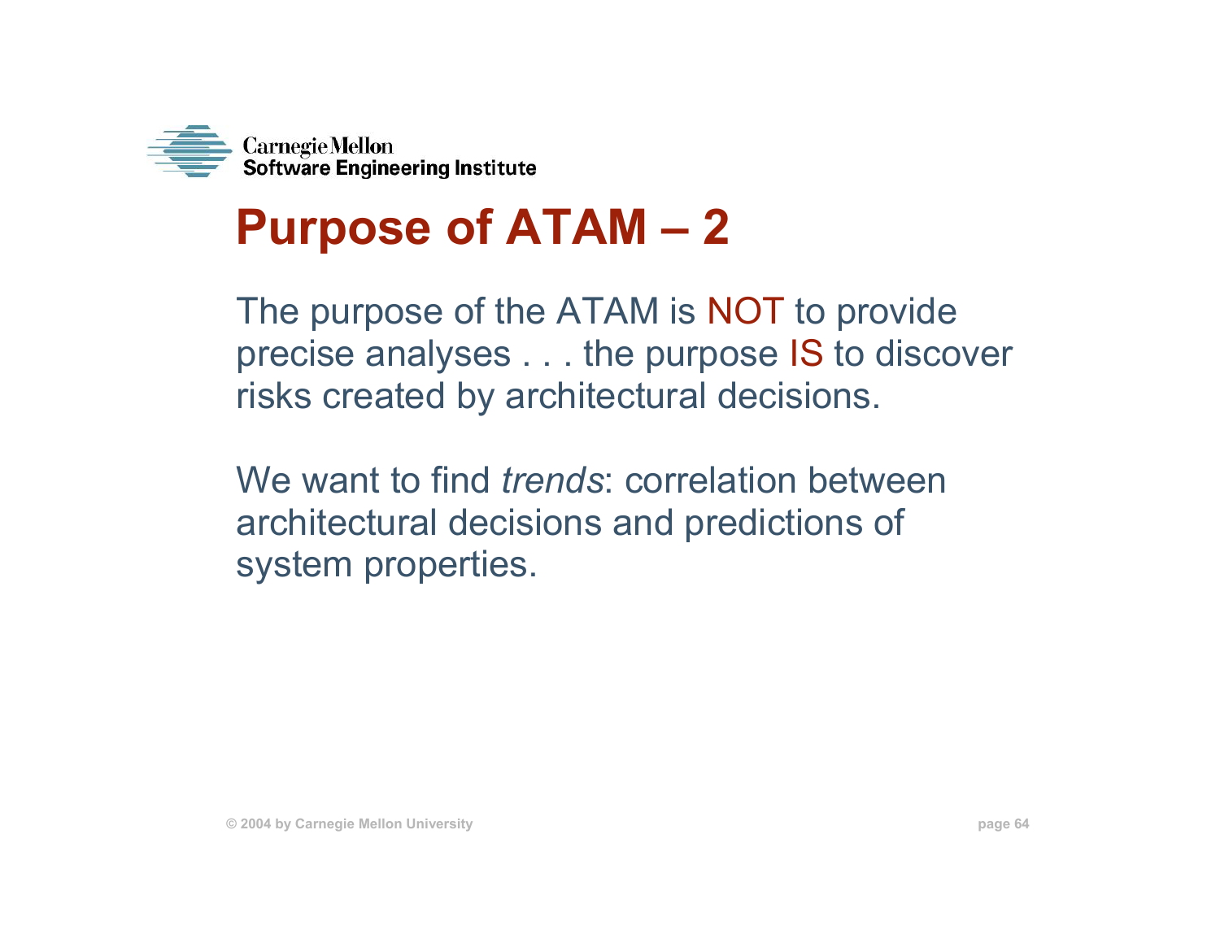# Purpose of ATAM – 2

The purpose of the ATAM is NOT to provide precise analyses . . . the purpose IS to discover risks created by architectural decisions.

We want to find *trends*: correlation between architectural decisions and predictions of system properties.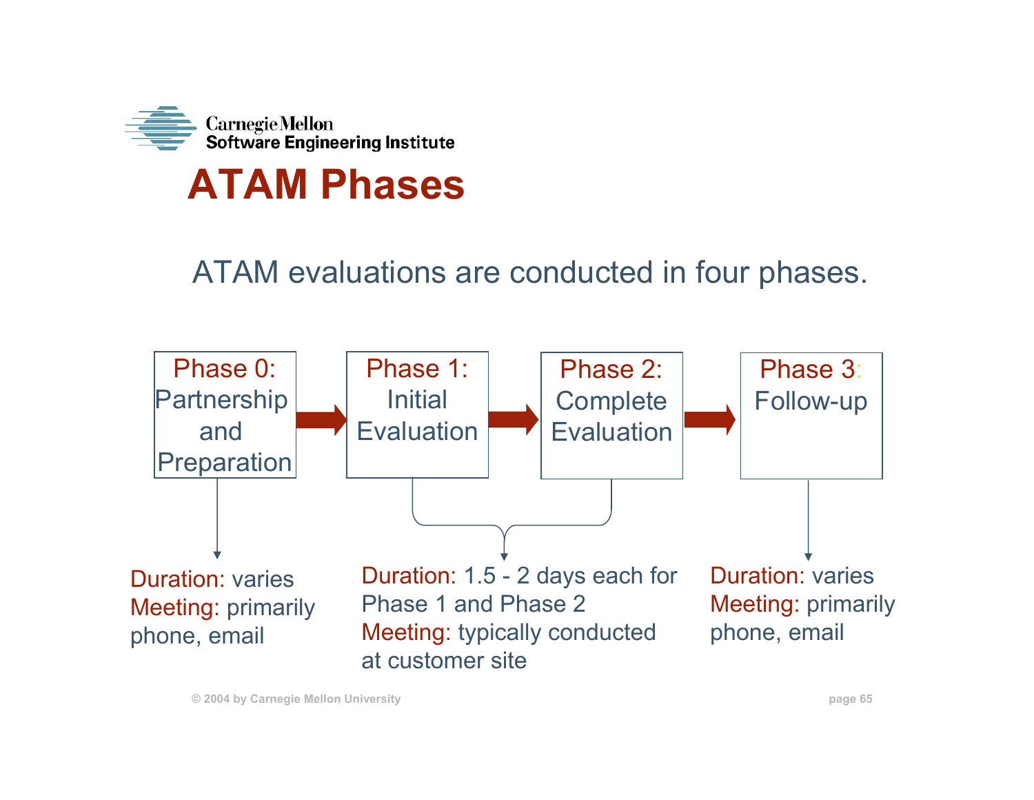# ATAM Phases

ATAM evaluations are conducted in four phases.

Phase 0: Partnership and Preparation → Phase 1: Initial Evaluation → Phase 2: Complete Evaluation → Phase 3: Follow-up

**Phase 0:**
Duration: varies
Meeting: primarily phone, email

**Phase 1 and Phase 2:**
Duration: 1.5 - 2 days each for Phase 1 and Phase 2
Meeting: typically conducted at customer site

**Phase 3:**
Duration: varies
Meeting: primarily phone, email

© 2004 by Carnegie Mellon University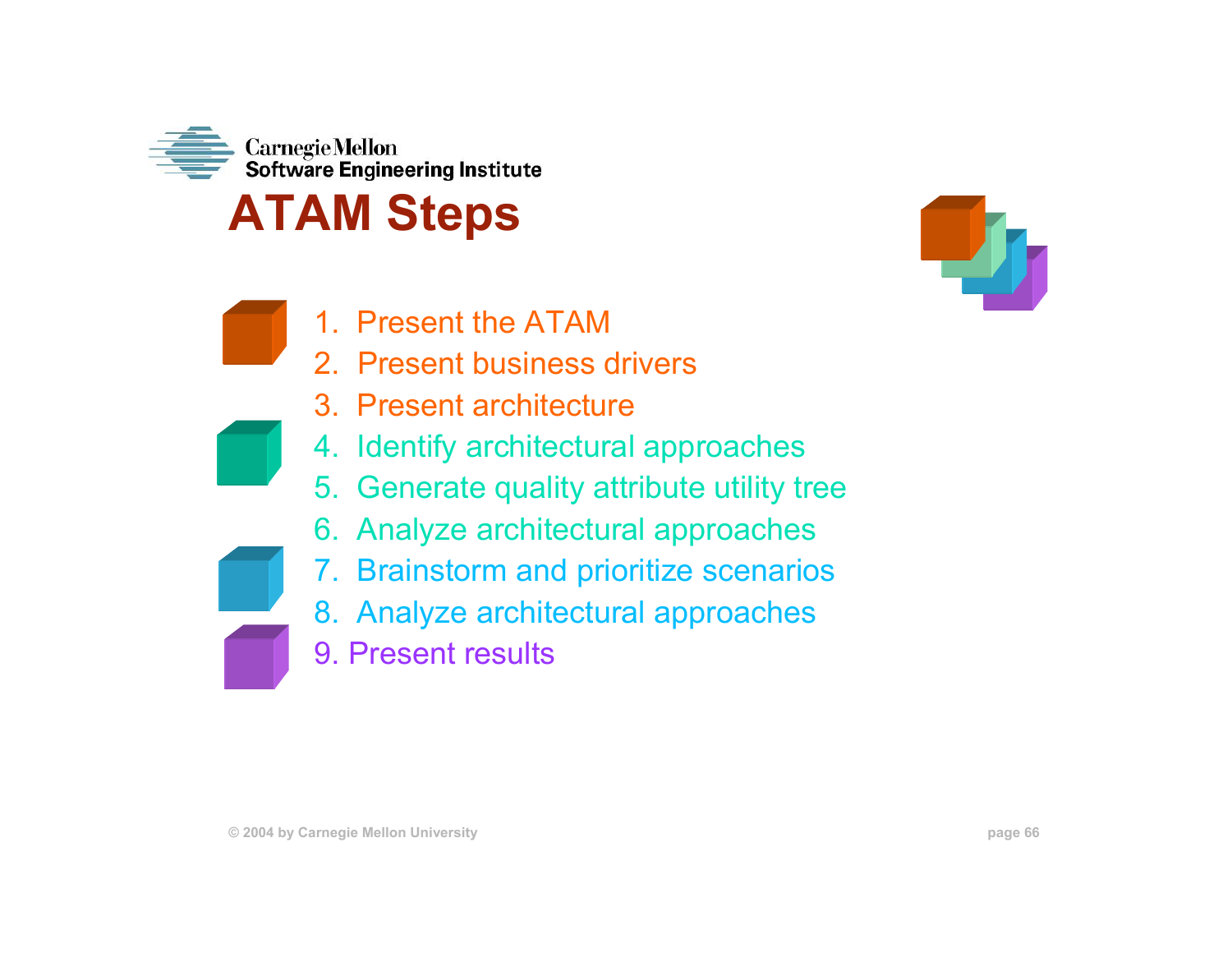# ATAM Steps

1. Present the ATAM
2. Present business drivers
3. Present architecture
4. Identify architectural approaches
5. Generate quality attribute utility tree
6. Analyze architectural approaches
7. Brainstorm and prioritize scenarios
8. Analyze architectural approaches
9. Present results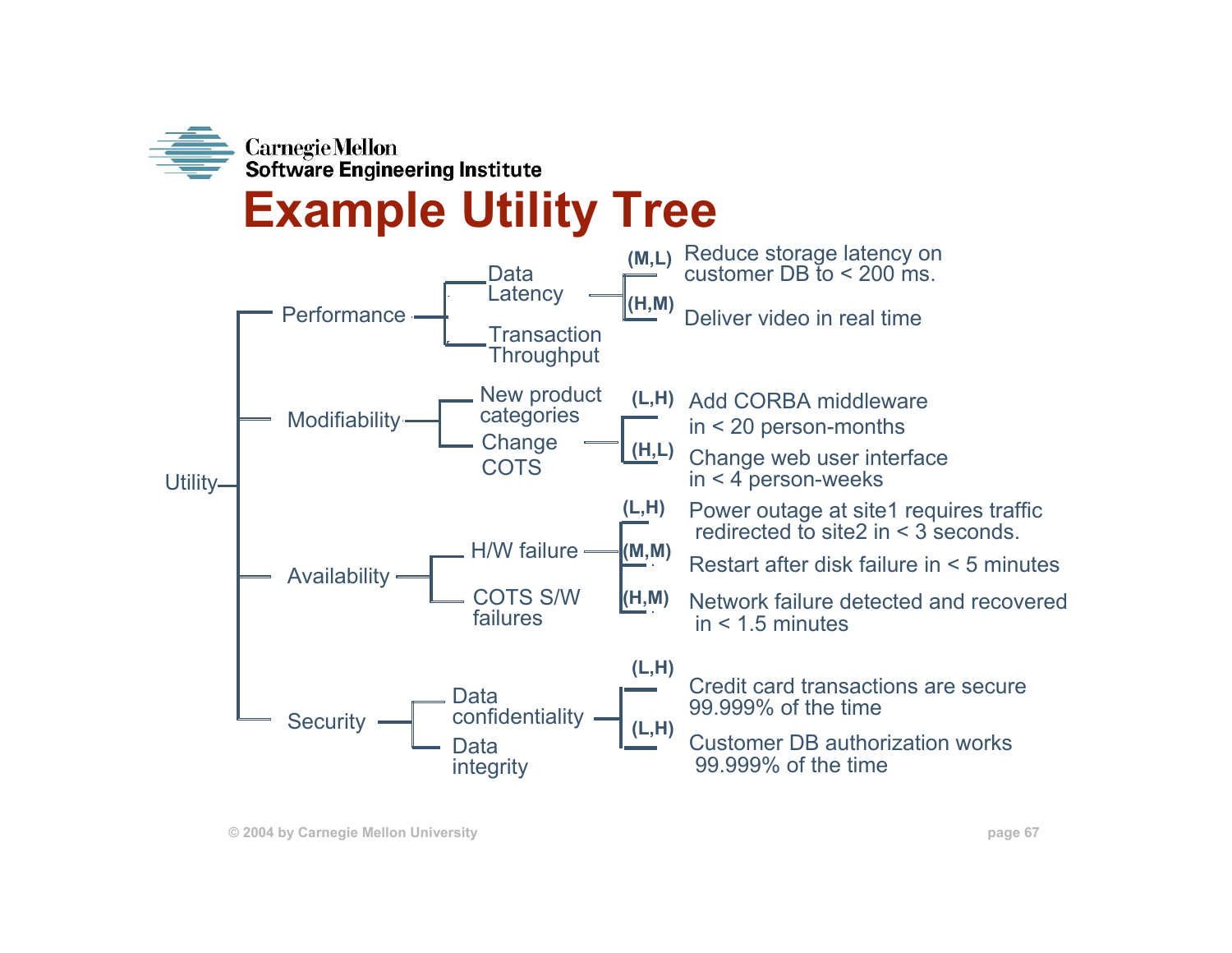# Example Utility Tree

- Utility
  - Performance
    - Data Latency
      - (M,L) Reduce storage latency on customer DB to < 200 ms.
      - (H,M) Deliver video in real time
    - Transaction Throughput
  - Modifiability
    - New product categories
    - Change COTS
      - (L,H) Add CORBA middleware in < 20 person-months
      - (H,L) Change web user interface in < 4 person-weeks
  - Availability
    - H/W failure
      - (L,H) Power outage at site1 requires traffic redirected to site2 in < 3 seconds.
      - (M,M) Restart after disk failure in < 5 minutes
      - (H,M) Network failure detected and recovered in < 1.5 minutes
    - COTS S/W failures
  - Security
    - Data confidentiality
      - (L,H) Credit card transactions are secure 99.999% of the time
      - (L,H) Customer DB authorization works 99.999% of the time
    - Data integrity

© 2004 by Carnegie Mellon University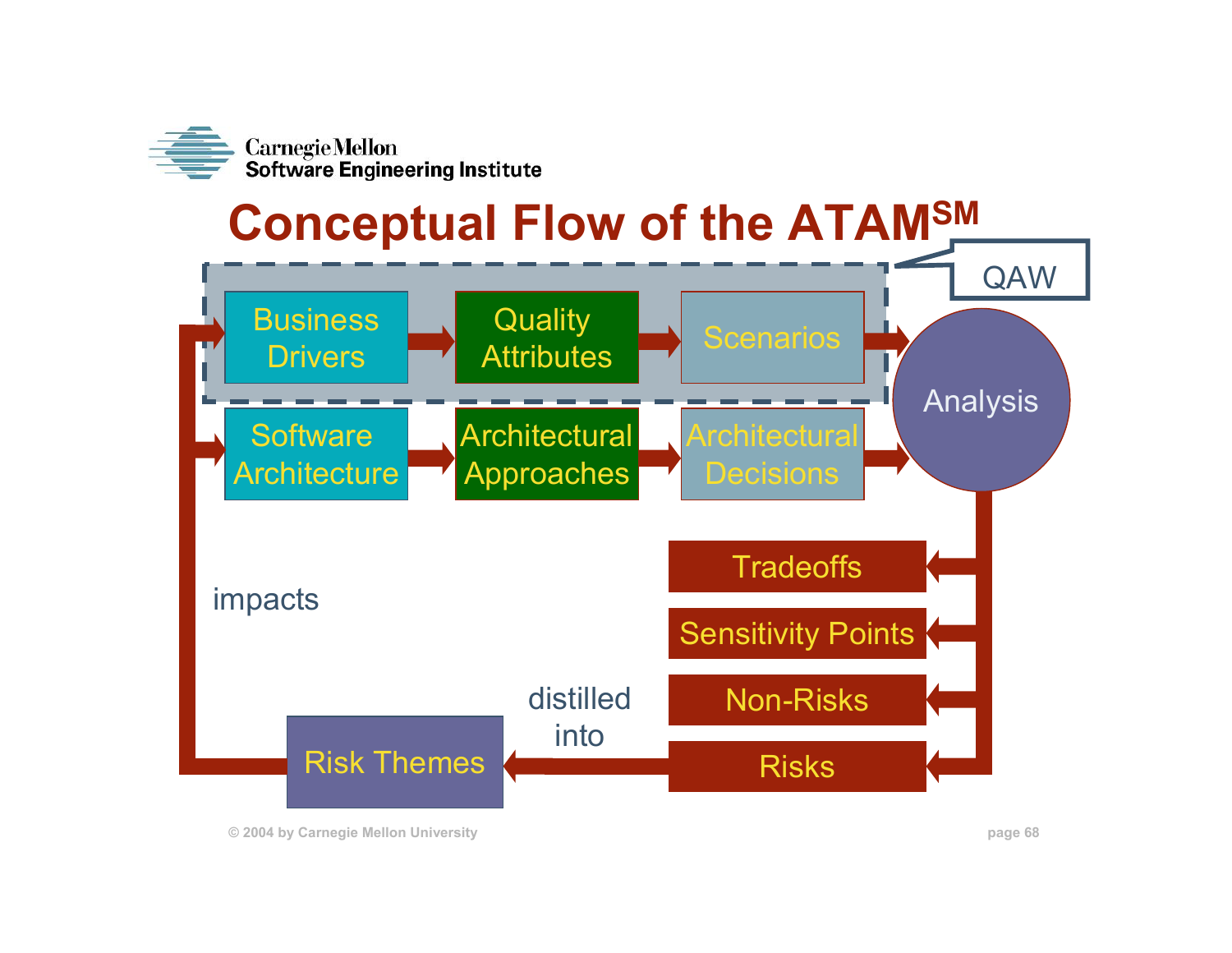# Conceptual Flow of the ATAM[SM]

QAW

Business Drivers → Quality Attributes → Scenarios → Analysis

Software Architecture → Architectural Approaches → Architectural Decisions → Analysis

Analysis → Tradeoffs, Sensitivity Points, Non-Risks, Risks

Risks — distilled into → Risk Themes

Risk Themes — impacts → Business Drivers, Software Architecture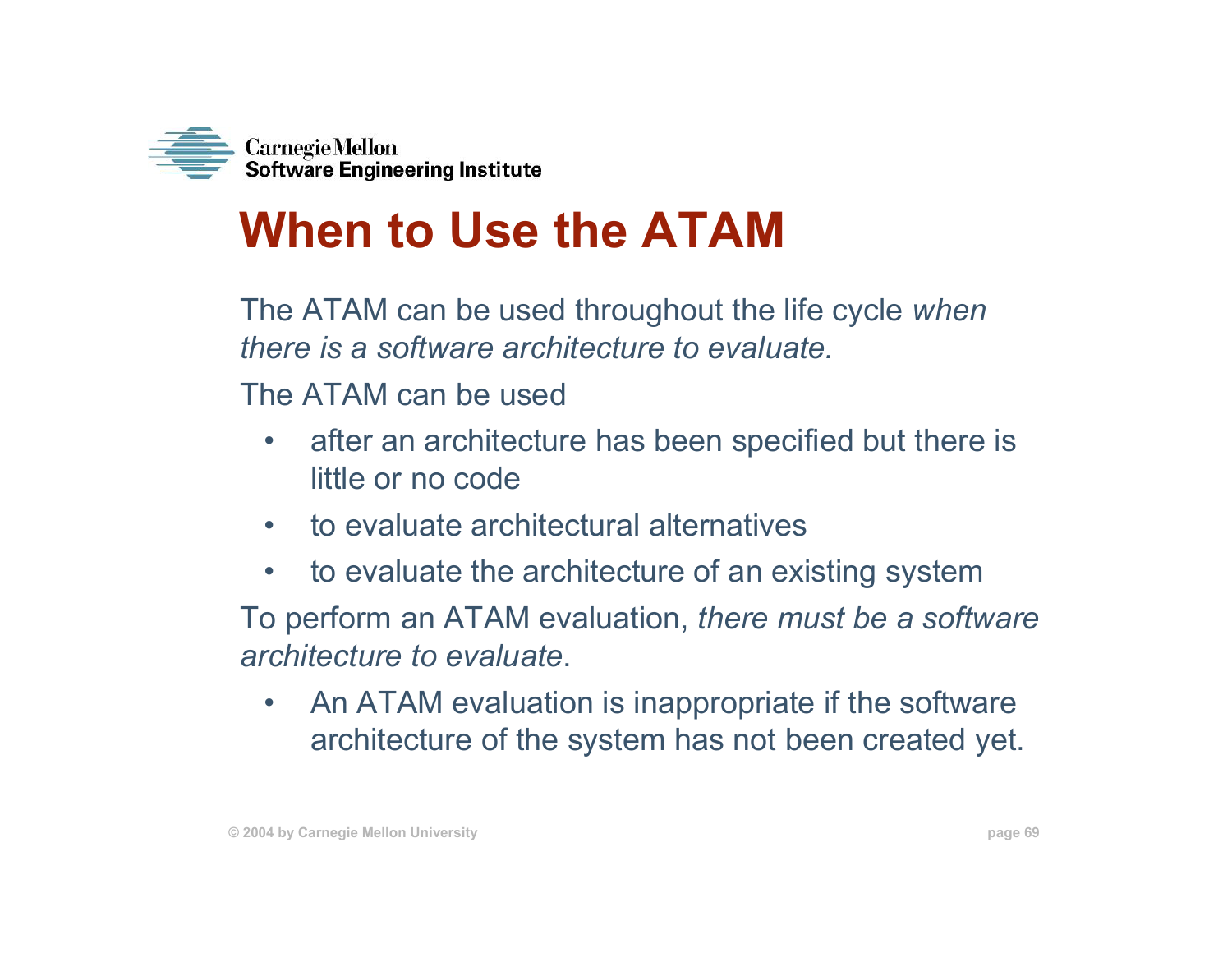# When to Use the ATAM

The ATAM can be used throughout the life cycle *when there is a software architecture to evaluate.*

The ATAM can be used

- after an architecture has been specified but there is little or no code
- to evaluate architectural alternatives
- to evaluate the architecture of an existing system

To perform an ATAM evaluation, *there must be a software architecture to evaluate*.

- An ATAM evaluation is inappropriate if the software architecture of the system has not been created yet.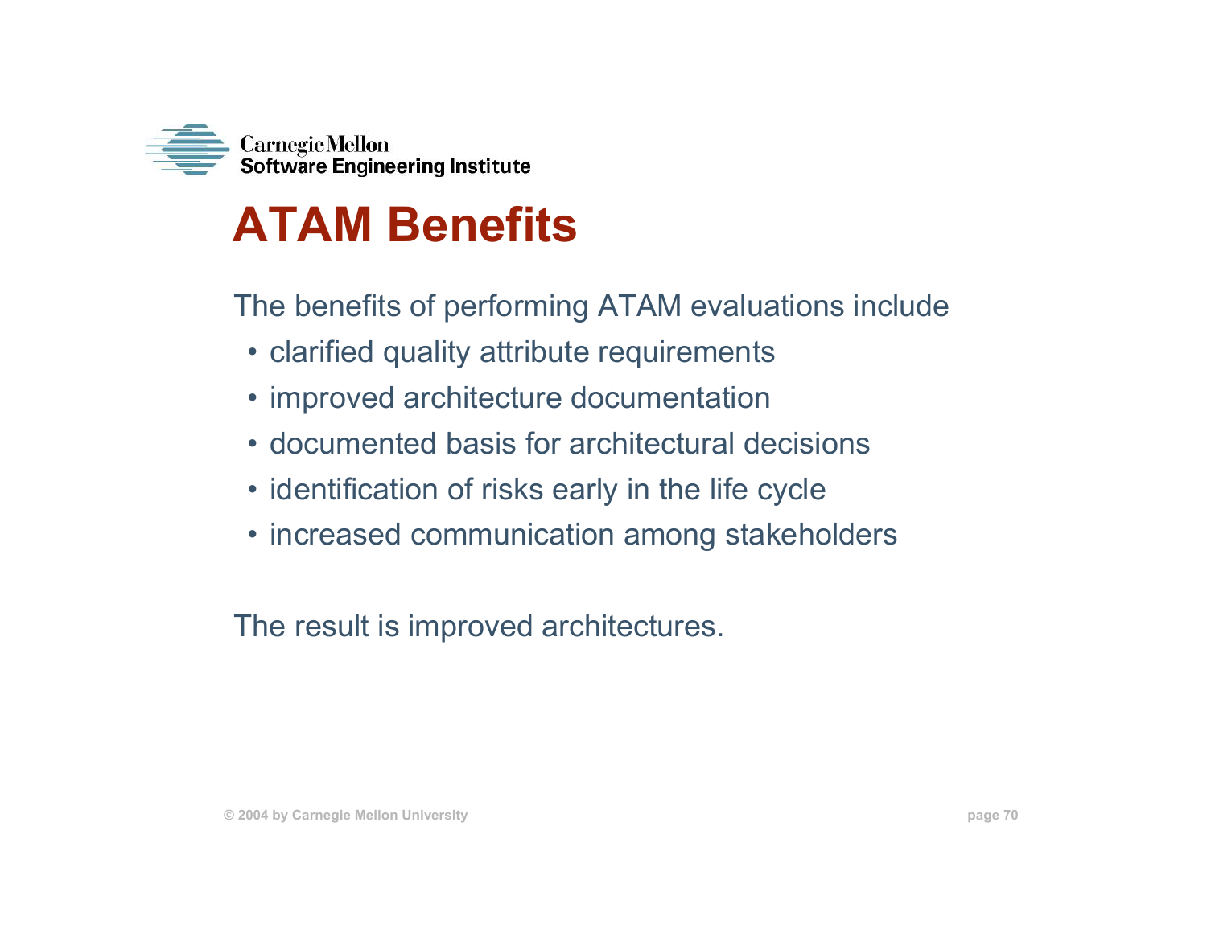# ATAM Benefits

The benefits of performing ATAM evaluations include

- clarified quality attribute requirements
- improved architecture documentation
- documented basis for architectural decisions
- identification of risks early in the life cycle
- increased communication among stakeholders

The result is improved architectures.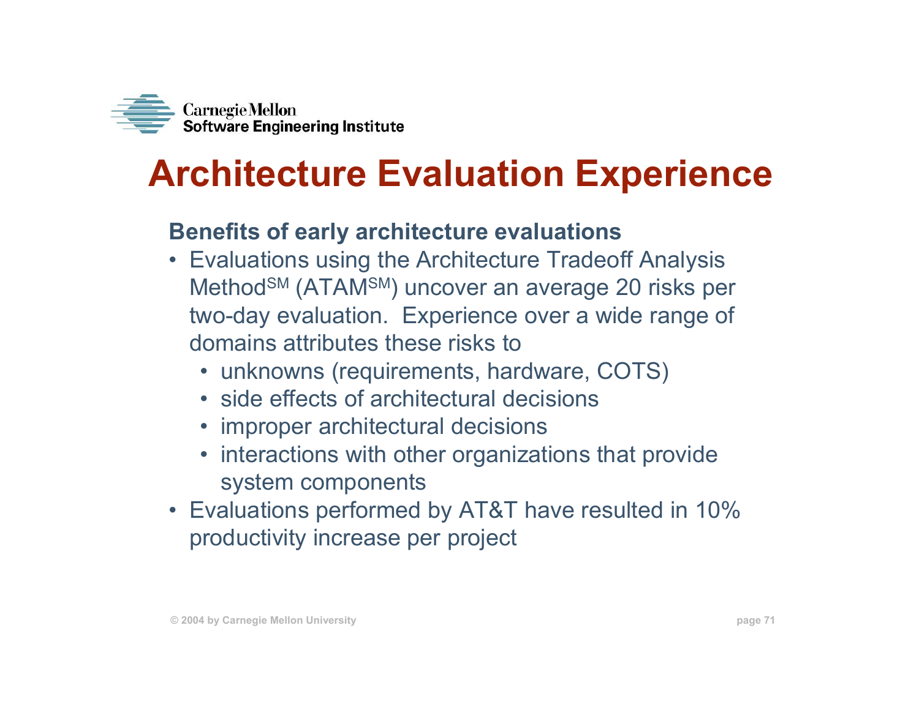# Architecture Evaluation Experience

**Benefits of early architecture evaluations**

- Evaluations using the Architecture Tradeoff Analysis Method[SM] (ATAM[SM]) uncover an average 20 risks per two-day evaluation. Experience over a wide range of domains attributes these risks to
  - unknowns (requirements, hardware, COTS)
  - side effects of architectural decisions
  - improper architectural decisions
  - interactions with other organizations that provide system components
- Evaluations performed by AT&T have resulted in 10% productivity increase per project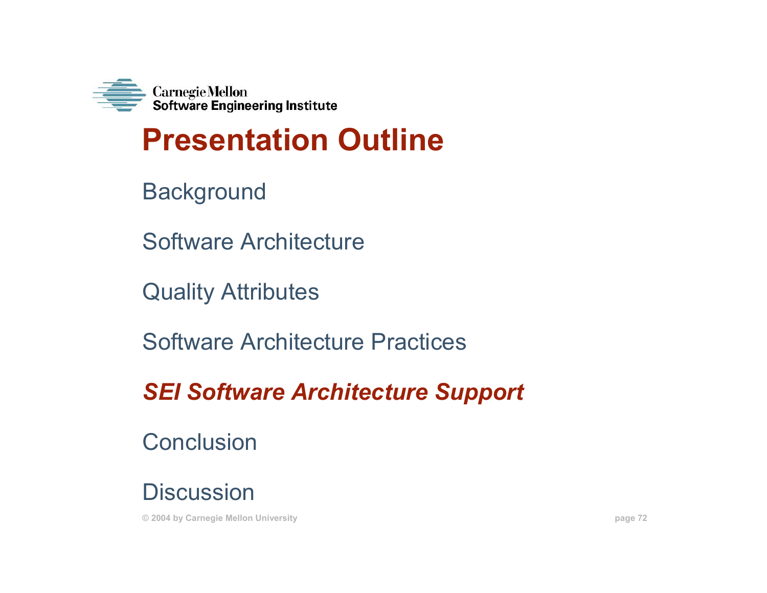# Presentation Outline

Background

Software Architecture

Quality Attributes

Software Architecture Practices

***SEI Software Architecture Support***

Conclusion

Discussion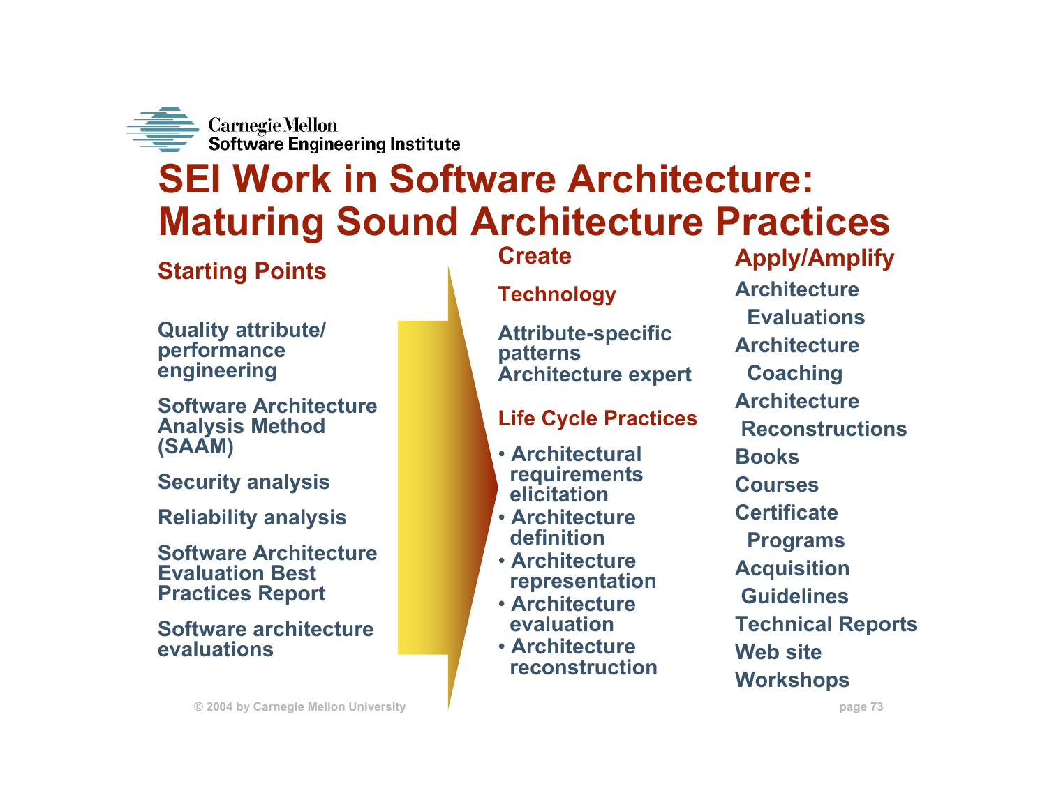# SEI Work in Software Architecture: Maturing Sound Architecture Practices

## Starting Points

Quality attribute/ performance engineering

Software Architecture Analysis Method (SAAM)

Security analysis

Reliability analysis

Software Architecture Evaluation Best Practices Report

Software architecture evaluations

## Create

### Technology

Attribute-specific patterns
Architecture expert

### Life Cycle Practices

- Architectural requirements elicitation
- Architecture definition
- Architecture representation
- Architecture evaluation
- Architecture reconstruction

## Apply/Amplify

Architecture Evaluations
Architecture Coaching
Architecture Reconstructions
Books
Courses
Certificate Programs
Acquisition Guidelines
Technical Reports
Web site
Workshops

© 2004 by Carnegie Mellon University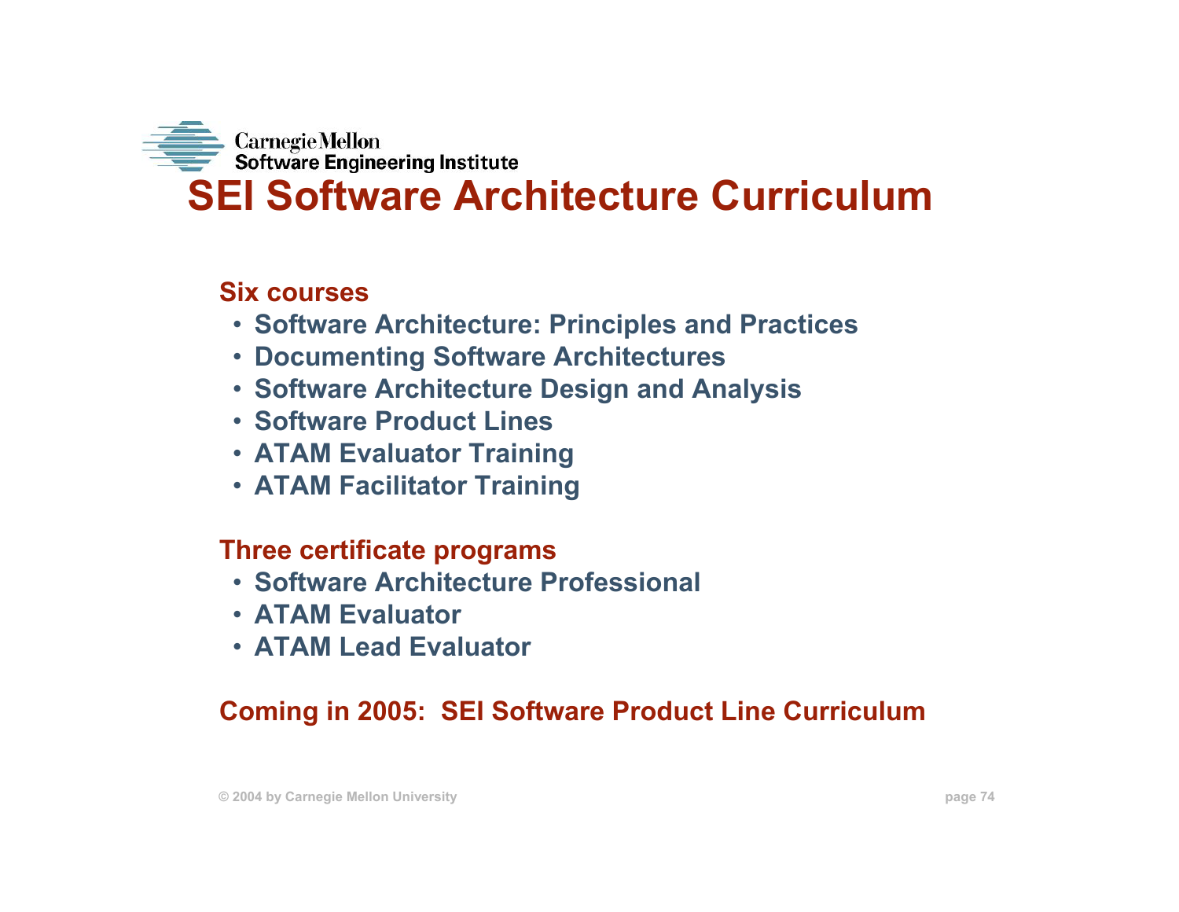# SEI Software Architecture Curriculum

**Six courses**

- Software Architecture: Principles and Practices
- Documenting Software Architectures
- Software Architecture Design and Analysis
- Software Product Lines
- ATAM Evaluator Training
- ATAM Facilitator Training

**Three certificate programs**

- Software Architecture Professional
- ATAM Evaluator
- ATAM Lead Evaluator

**Coming in 2005: SEI Software Product Line Curriculum**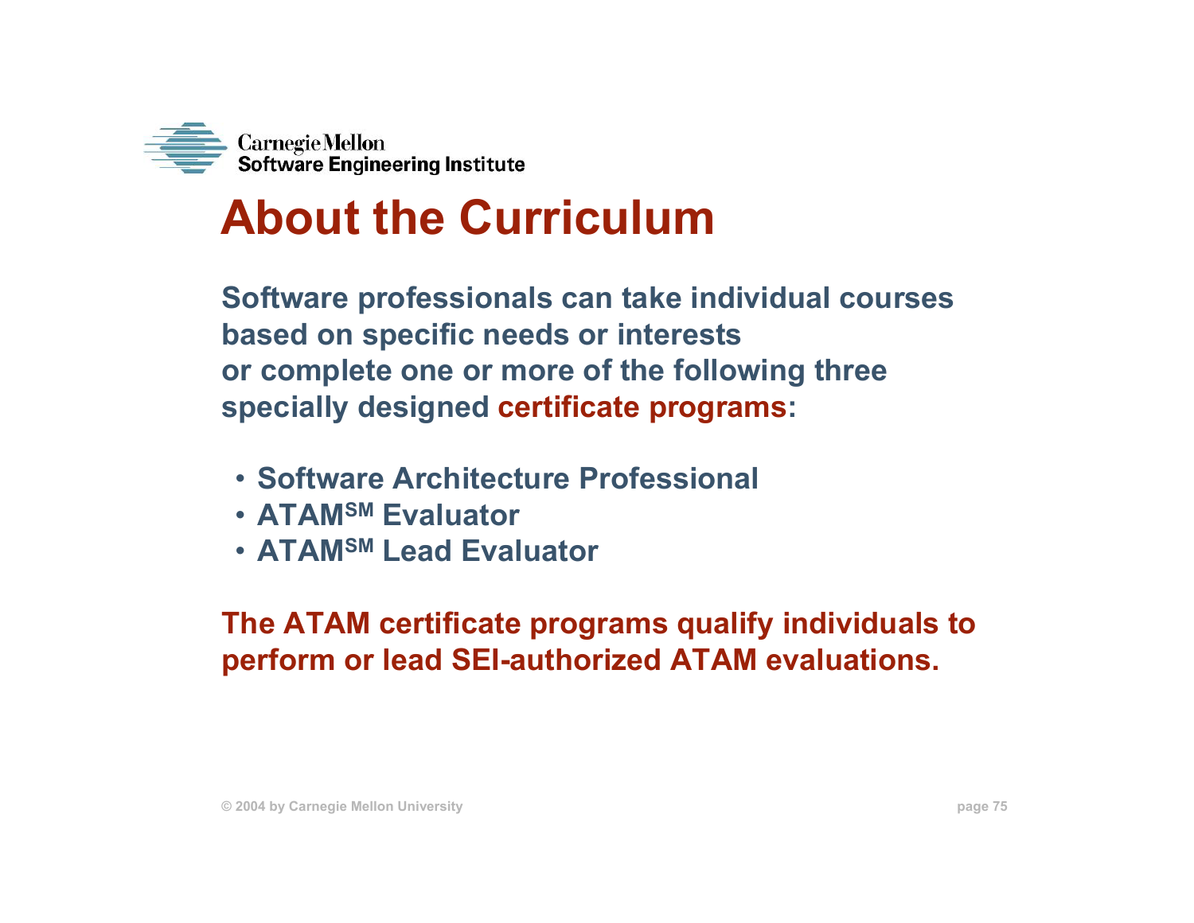# About the Curriculum

**Software professionals can take individual courses based on specific needs or interests or complete one or more of the following three specially designed certificate programs:**

- **Software Architecture Professional**
- **ATAM$^{SM}$ Evaluator**
- **ATAM$^{SM}$ Lead Evaluator**

**The ATAM certificate programs qualify individuals to perform or lead SEI-authorized ATAM evaluations.**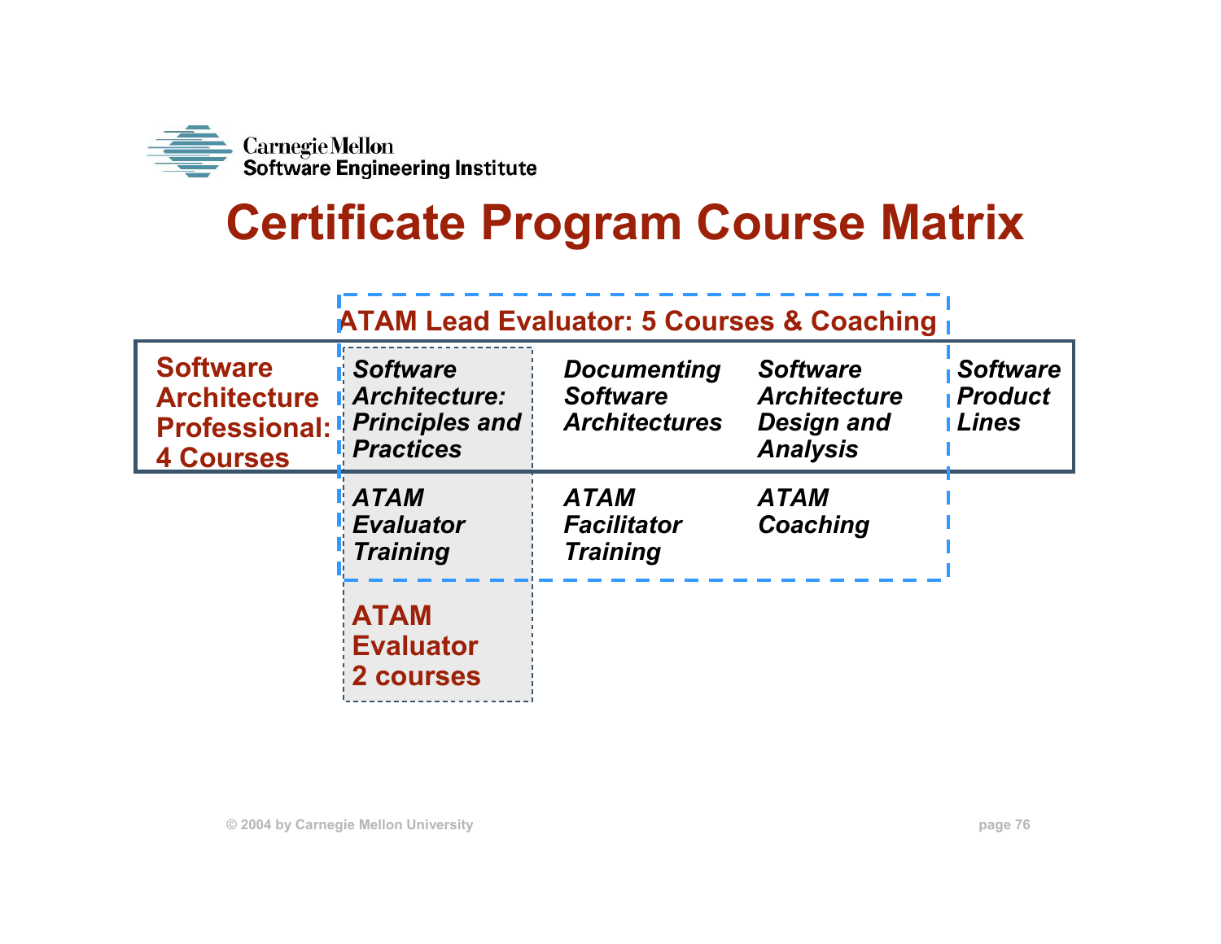# Certificate Program Course Matrix

**ATAM Lead Evaluator: 5 Courses & Coaching**

| | | | | |
|---|---|---|---|---|
| **Software Architecture Professional: 4 Courses** | ***Software Architecture: Principles and Practices*** | ***Documenting Software Architectures*** | ***Software Architecture Design and Analysis*** | ***Software Product Lines*** |
| | ***ATAM Evaluator Training*** | ***ATAM Facilitator Training*** | ***ATAM Coaching*** | |
| | **ATAM Evaluator 2 courses** | | | |

© 2004 by Carnegie Mellon University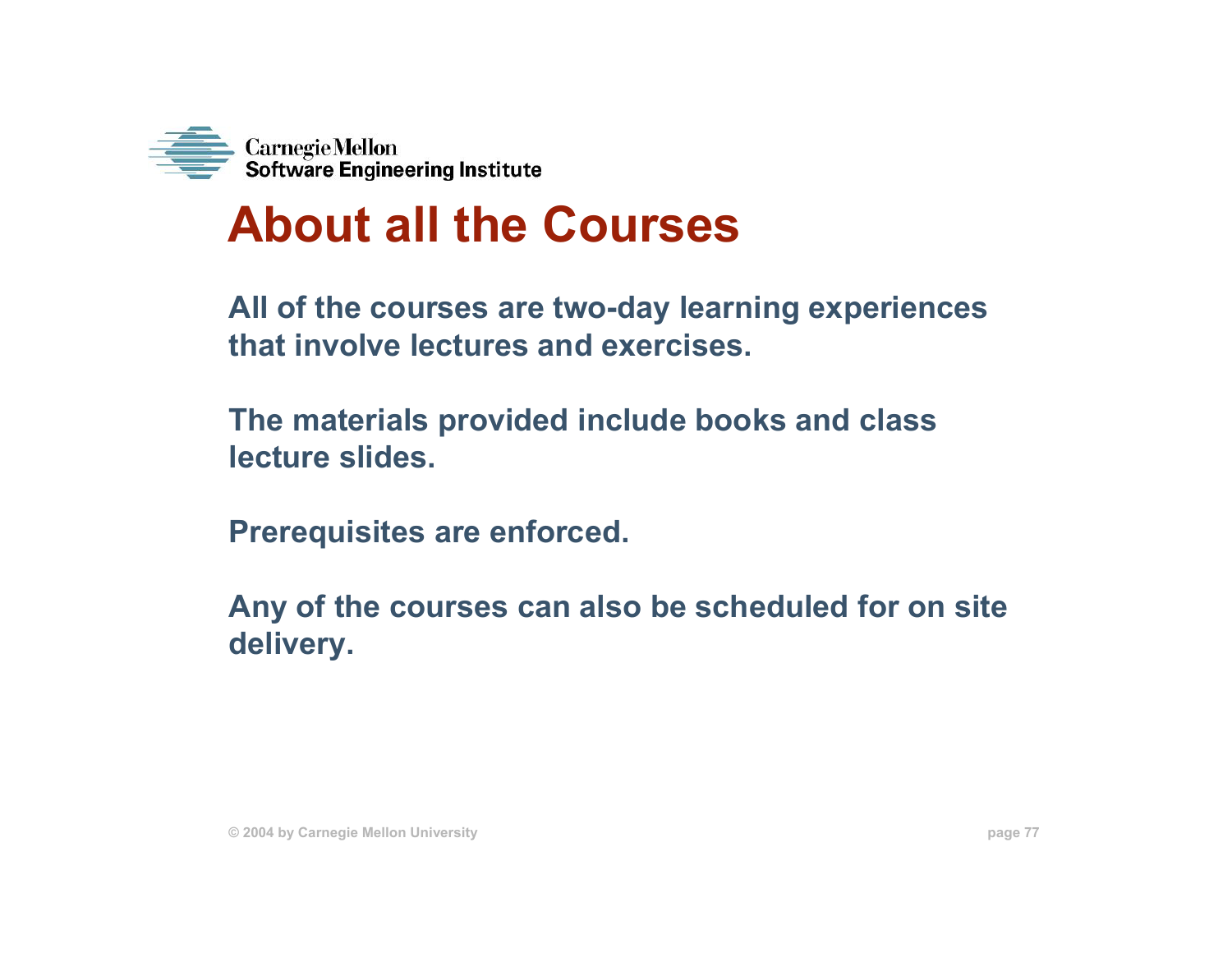# About all the Courses

All of the courses are two-day learning experiences that involve lectures and exercises.

The materials provided include books and class lecture slides.

Prerequisites are enforced.

Any of the courses can also be scheduled for on site delivery.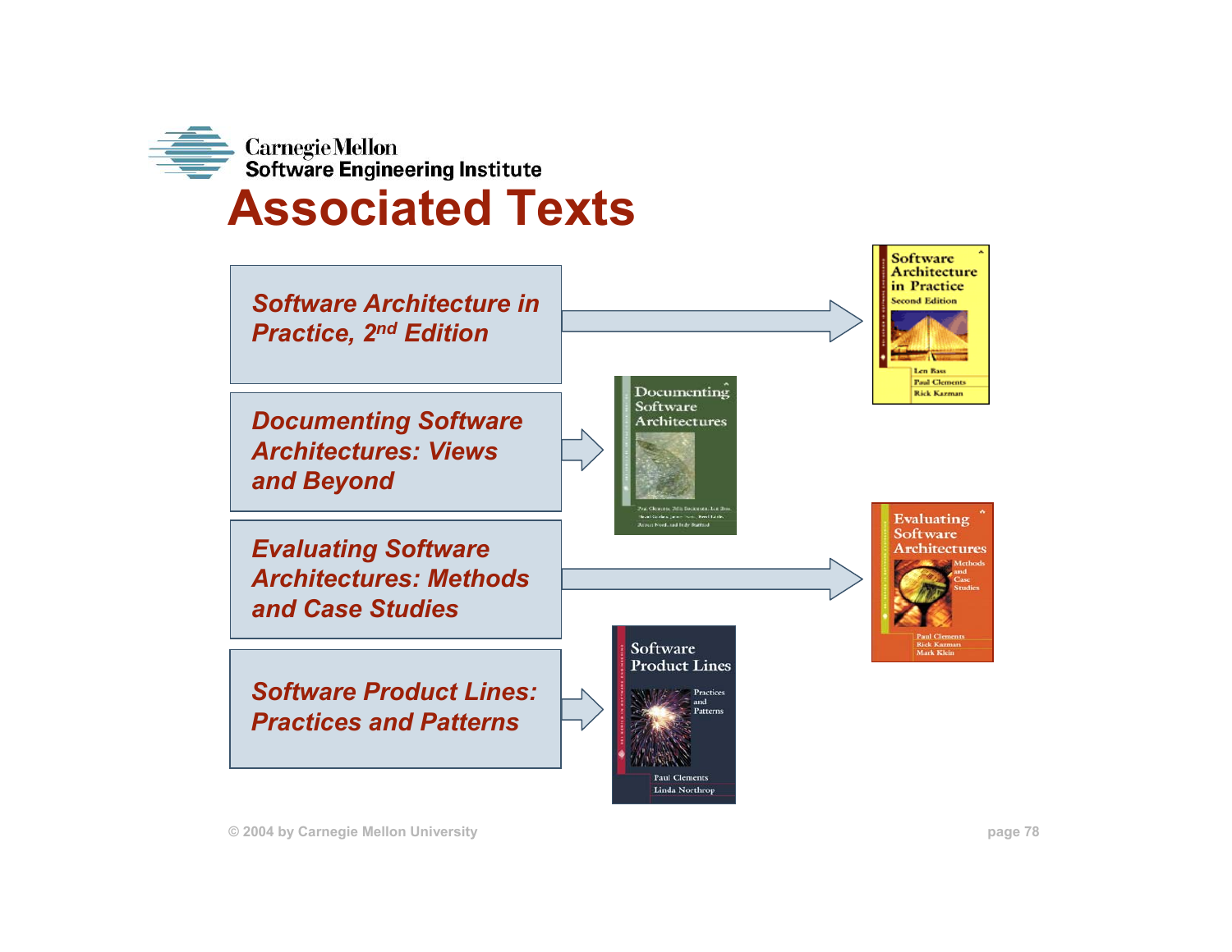# Associated Texts

- *Software Architecture in Practice, 2nd Edition*
- *Documenting Software Architectures: Views and Beyond*
- *Evaluating Software Architectures: Methods and Case Studies*
- *Software Product Lines: Practices and Patterns*

© 2004 by Carnegie Mellon University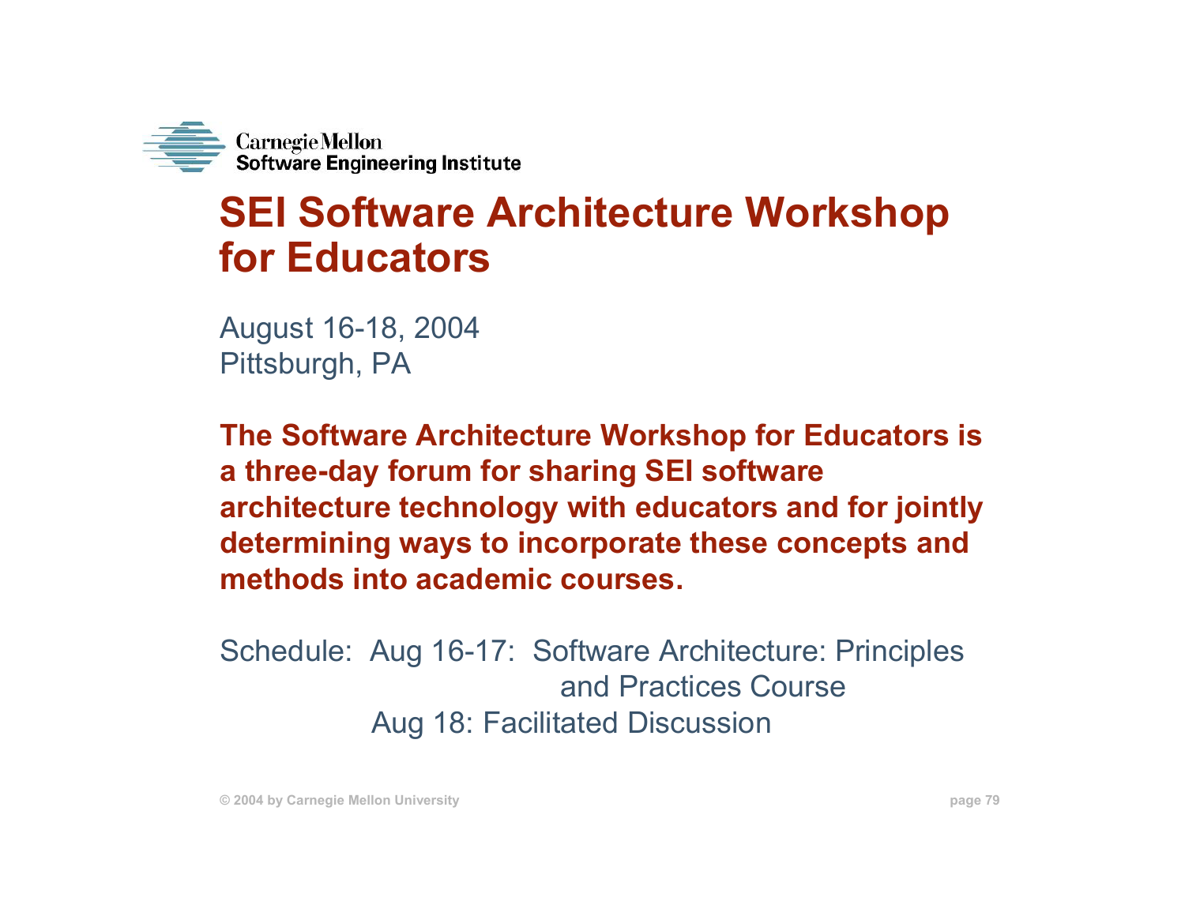# SEI Software Architecture Workshop for Educators

August 16-18, 2004
Pittsburgh, PA

**The Software Architecture Workshop for Educators is a three-day forum for sharing SEI software architecture technology with educators and for jointly determining ways to incorporate these concepts and methods into academic courses.**

Schedule:
- Aug 16-17: Software Architecture: Principles and Practices Course
- Aug 18: Facilitated Discussion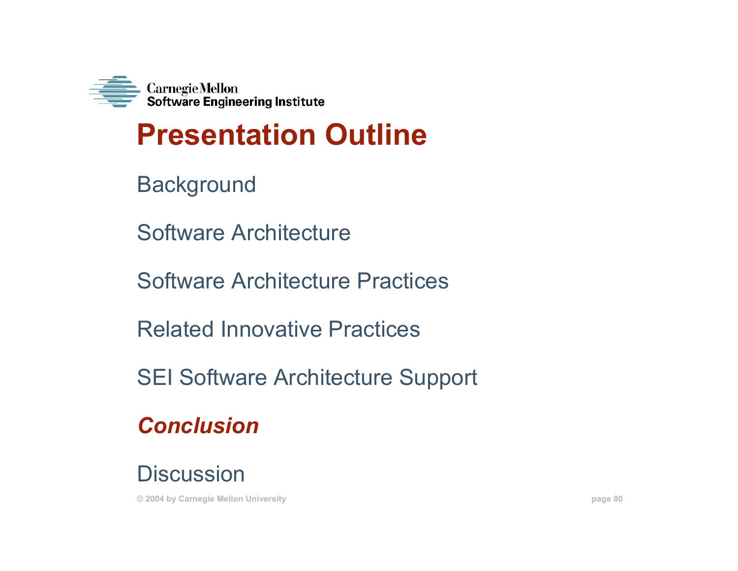# Presentation Outline

Background

Software Architecture

Software Architecture Practices

Related Innovative Practices

SEI Software Architecture Support

***Conclusion***

Discussion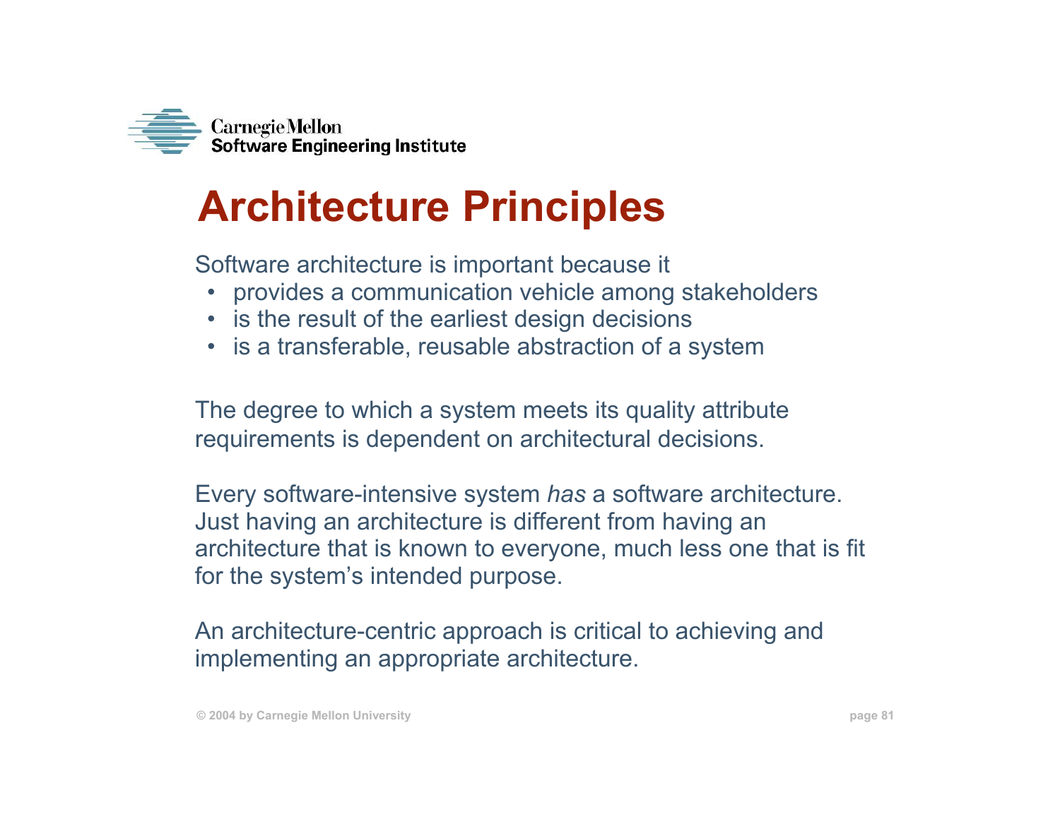# Architecture Principles

Software architecture is important because it

- provides a communication vehicle among stakeholders
- is the result of the earliest design decisions
- is a transferable, reusable abstraction of a system

The degree to which a system meets its quality attribute requirements is dependent on architectural decisions.

Every software-intensive system *has* a software architecture. Just having an architecture is different from having an architecture that is known to everyone, much less one that is fit for the system's intended purpose.

An architecture-centric approach is critical to achieving and implementing an appropriate architecture.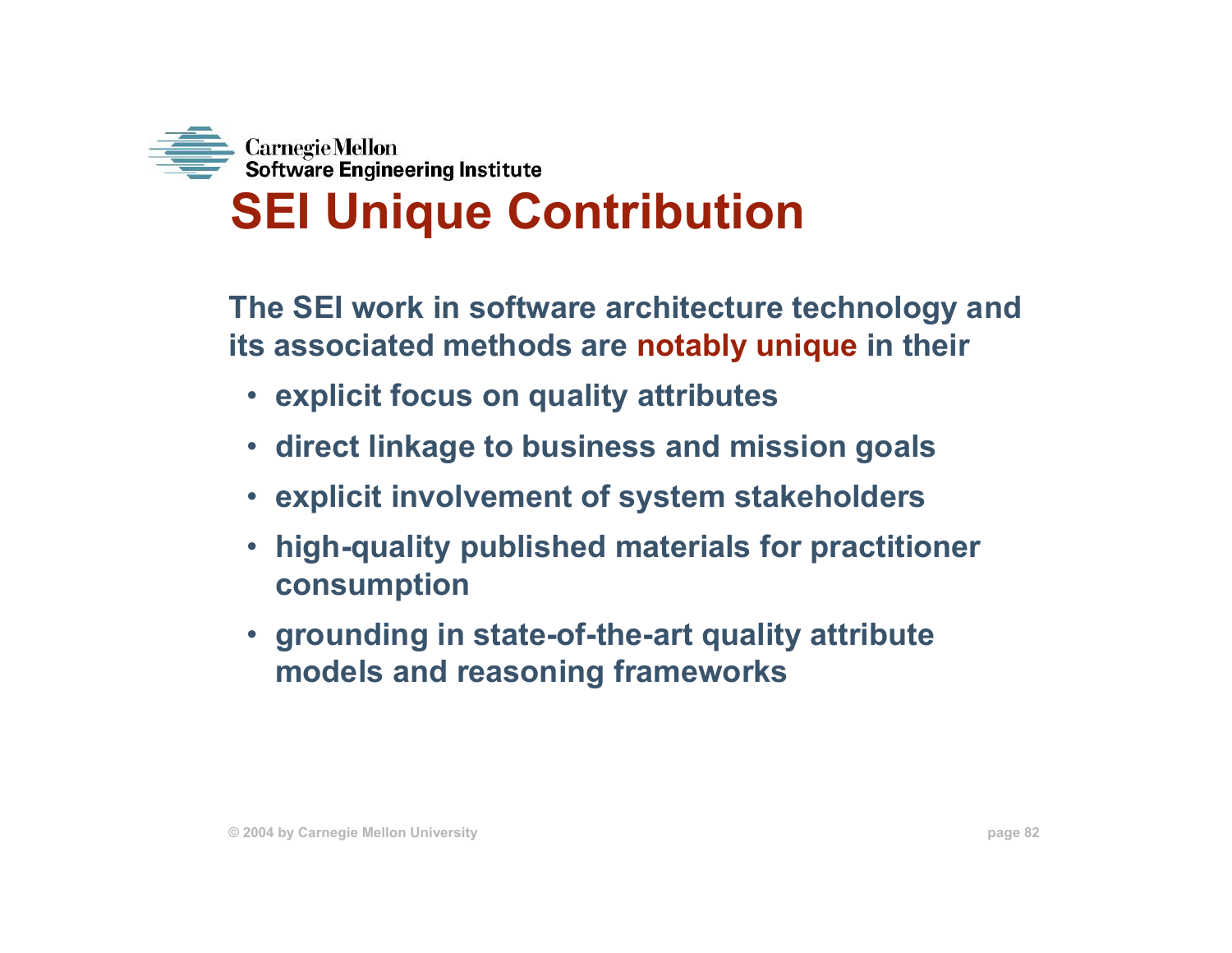# SEI Unique Contribution

The SEI work in software architecture technology and its associated methods are **notably unique** in their

- explicit focus on quality attributes
- direct linkage to business and mission goals
- explicit involvement of system stakeholders
- high-quality published materials for practitioner consumption
- grounding in state-of-the-art quality attribute models and reasoning frameworks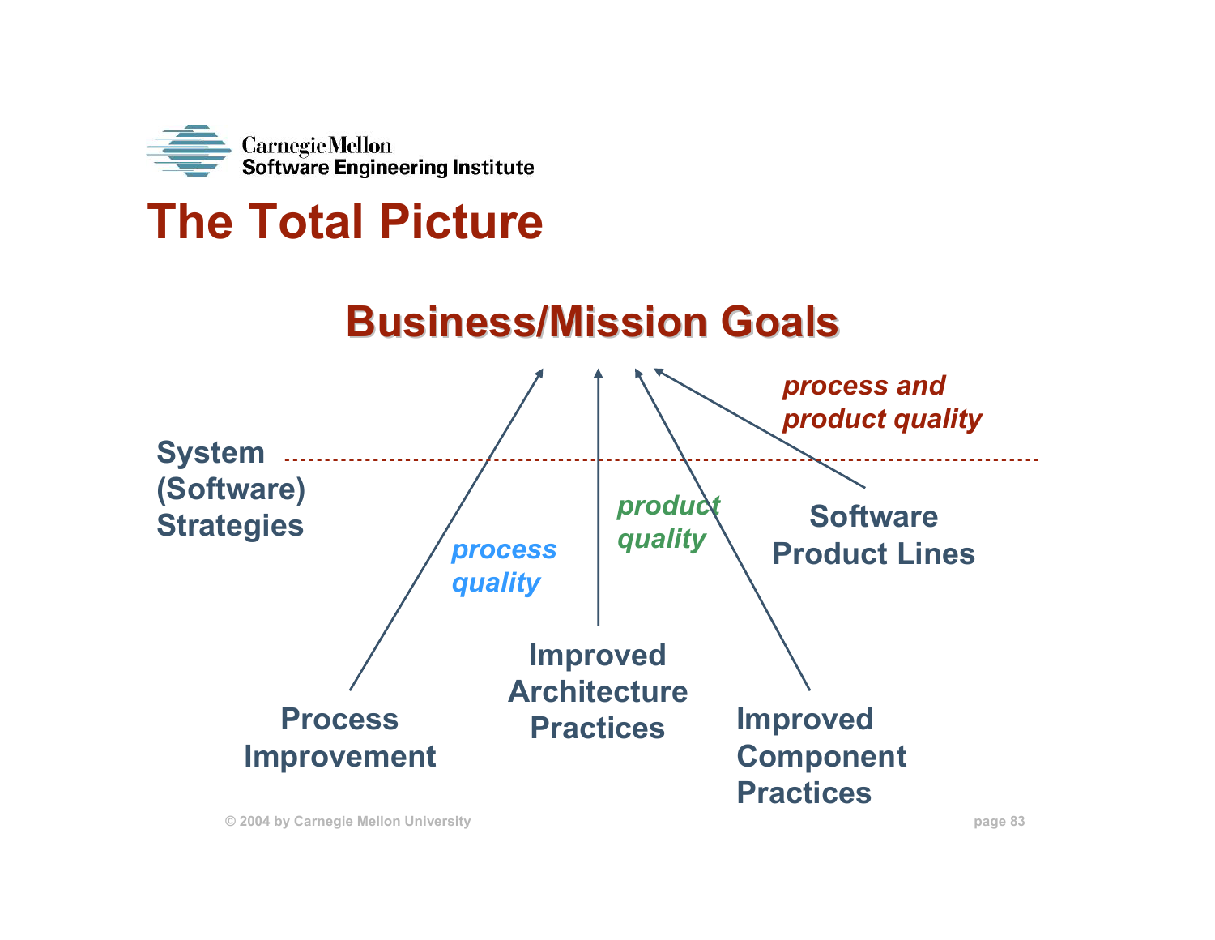# The Total Picture

## Business/Mission Goals

*process and product quality*

System (Software) Strategies

*process quality*

*product quality*

Software Product Lines

Process Improvement

Improved Architecture Practices

Improved Component Practices

© 2004 by Carnegie Mellon University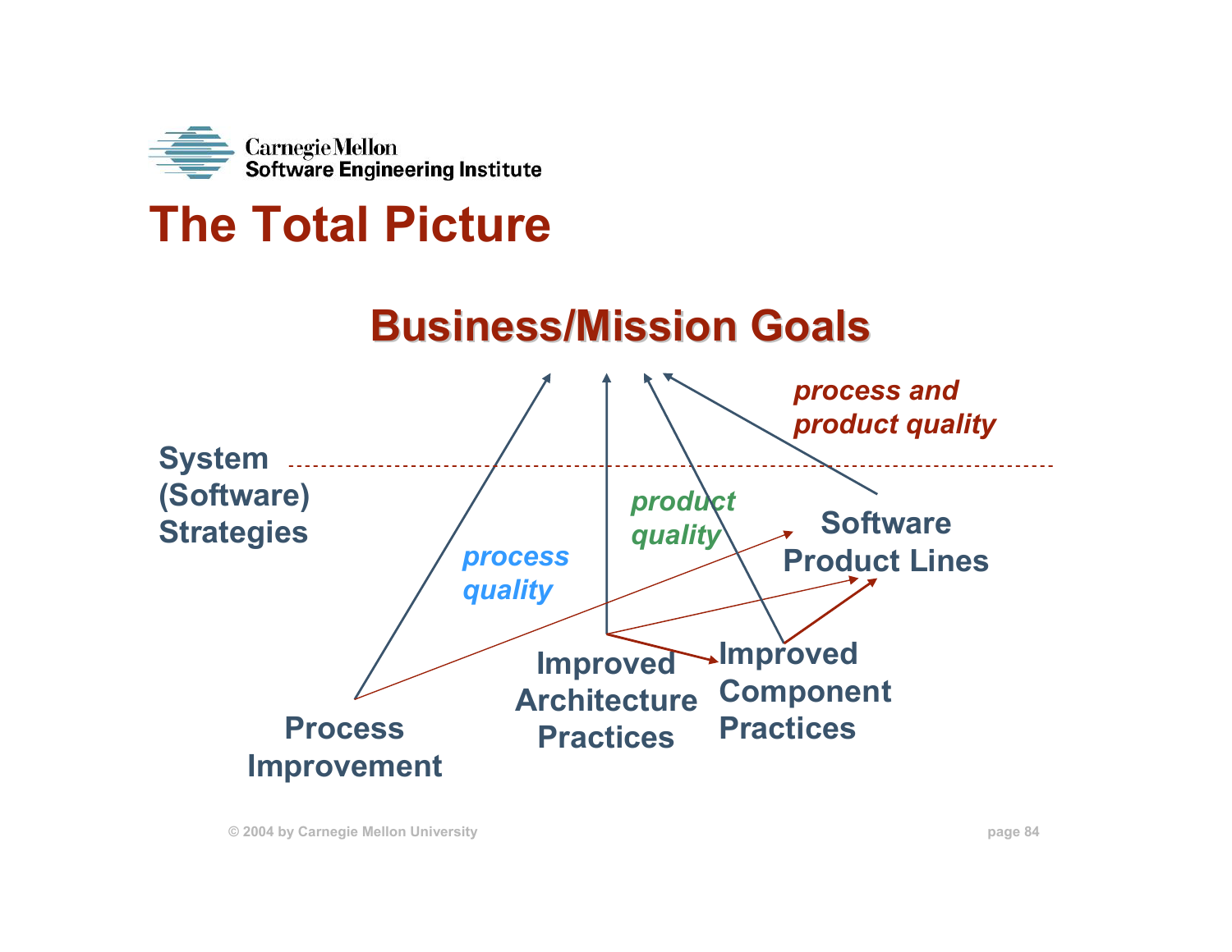# The Total Picture

**Business/Mission Goals**

*process and product quality*

System (Software) Strategies

*product quality*

*process quality*

Software Product Lines

Improved Architecture Practices

Improved Component Practices

Process Improvement

© 2004 by Carnegie Mellon University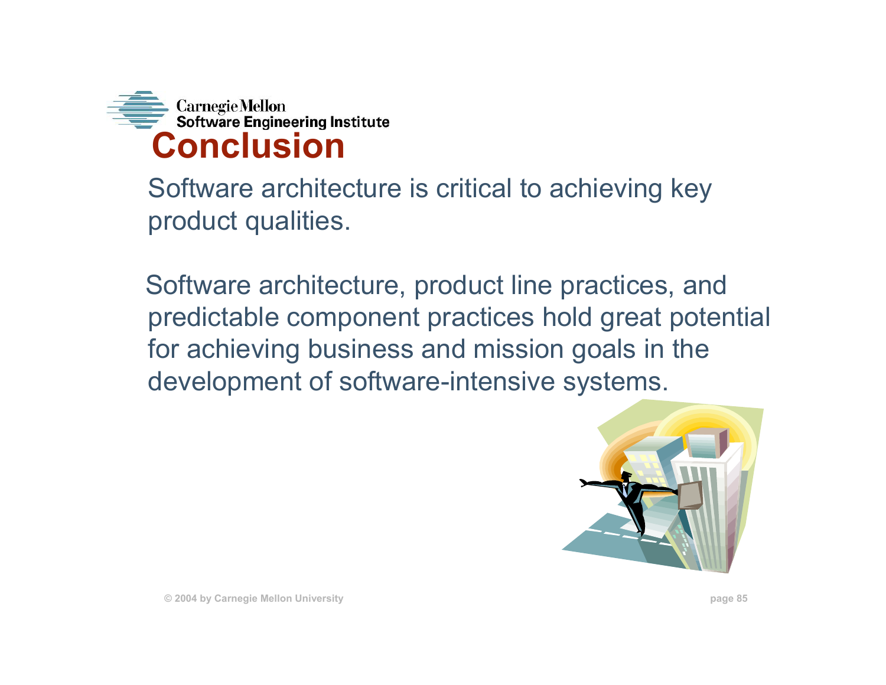# Conclusion

Software architecture is critical to achieving key product qualities.

Software architecture, product line practices, and predictable component practices hold great potential for achieving business and mission goals in the development of software-intensive systems.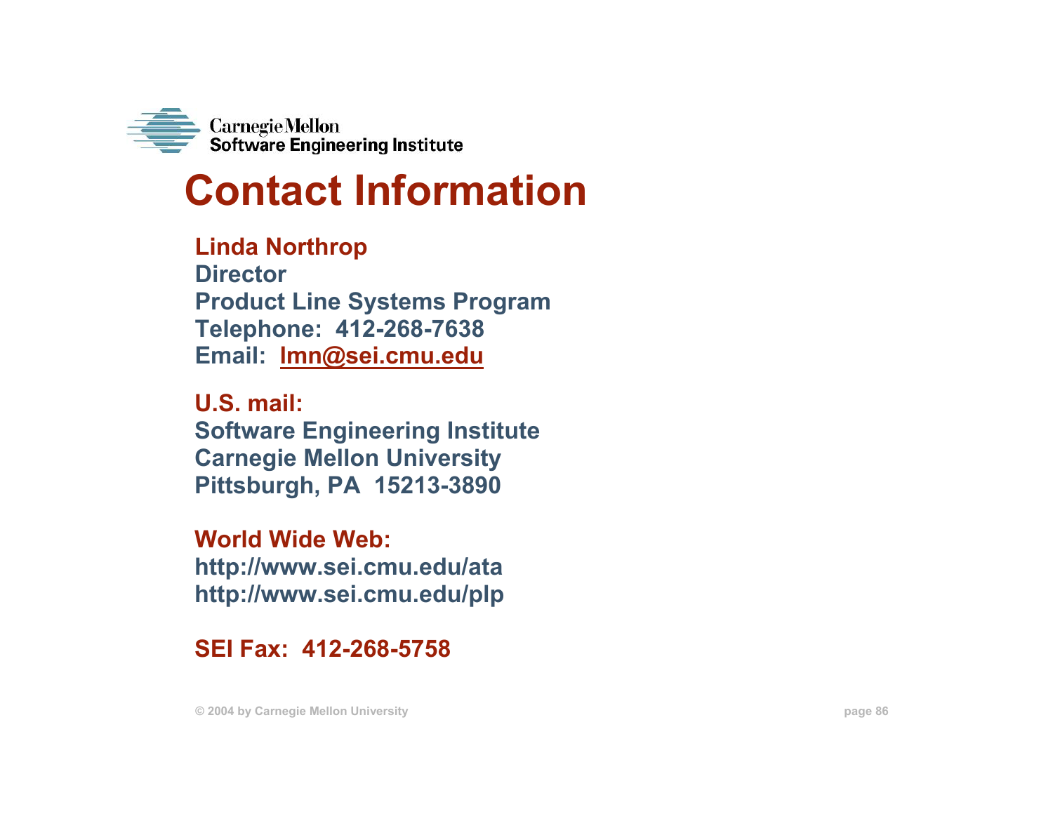# Contact Information

**Linda Northrop**
Director
Product Line Systems Program
Telephone: 412-268-7638
Email: lmn@sei.cmu.edu

**U.S. mail:**
Software Engineering Institute
Carnegie Mellon University
Pittsburgh, PA 15213-3890

**World Wide Web:**
http://www.sei.cmu.edu/ata
http://www.sei.cmu.edu/plp

**SEI Fax: 412-268-5758**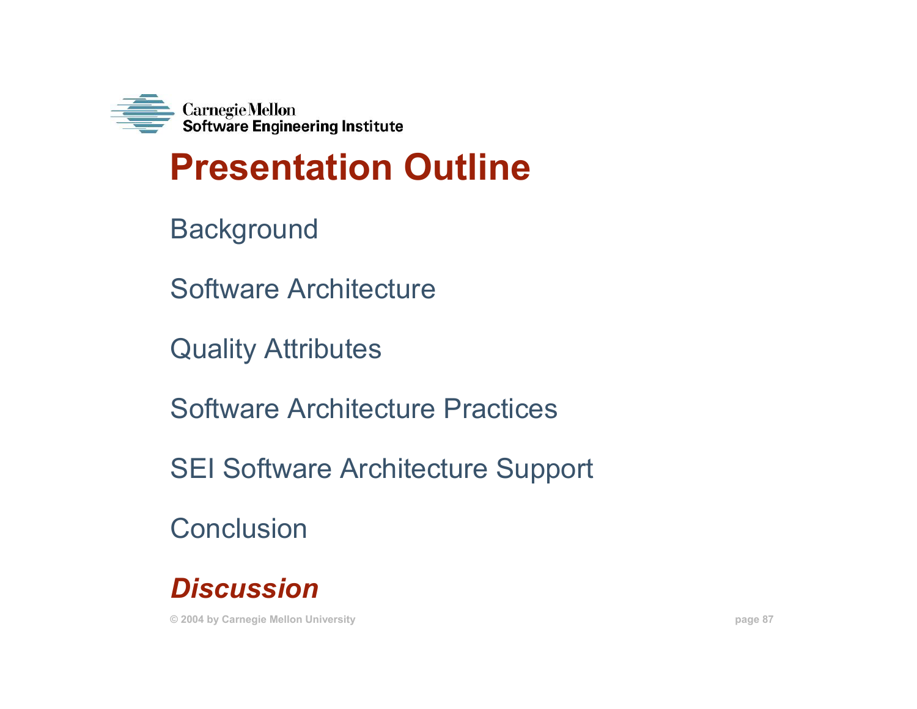# Presentation Outline

Background

Software Architecture

Quality Attributes

Software Architecture Practices

SEI Software Architecture Support

Conclusion

***Discussion***